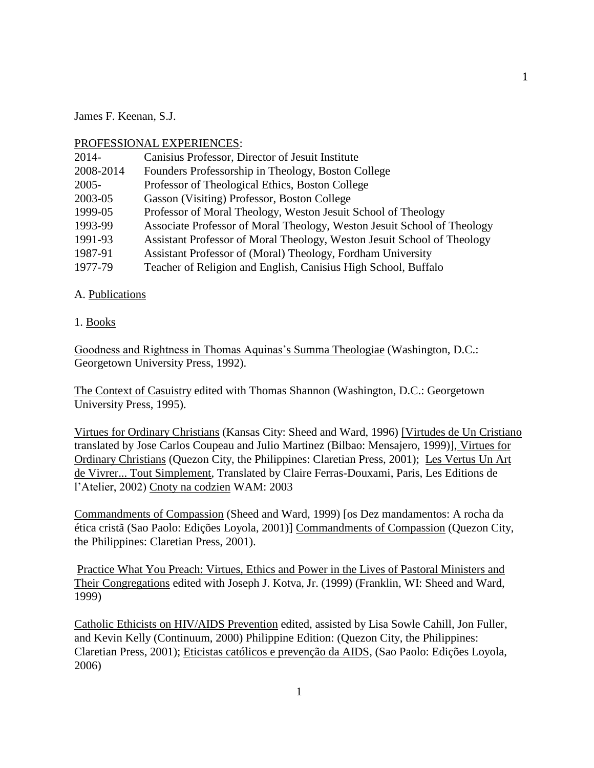James F. Keenan, S.J.

PROFESSIONAL EXPERIENCES:

| | |
|---|---|
| 2014- | Canisius Professor, Director of Jesuit Institute |
| 2008-2014 | Founders Professorship in Theology, Boston College |
| 2005- | Professor of Theological Ethics, Boston College |
| 2003-05 | Gasson (Visiting) Professor, Boston College |
| 1999-05 | Professor of Moral Theology, Weston Jesuit School of Theology |
| 1993-99 | Associate Professor of Moral Theology, Weston Jesuit School of Theology |
| 1991-93 | Assistant Professor of Moral Theology, Weston Jesuit School of Theology |
| 1987-91 | Assistant Professor of (Moral) Theology, Fordham University |
| 1977-79 | Teacher of Religion and English, Canisius High School, Buffalo |

A. Publications

1. Books

Goodness and Rightness in Thomas Aquinas's Summa Theologiae (Washington, D.C.: Georgetown University Press, 1992).

The Context of Casuistry edited with Thomas Shannon (Washington, D.C.: Georgetown University Press, 1995).

Virtues for Ordinary Christians (Kansas City: Sheed and Ward, 1996) [Virtudes de Un Cristiano translated by Jose Carlos Coupeau and Julio Martinez (Bilbao: Mensajero, 1999)], Virtues for Ordinary Christians (Quezon City, the Philippines: Claretian Press, 2001); Les Vertus Un Art de Vivrer... Tout Simplement, Translated by Claire Ferras-Douxami, Paris, Les Editions de l'Atelier, 2002) Cnoty na codzien WAM: 2003

Commandments of Compassion (Sheed and Ward, 1999) [os Dez mandamentos: A rocha da ética cristã (Sao Paolo: Edições Loyola, 2001)] Commandments of Compassion (Quezon City, the Philippines: Claretian Press, 2001).

Practice What You Preach: Virtues, Ethics and Power in the Lives of Pastoral Ministers and Their Congregations edited with Joseph J. Kotva, Jr. (1999) (Franklin, WI: Sheed and Ward, 1999)

Catholic Ethicists on HIV/AIDS Prevention edited, assisted by Lisa Sowle Cahill, Jon Fuller, and Kevin Kelly (Continuum, 2000) Philippine Edition: (Quezon City, the Philippines: Claretian Press, 2001); Eticistas católicos e prevenção da AIDS, (Sao Paolo: Edições Loyola, 2006)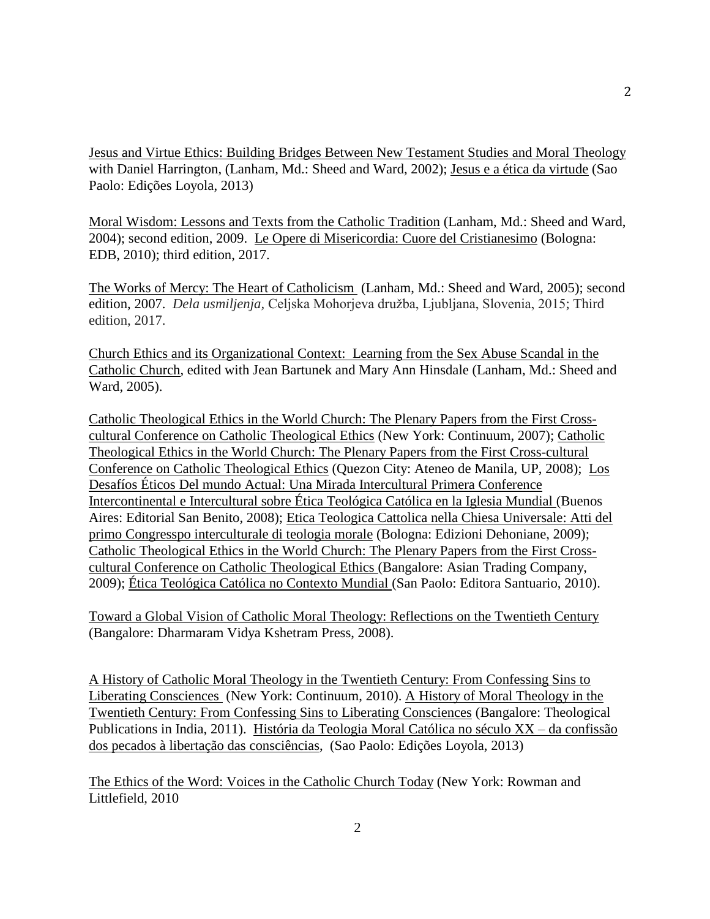Jesus and Virtue Ethics: Building Bridges Between New Testament Studies and Moral Theology with Daniel Harrington, (Lanham, Md.: Sheed and Ward, 2002); Jesus e a ética da virtude (Sao Paolo: Edições Loyola, 2013)

Moral Wisdom: Lessons and Texts from the Catholic Tradition (Lanham, Md.: Sheed and Ward, 2004); second edition, 2009. Le Opere di Misericordia: Cuore del Cristianesimo (Bologna: EDB, 2010); third edition, 2017.

The Works of Mercy: The Heart of Catholicism (Lanham, Md.: Sheed and Ward, 2005); second edition, 2007. *Dela usmiljenja*, Celjska Mohorjeva družba, Ljubljana, Slovenia, 2015; Third edition, 2017.

Church Ethics and its Organizational Context: Learning from the Sex Abuse Scandal in the Catholic Church, edited with Jean Bartunek and Mary Ann Hinsdale (Lanham, Md.: Sheed and Ward, 2005).

Catholic Theological Ethics in the World Church: The Plenary Papers from the First Cross-cultural Conference on Catholic Theological Ethics (New York: Continuum, 2007); Catholic Theological Ethics in the World Church: The Plenary Papers from the First Cross-cultural Conference on Catholic Theological Ethics (Quezon City: Ateneo de Manila, UP, 2008); Los Desafíos Éticos Del mundo Actual: Una Mirada Intercultural Primera Conference Intercontinental e Intercultural sobre Ética Teológica Católica en la Iglesia Mundial (Buenos Aires: Editorial San Benito, 2008); Etica Teologica Cattolica nella Chiesa Universale: Atti del primo Congresspo interculturale di teologia morale (Bologna: Edizioni Dehoniane, 2009); Catholic Theological Ethics in the World Church: The Plenary Papers from the First Cross-cultural Conference on Catholic Theological Ethics (Bangalore: Asian Trading Company, 2009); Ética Teológica Católica no Contexto Mundial (San Paolo: Editora Santuario, 2010).

Toward a Global Vision of Catholic Moral Theology: Reflections on the Twentieth Century (Bangalore: Dharmaram Vidya Kshetram Press, 2008).

A History of Catholic Moral Theology in the Twentieth Century: From Confessing Sins to Liberating Consciences (New York: Continuum, 2010). A History of Moral Theology in the Twentieth Century: From Confessing Sins to Liberating Consciences (Bangalore: Theological Publications in India, 2011). História da Teologia Moral Católica no século XX – da confissão dos pecados à libertação das consciências, (Sao Paolo: Edições Loyola, 2013)

The Ethics of the Word: Voices in the Catholic Church Today (New York: Rowman and Littlefield, 2010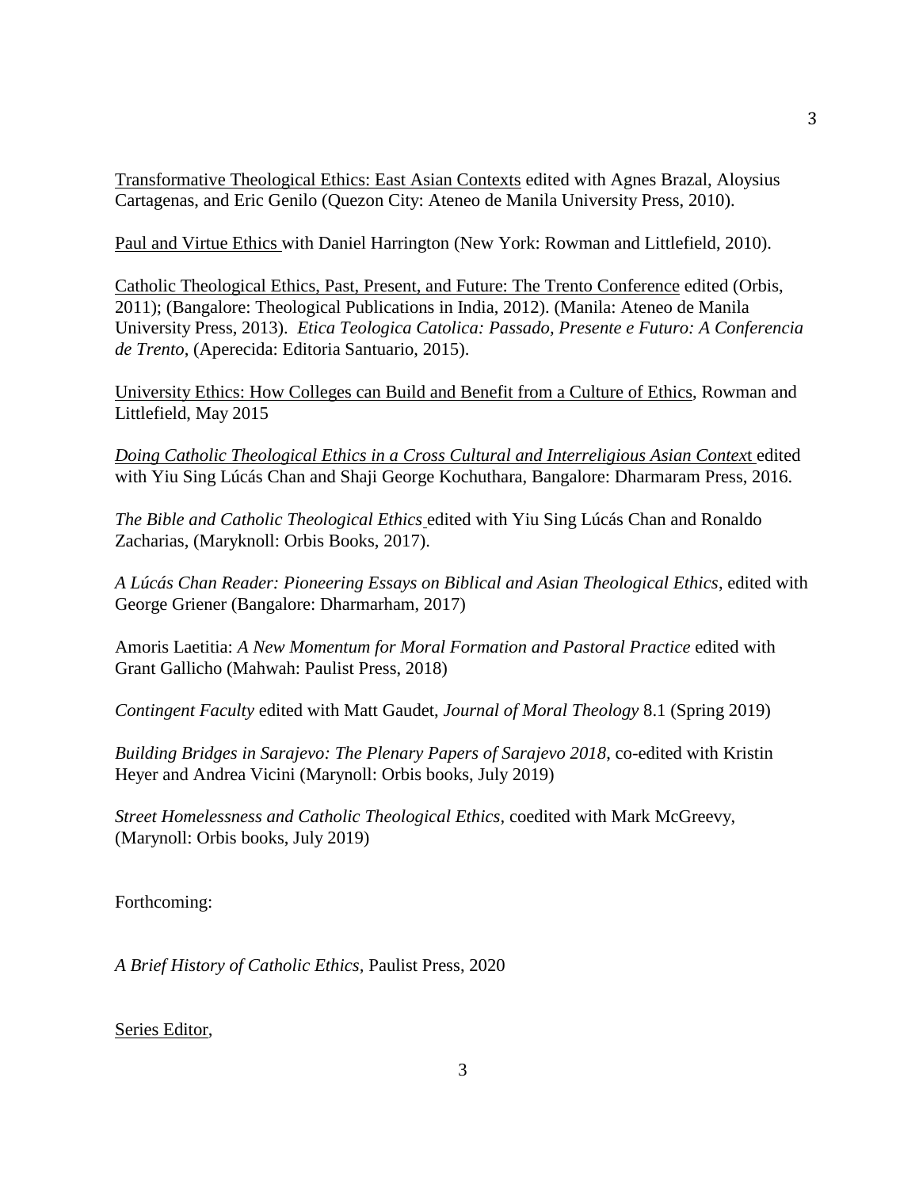<u>Transformative Theological Ethics: East Asian Contexts</u> edited with Agnes Brazal, Aloysius Cartagenas, and Eric Genilo (Quezon City: Ateneo de Manila University Press, 2010).

<u>Paul and Virtue Ethics</u> with Daniel Harrington (New York: Rowman and Littlefield, 2010).

<u>Catholic Theological Ethics, Past, Present, and Future: The Trento Conference</u> edited (Orbis, 2011); (Bangalore: Theological Publications in India, 2012). (Manila: Ateneo de Manila University Press, 2013). *Etica Teologica Catolica: Passado, Presente e Futuro: A Conferencia de Trento*, (Aperecida: Editoria Santuario, 2015).

<u>University Ethics: How Colleges can Build and Benefit from a Culture of Ethics</u>, Rowman and Littlefield, May 2015

*<u>Doing Catholic Theological Ethics in a Cross Cultural and Interreligious Asian Context</u>* edited with Yiu Sing Lúcás Chan and Shaji George Kochuthara, Bangalore: Dharmaram Press, 2016.

*The Bible and Catholic Theological Ethics* edited with Yiu Sing Lúcás Chan and Ronaldo Zacharias, (Maryknoll: Orbis Books, 2017).

*A Lúcás Chan Reader: Pioneering Essays on Biblical and Asian Theological Ethics*, edited with George Griener (Bangalore: Dharmarham, 2017)

Amoris Laetitia: *A New Momentum for Moral Formation and Pastoral Practice* edited with Grant Gallicho (Mahwah: Paulist Press, 2018)

*Contingent Faculty* edited with Matt Gaudet, *Journal of Moral Theology* 8.1 (Spring 2019)

*Building Bridges in Sarajevo: The Plenary Papers of Sarajevo 2018*, co-edited with Kristin Heyer and Andrea Vicini (Marynoll: Orbis books, July 2019)

*Street Homelessness and Catholic Theological Ethics*, coedited with Mark McGreevy, (Marynoll: Orbis books, July 2019)

Forthcoming:

*A Brief History of Catholic Ethics*, Paulist Press, 2020

<u>Series Editor</u>,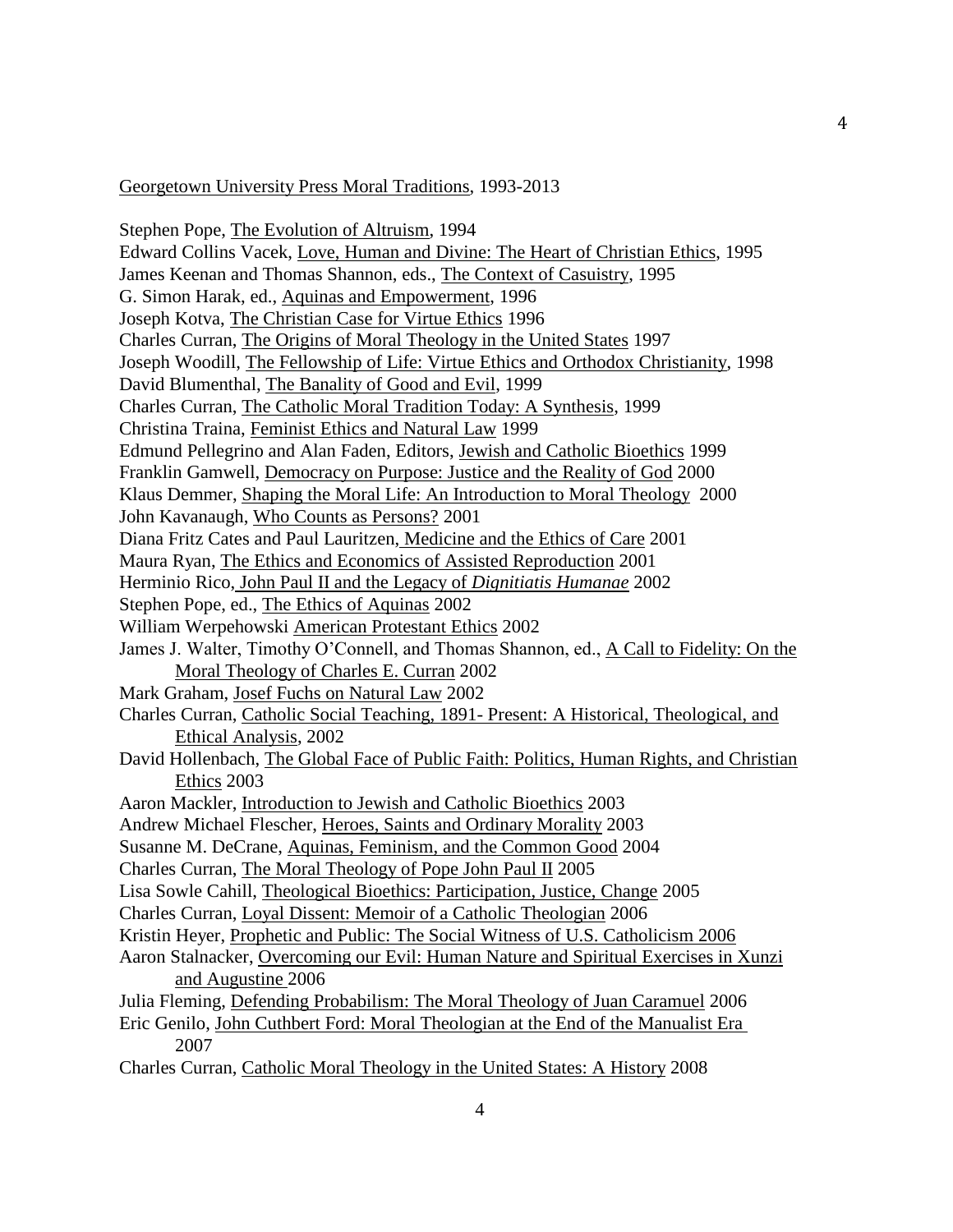Georgetown University Press Moral Traditions, 1993-2013

Stephen Pope, The Evolution of Altruism, 1994  
Edward Collins Vacek, Love, Human and Divine: The Heart of Christian Ethics, 1995  
James Keenan and Thomas Shannon, eds., The Context of Casuistry, 1995  
G. Simon Harak, ed., Aquinas and Empowerment, 1996  
Joseph Kotva, The Christian Case for Virtue Ethics 1996  
Charles Curran, The Origins of Moral Theology in the United States 1997  
Joseph Woodill, The Fellowship of Life: Virtue Ethics and Orthodox Christianity, 1998  
David Blumenthal, The Banality of Good and Evil, 1999  
Charles Curran, The Catholic Moral Tradition Today: A Synthesis, 1999  
Christina Traina, Feminist Ethics and Natural Law 1999  
Edmund Pellegrino and Alan Faden, Editors, Jewish and Catholic Bioethics 1999  
Franklin Gamwell, Democracy on Purpose: Justice and the Reality of God 2000  
Klaus Demmer, Shaping the Moral Life: An Introduction to Moral Theology 2000  
John Kavanaugh, Who Counts as Persons? 2001  
Diana Fritz Cates and Paul Lauritzen, Medicine and the Ethics of Care 2001  
Maura Ryan, The Ethics and Economics of Assisted Reproduction 2001  
Herminio Rico, John Paul II and the Legacy of *Dignitiatis Humanae* 2002  
Stephen Pope, ed., The Ethics of Aquinas 2002  
William Werpehowski American Protestant Ethics 2002  
James J. Walter, Timothy O'Connell, and Thomas Shannon, ed., A Call to Fidelity: On the Moral Theology of Charles E. Curran 2002  
Mark Graham, Josef Fuchs on Natural Law 2002  
Charles Curran, Catholic Social Teaching, 1891- Present: A Historical, Theological, and Ethical Analysis, 2002  
David Hollenbach, The Global Face of Public Faith: Politics, Human Rights, and Christian Ethics 2003  
Aaron Mackler, Introduction to Jewish and Catholic Bioethics 2003  
Andrew Michael Flescher, Heroes, Saints and Ordinary Morality 2003  
Susanne M. DeCrane, Aquinas, Feminism, and the Common Good 2004  
Charles Curran, The Moral Theology of Pope John Paul II 2005  
Lisa Sowle Cahill, Theological Bioethics: Participation, Justice, Change 2005  
Charles Curran, Loyal Dissent: Memoir of a Catholic Theologian 2006  
Kristin Heyer, Prophetic and Public: The Social Witness of U.S. Catholicism 2006  
Aaron Stalnacker, Overcoming our Evil: Human Nature and Spiritual Exercises in Xunzi and Augustine 2006  
Julia Fleming, Defending Probabilism: The Moral Theology of Juan Caramuel 2006  
Eric Genilo, John Cuthbert Ford: Moral Theologian at the End of the Manualist Era 2007  
Charles Curran, Catholic Moral Theology in the United States: A History 2008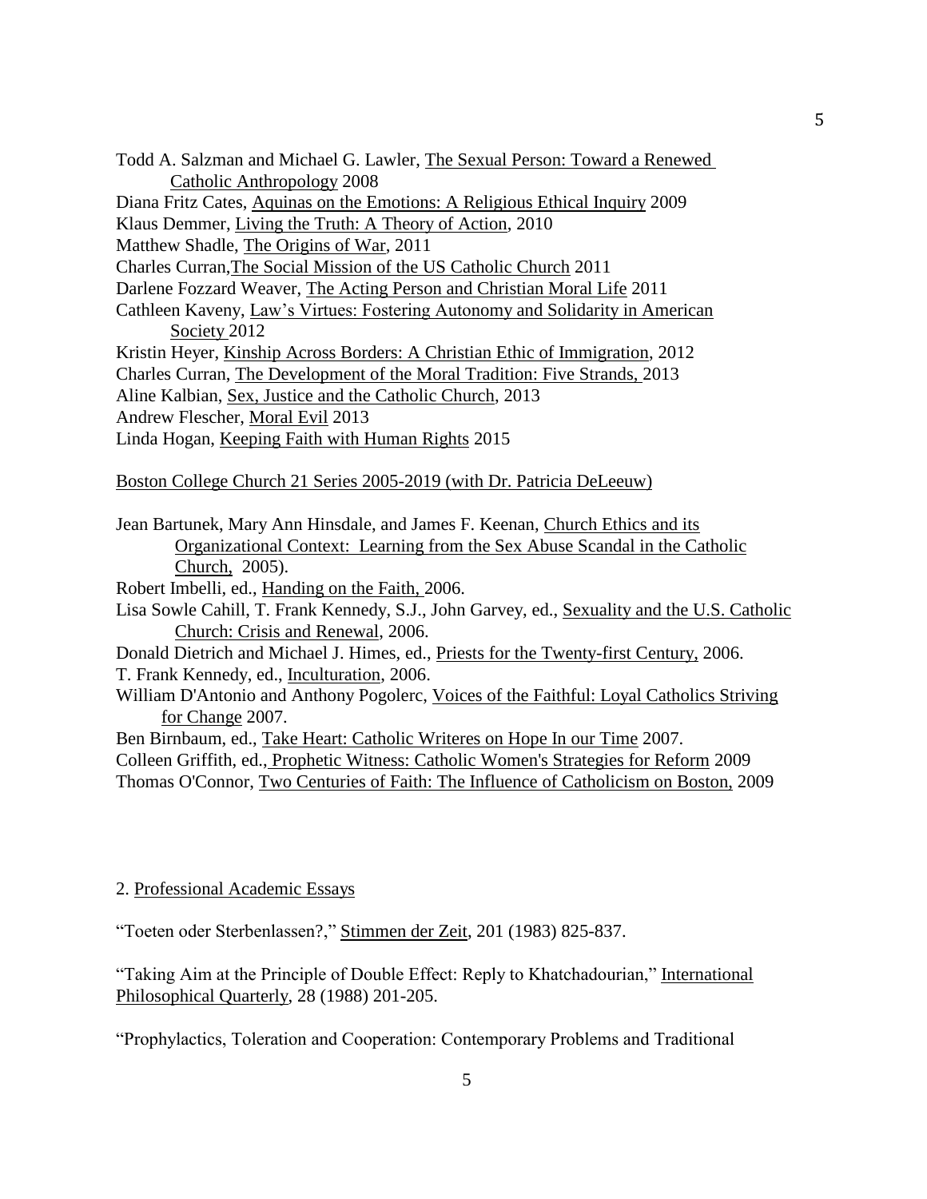Todd A. Salzman and Michael G. Lawler, The Sexual Person: Toward a Renewed Catholic Anthropology 2008

Diana Fritz Cates, Aquinas on the Emotions: A Religious Ethical Inquiry 2009

Klaus Demmer, Living the Truth: A Theory of Action, 2010

Matthew Shadle, The Origins of War, 2011

Charles Curran,The Social Mission of the US Catholic Church 2011

Darlene Fozzard Weaver, The Acting Person and Christian Moral Life 2011

Cathleen Kaveny, Law's Virtues: Fostering Autonomy and Solidarity in American Society 2012

Kristin Heyer, Kinship Across Borders: A Christian Ethic of Immigration, 2012

Charles Curran, The Development of the Moral Tradition: Five Strands, 2013

Aline Kalbian, Sex, Justice and the Catholic Church, 2013

Andrew Flescher, Moral Evil 2013

Linda Hogan, Keeping Faith with Human Rights 2015

Boston College Church 21 Series 2005-2019 (with Dr. Patricia DeLeeuw)

Jean Bartunek, Mary Ann Hinsdale, and James F. Keenan, Church Ethics and its Organizational Context: Learning from the Sex Abuse Scandal in the Catholic Church, 2005).

Robert Imbelli, ed., Handing on the Faith, 2006.

Lisa Sowle Cahill, T. Frank Kennedy, S.J., John Garvey, ed., Sexuality and the U.S. Catholic Church: Crisis and Renewal, 2006.

Donald Dietrich and Michael J. Himes, ed., Priests for the Twenty-first Century, 2006.

T. Frank Kennedy, ed., Inculturation, 2006.

William D'Antonio and Anthony Pogolerc, Voices of the Faithful: Loyal Catholics Striving for Change 2007.

Ben Birnbaum, ed., Take Heart: Catholic Writeres on Hope In our Time 2007.

Colleen Griffith, ed., Prophetic Witness: Catholic Women's Strategies for Reform 2009

Thomas O'Connor, Two Centuries of Faith: The Influence of Catholicism on Boston, 2009

2. Professional Academic Essays

"Toeten oder Sterbenlassen?," Stimmen der Zeit, 201 (1983) 825-837.

"Taking Aim at the Principle of Double Effect: Reply to Khatchadourian," International Philosophical Quarterly, 28 (1988) 201-205.

"Prophylactics, Toleration and Cooperation: Contemporary Problems and Traditional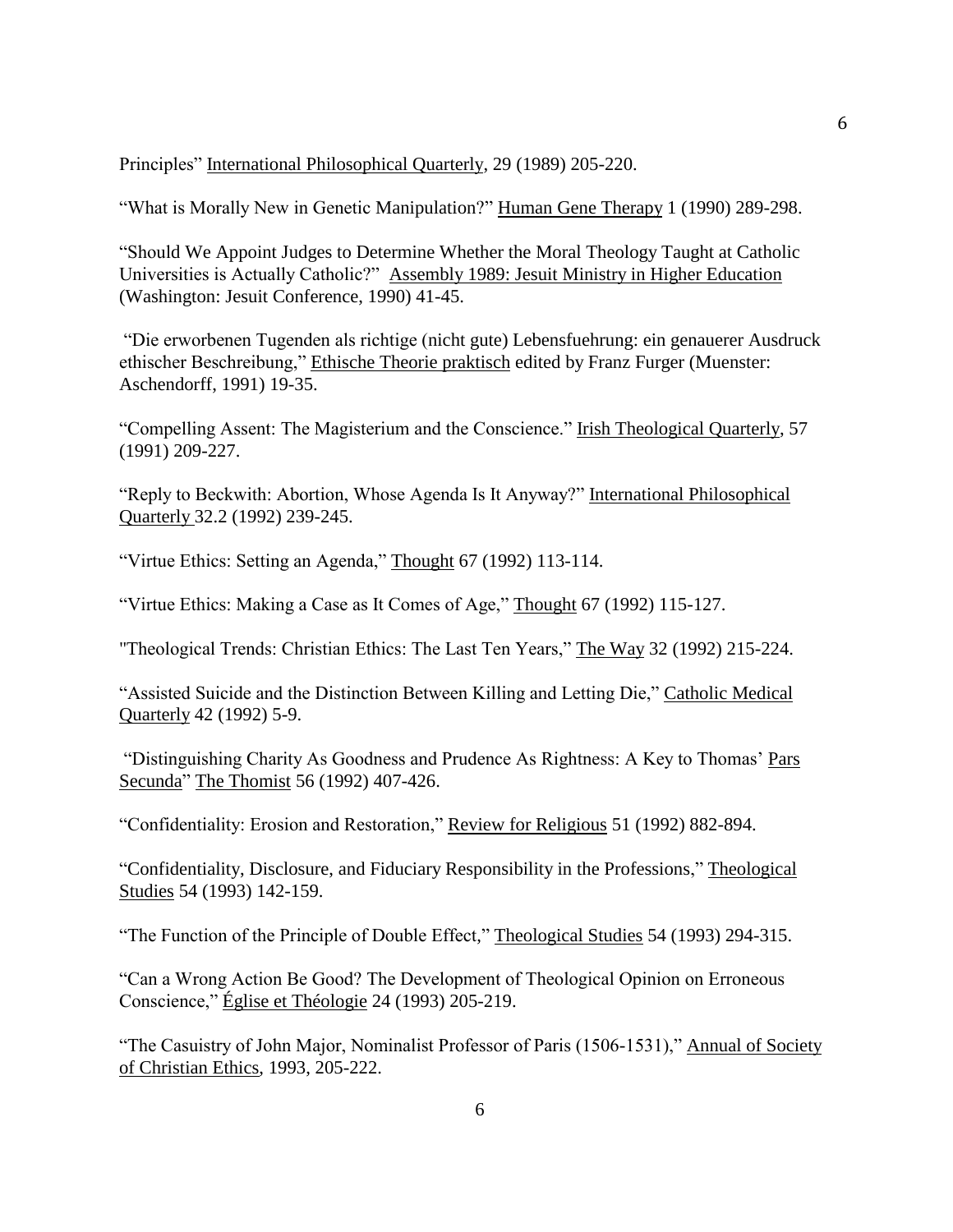Principles" International Philosophical Quarterly, 29 (1989) 205-220.

"What is Morally New in Genetic Manipulation?" Human Gene Therapy 1 (1990) 289-298.

"Should We Appoint Judges to Determine Whether the Moral Theology Taught at Catholic Universities is Actually Catholic?" Assembly 1989: Jesuit Ministry in Higher Education (Washington: Jesuit Conference, 1990) 41-45.

"Die erworbenen Tugenden als richtige (nicht gute) Lebensfuehrung: ein genauerer Ausdruck ethischer Beschreibung," Ethische Theorie praktisch edited by Franz Furger (Muenster: Aschendorff, 1991) 19-35.

"Compelling Assent: The Magisterium and the Conscience." Irish Theological Quarterly, 57 (1991) 209-227.

"Reply to Beckwith: Abortion, Whose Agenda Is It Anyway?" International Philosophical Quarterly 32.2 (1992) 239-245.

"Virtue Ethics: Setting an Agenda," Thought 67 (1992) 113-114.

"Virtue Ethics: Making a Case as It Comes of Age," Thought 67 (1992) 115-127.

"Theological Trends: Christian Ethics: The Last Ten Years," The Way 32 (1992) 215-224.

"Assisted Suicide and the Distinction Between Killing and Letting Die," Catholic Medical Quarterly 42 (1992) 5-9.

"Distinguishing Charity As Goodness and Prudence As Rightness: A Key to Thomas' Pars Secunda" The Thomist 56 (1992) 407-426.

"Confidentiality: Erosion and Restoration," Review for Religious 51 (1992) 882-894.

"Confidentiality, Disclosure, and Fiduciary Responsibility in the Professions," Theological Studies 54 (1993) 142-159.

"The Function of the Principle of Double Effect," Theological Studies 54 (1993) 294-315.

"Can a Wrong Action Be Good? The Development of Theological Opinion on Erroneous Conscience," Église et Théologie 24 (1993) 205-219.

"The Casuistry of John Major, Nominalist Professor of Paris (1506-1531)," Annual of Society of Christian Ethics, 1993, 205-222.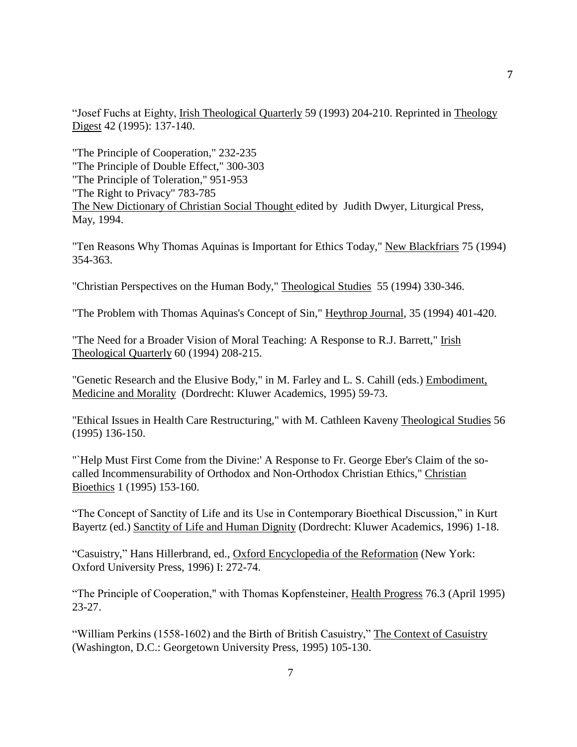"Josef Fuchs at Eighty, Irish Theological Quarterly 59 (1993) 204-210. Reprinted in Theology Digest 42 (1995): 137-140.

"The Principle of Cooperation," 232-235
"The Principle of Double Effect," 300-303
"The Principle of Toleration," 951-953
"The Right to Privacy" 783-785
The New Dictionary of Christian Social Thought edited by Judith Dwyer, Liturgical Press, May, 1994.

"Ten Reasons Why Thomas Aquinas is Important for Ethics Today," New Blackfriars 75 (1994) 354-363.

"Christian Perspectives on the Human Body," Theological Studies 55 (1994) 330-346.

"The Problem with Thomas Aquinas's Concept of Sin," Heythrop Journal, 35 (1994) 401-420.

"The Need for a Broader Vision of Moral Teaching: A Response to R.J. Barrett," Irish Theological Quarterly 60 (1994) 208-215.

"Genetic Research and the Elusive Body," in M. Farley and L. S. Cahill (eds.) Embodiment, Medicine and Morality (Dordrecht: Kluwer Academics, 1995) 59-73.

"Ethical Issues in Health Care Restructuring," with M. Cathleen Kaveny Theological Studies 56 (1995) 136-150.

"`Help Must First Come from the Divine:' A Response to Fr. George Eber's Claim of the so-called Incommensurability of Orthodox and Non-Orthodox Christian Ethics," Christian Bioethics 1 (1995) 153-160.

"The Concept of Sanctity of Life and its Use in Contemporary Bioethical Discussion," in Kurt Bayertz (ed.) Sanctity of Life and Human Dignity (Dordrecht: Kluwer Academics, 1996) 1-18.

"Casuistry," Hans Hillerbrand, ed., Oxford Encyclopedia of the Reformation (New York: Oxford University Press, 1996) I: 272-74.

"The Principle of Cooperation," with Thomas Kopfensteiner, Health Progress 76.3 (April 1995) 23-27.

"William Perkins (1558-1602) and the Birth of British Casuistry," The Context of Casuistry (Washington, D.C.: Georgetown University Press, 1995) 105-130.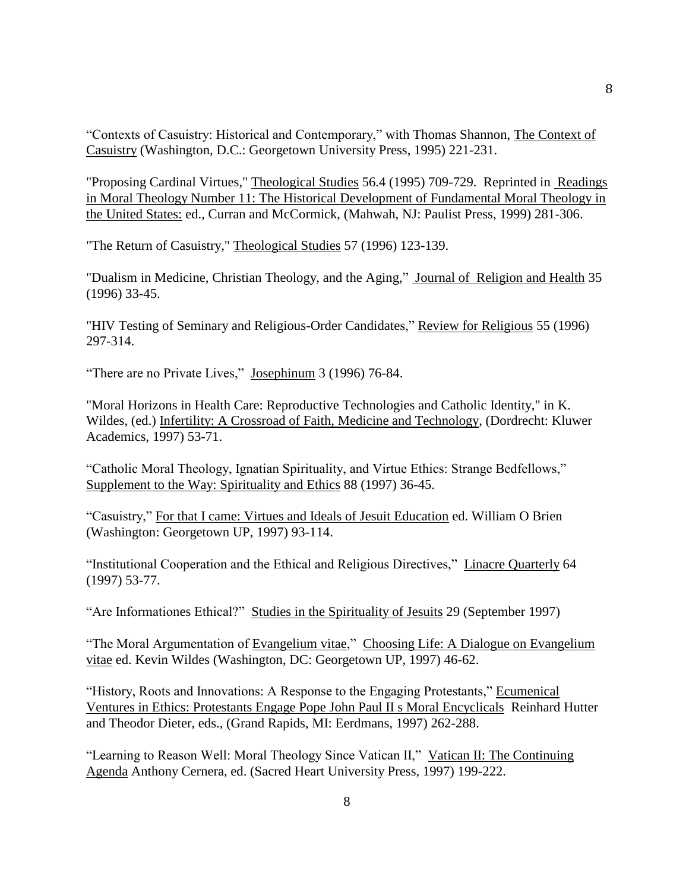"Contexts of Casuistry: Historical and Contemporary," with Thomas Shannon, The Context of Casuistry (Washington, D.C.: Georgetown University Press, 1995) 221-231.

"Proposing Cardinal Virtues," Theological Studies 56.4 (1995) 709-729. Reprinted in Readings in Moral Theology Number 11: The Historical Development of Fundamental Moral Theology in the United States: ed., Curran and McCormick, (Mahwah, NJ: Paulist Press, 1999) 281-306.

"The Return of Casuistry," Theological Studies 57 (1996) 123-139.

"Dualism in Medicine, Christian Theology, and the Aging," Journal of Religion and Health 35 (1996) 33-45.

"HIV Testing of Seminary and Religious-Order Candidates," Review for Religious 55 (1996) 297-314.

"There are no Private Lives," Josephinum 3 (1996) 76-84.

"Moral Horizons in Health Care: Reproductive Technologies and Catholic Identity," in K. Wildes, (ed.) Infertility: A Crossroad of Faith, Medicine and Technology, (Dordrecht: Kluwer Academics, 1997) 53-71.

"Catholic Moral Theology, Ignatian Spirituality, and Virtue Ethics: Strange Bedfellows," Supplement to the Way: Spirituality and Ethics 88 (1997) 36-45.

"Casuistry," For that I came: Virtues and Ideals of Jesuit Education ed. William O Brien (Washington: Georgetown UP, 1997) 93-114.

"Institutional Cooperation and the Ethical and Religious Directives," Linacre Quarterly 64 (1997) 53-77.

"Are Informationes Ethical?" Studies in the Spirituality of Jesuits 29 (September 1997)

"The Moral Argumentation of Evangelium vitae," Choosing Life: A Dialogue on Evangelium vitae ed. Kevin Wildes (Washington, DC: Georgetown UP, 1997) 46-62.

"History, Roots and Innovations: A Response to the Engaging Protestants," Ecumenical Ventures in Ethics: Protestants Engage Pope John Paul II s Moral Encyclicals Reinhard Hutter and Theodor Dieter, eds., (Grand Rapids, MI: Eerdmans, 1997) 262-288.

"Learning to Reason Well: Moral Theology Since Vatican II," Vatican II: The Continuing Agenda Anthony Cernera, ed. (Sacred Heart University Press, 1997) 199-222.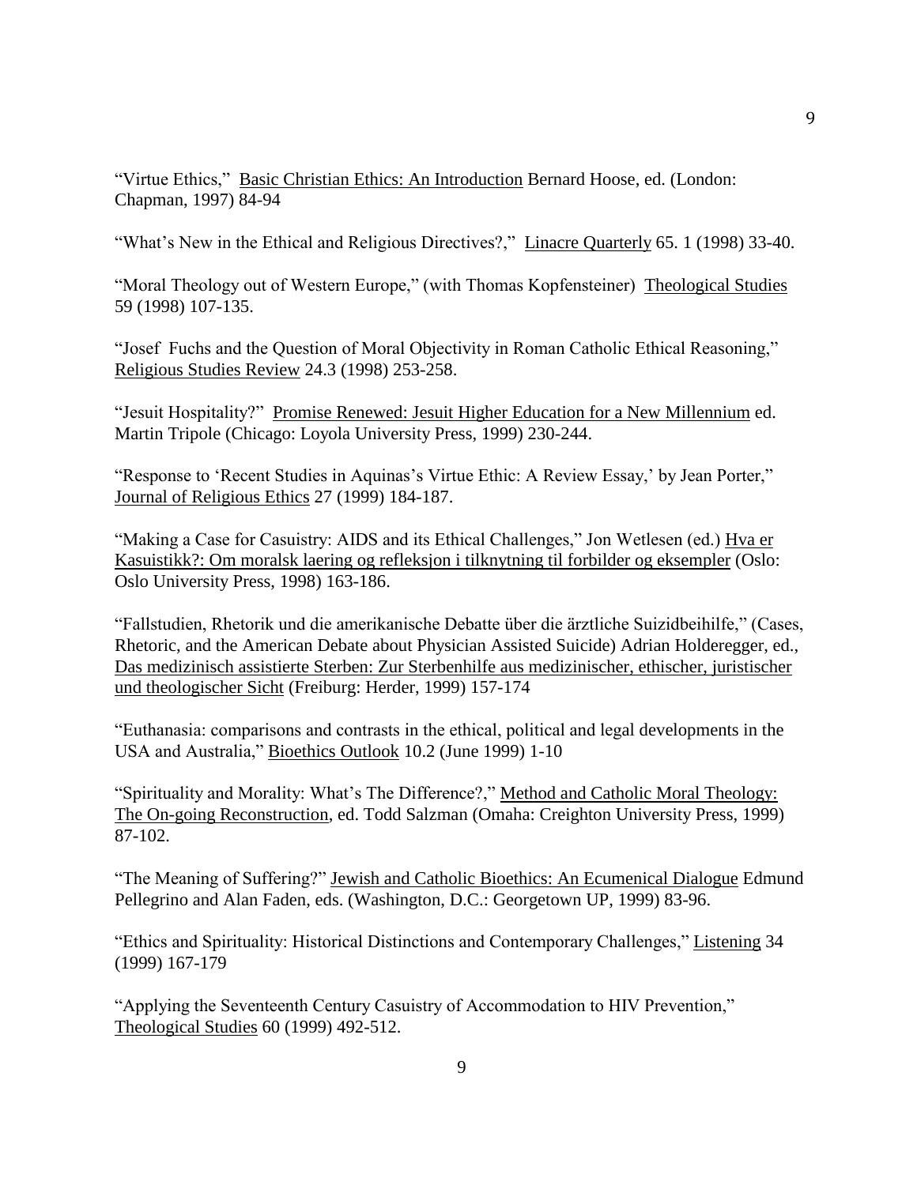"Virtue Ethics," Basic Christian Ethics: An Introduction Bernard Hoose, ed. (London: Chapman, 1997) 84-94

"What's New in the Ethical and Religious Directives?," Linacre Quarterly 65. 1 (1998) 33-40.

"Moral Theology out of Western Europe," (with Thomas Kopfensteiner) Theological Studies 59 (1998) 107-135.

"Josef Fuchs and the Question of Moral Objectivity in Roman Catholic Ethical Reasoning," Religious Studies Review 24.3 (1998) 253-258.

"Jesuit Hospitality?" Promise Renewed: Jesuit Higher Education for a New Millennium ed. Martin Tripole (Chicago: Loyola University Press, 1999) 230-244.

"Response to 'Recent Studies in Aquinas's Virtue Ethic: A Review Essay,' by Jean Porter," Journal of Religious Ethics 27 (1999) 184-187.

"Making a Case for Casuistry: AIDS and its Ethical Challenges," Jon Wetlesen (ed.) Hva er Kasuistikk?: Om moralsk laering og refleksjon i tilknytning til forbilder og eksempler (Oslo: Oslo University Press, 1998) 163-186.

"Fallstudien, Rhetorik und die amerikanische Debatte über die ärztliche Suizidbeihilfe," (Cases, Rhetoric, and the American Debate about Physician Assisted Suicide) Adrian Holderegger, ed., Das medizinisch assistierte Sterben: Zur Sterbenhilfe aus medizinischer, ethischer, juristischer und theologischer Sicht (Freiburg: Herder, 1999) 157-174

"Euthanasia: comparisons and contrasts in the ethical, political and legal developments in the USA and Australia," Bioethics Outlook 10.2 (June 1999) 1-10

"Spirituality and Morality: What's The Difference?," Method and Catholic Moral Theology: The On-going Reconstruction, ed. Todd Salzman (Omaha: Creighton University Press, 1999) 87-102.

"The Meaning of Suffering?" Jewish and Catholic Bioethics: An Ecumenical Dialogue Edmund Pellegrino and Alan Faden, eds. (Washington, D.C.: Georgetown UP, 1999) 83-96.

"Ethics and Spirituality: Historical Distinctions and Contemporary Challenges," Listening 34 (1999) 167-179

"Applying the Seventeenth Century Casuistry of Accommodation to HIV Prevention," Theological Studies 60 (1999) 492-512.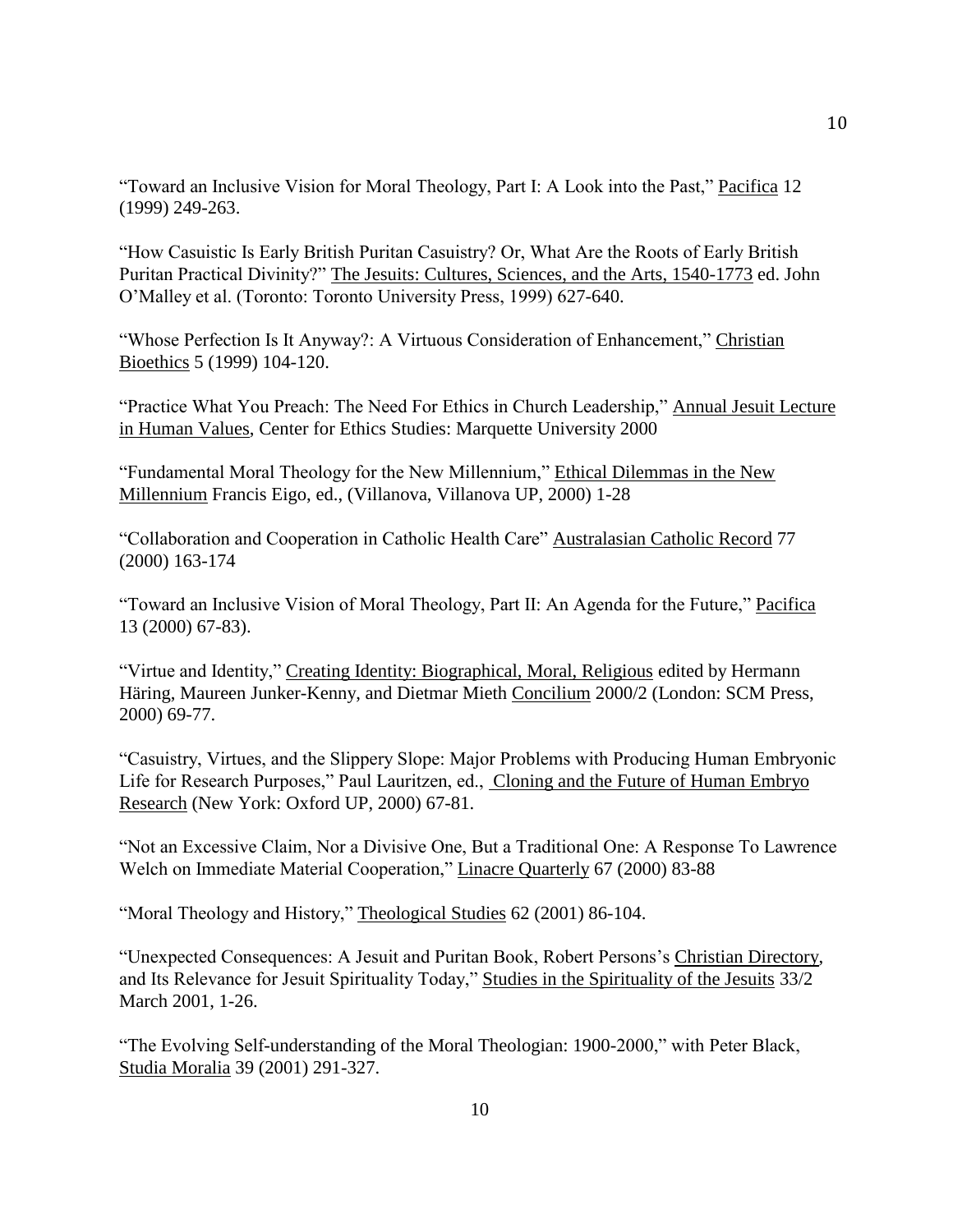"Toward an Inclusive Vision for Moral Theology, Part I: A Look into the Past," Pacifica 12 (1999) 249-263.

"How Casuistic Is Early British Puritan Casuistry? Or, What Are the Roots of Early British Puritan Practical Divinity?" The Jesuits: Cultures, Sciences, and the Arts, 1540-1773 ed. John O'Malley et al. (Toronto: Toronto University Press, 1999) 627-640.

"Whose Perfection Is It Anyway?: A Virtuous Consideration of Enhancement," Christian Bioethics 5 (1999) 104-120.

"Practice What You Preach: The Need For Ethics in Church Leadership," Annual Jesuit Lecture in Human Values, Center for Ethics Studies: Marquette University 2000

"Fundamental Moral Theology for the New Millennium," Ethical Dilemmas in the New Millennium Francis Eigo, ed., (Villanova, Villanova UP, 2000) 1-28

"Collaboration and Cooperation in Catholic Health Care" Australasian Catholic Record 77 (2000) 163-174

"Toward an Inclusive Vision of Moral Theology, Part II: An Agenda for the Future," Pacifica 13 (2000) 67-83).

"Virtue and Identity," Creating Identity: Biographical, Moral, Religious edited by Hermann Häring, Maureen Junker-Kenny, and Dietmar Mieth Concilium 2000/2 (London: SCM Press, 2000) 69-77.

"Casuistry, Virtues, and the Slippery Slope: Major Problems with Producing Human Embryonic Life for Research Purposes," Paul Lauritzen, ed., Cloning and the Future of Human Embryo Research (New York: Oxford UP, 2000) 67-81.

"Not an Excessive Claim, Nor a Divisive One, But a Traditional One: A Response To Lawrence Welch on Immediate Material Cooperation," Linacre Quarterly 67 (2000) 83-88

"Moral Theology and History," Theological Studies 62 (2001) 86-104.

"Unexpected Consequences: A Jesuit and Puritan Book, Robert Persons's Christian Directory, and Its Relevance for Jesuit Spirituality Today," Studies in the Spirituality of the Jesuits 33/2 March 2001, 1-26.

"The Evolving Self-understanding of the Moral Theologian: 1900-2000," with Peter Black, Studia Moralia 39 (2001) 291-327.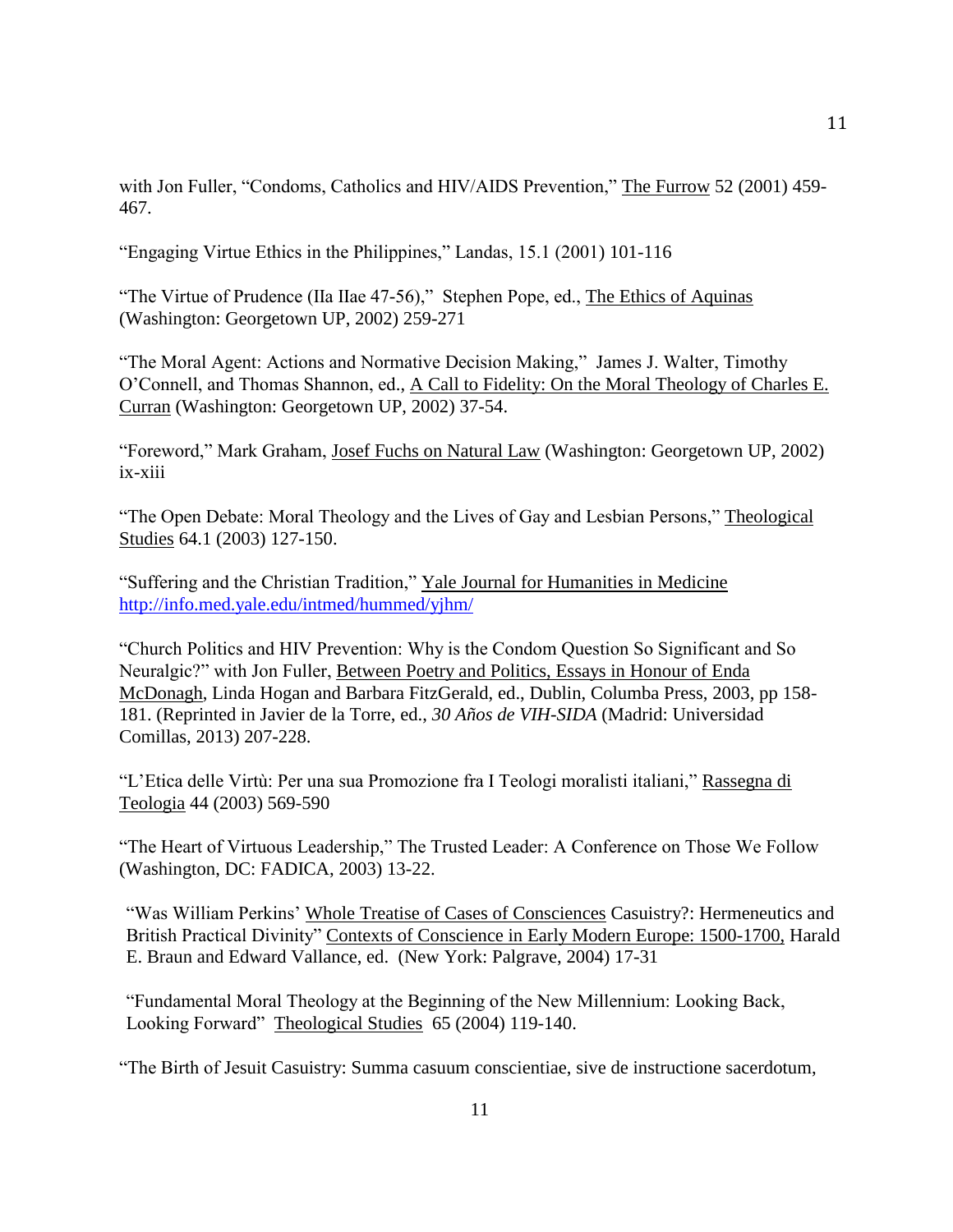with Jon Fuller, "Condoms, Catholics and HIV/AIDS Prevention," The Furrow 52 (2001) 459-467.

"Engaging Virtue Ethics in the Philippines," Landas, 15.1 (2001) 101-116

"The Virtue of Prudence (IIa IIae 47-56)," Stephen Pope, ed., The Ethics of Aquinas (Washington: Georgetown UP, 2002) 259-271

"The Moral Agent: Actions and Normative Decision Making," James J. Walter, Timothy O'Connell, and Thomas Shannon, ed., A Call to Fidelity: On the Moral Theology of Charles E. Curran (Washington: Georgetown UP, 2002) 37-54.

"Foreword," Mark Graham, Josef Fuchs on Natural Law (Washington: Georgetown UP, 2002) ix-xiii

"The Open Debate: Moral Theology and the Lives of Gay and Lesbian Persons," Theological Studies 64.1 (2003) 127-150.

"Suffering and the Christian Tradition," Yale Journal for Humanities in Medicine http://info.med.yale.edu/intmed/hummed/yjhm/

"Church Politics and HIV Prevention: Why is the Condom Question So Significant and So Neuralgic?" with Jon Fuller, Between Poetry and Politics, Essays in Honour of Enda McDonagh, Linda Hogan and Barbara FitzGerald, ed., Dublin, Columba Press, 2003, pp 158-181. (Reprinted in Javier de la Torre, ed., *30 Años de VIH-SIDA* (Madrid: Universidad Comillas, 2013) 207-228.

"L'Etica delle Virtù: Per una sua Promozione fra I Teologi moralisti italiani," Rassegna di Teologia 44 (2003) 569-590

"The Heart of Virtuous Leadership," The Trusted Leader: A Conference on Those We Follow (Washington, DC: FADICA, 2003) 13-22.

"Was William Perkins' Whole Treatise of Cases of Consciences Casuistry?: Hermeneutics and British Practical Divinity" Contexts of Conscience in Early Modern Europe: 1500-1700, Harald E. Braun and Edward Vallance, ed. (New York: Palgrave, 2004) 17-31

"Fundamental Moral Theology at the Beginning of the New Millennium: Looking Back, Looking Forward" Theological Studies 65 (2004) 119-140.

"The Birth of Jesuit Casuistry: Summa casuum conscientiae, sive de instructione sacerdotum,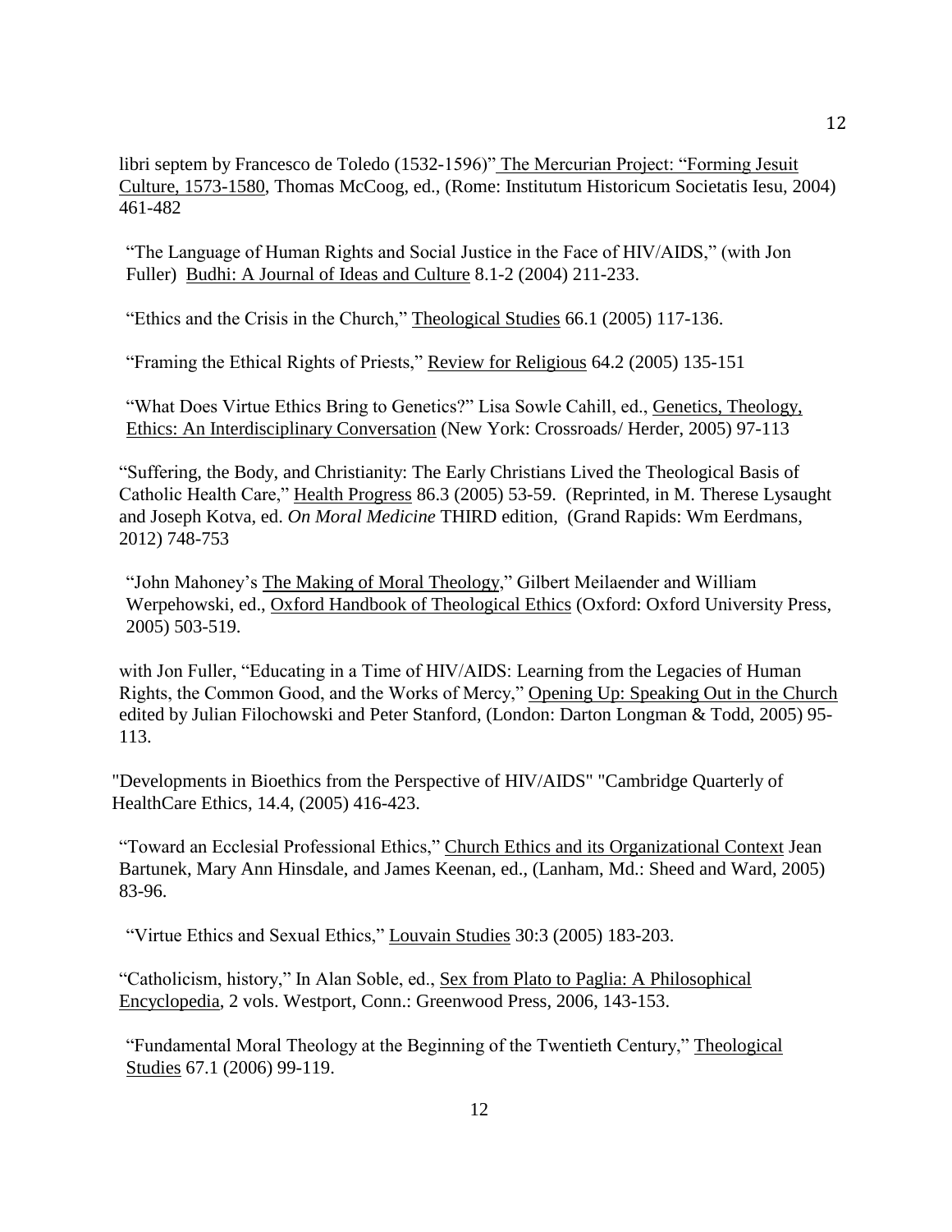libri septem by Francesco de Toledo (1532-1596)" The Mercurian Project: "Forming Jesuit Culture, 1573-1580, Thomas McCoog, ed., (Rome: Institutum Historicum Societatis Iesu, 2004) 461-482

"The Language of Human Rights and Social Justice in the Face of HIV/AIDS," (with Jon Fuller) Budhi: A Journal of Ideas and Culture 8.1-2 (2004) 211-233.

"Ethics and the Crisis in the Church," Theological Studies 66.1 (2005) 117-136.

"Framing the Ethical Rights of Priests," Review for Religious 64.2 (2005) 135-151

"What Does Virtue Ethics Bring to Genetics?" Lisa Sowle Cahill, ed., Genetics, Theology, Ethics: An Interdisciplinary Conversation (New York: Crossroads/ Herder, 2005) 97-113

"Suffering, the Body, and Christianity: The Early Christians Lived the Theological Basis of Catholic Health Care," Health Progress 86.3 (2005) 53-59. (Reprinted, in M. Therese Lysaught and Joseph Kotva, ed. *On Moral Medicine* THIRD edition, (Grand Rapids: Wm Eerdmans, 2012) 748-753

"John Mahoney's The Making of Moral Theology," Gilbert Meilaender and William Werpehowski, ed., Oxford Handbook of Theological Ethics (Oxford: Oxford University Press, 2005) 503-519.

with Jon Fuller, "Educating in a Time of HIV/AIDS: Learning from the Legacies of Human Rights, the Common Good, and the Works of Mercy," Opening Up: Speaking Out in the Church edited by Julian Filochowski and Peter Stanford, (London: Darton Longman & Todd, 2005) 95-113.

"Developments in Bioethics from the Perspective of HIV/AIDS" "Cambridge Quarterly of HealthCare Ethics, 14.4, (2005) 416-423.

"Toward an Ecclesial Professional Ethics," Church Ethics and its Organizational Context Jean Bartunek, Mary Ann Hinsdale, and James Keenan, ed., (Lanham, Md.: Sheed and Ward, 2005) 83-96.

"Virtue Ethics and Sexual Ethics," Louvain Studies 30:3 (2005) 183-203.

"Catholicism, history," In Alan Soble, ed., Sex from Plato to Paglia: A Philosophical Encyclopedia, 2 vols. Westport, Conn.: Greenwood Press, 2006, 143-153.

"Fundamental Moral Theology at the Beginning of the Twentieth Century," Theological Studies 67.1 (2006) 99-119.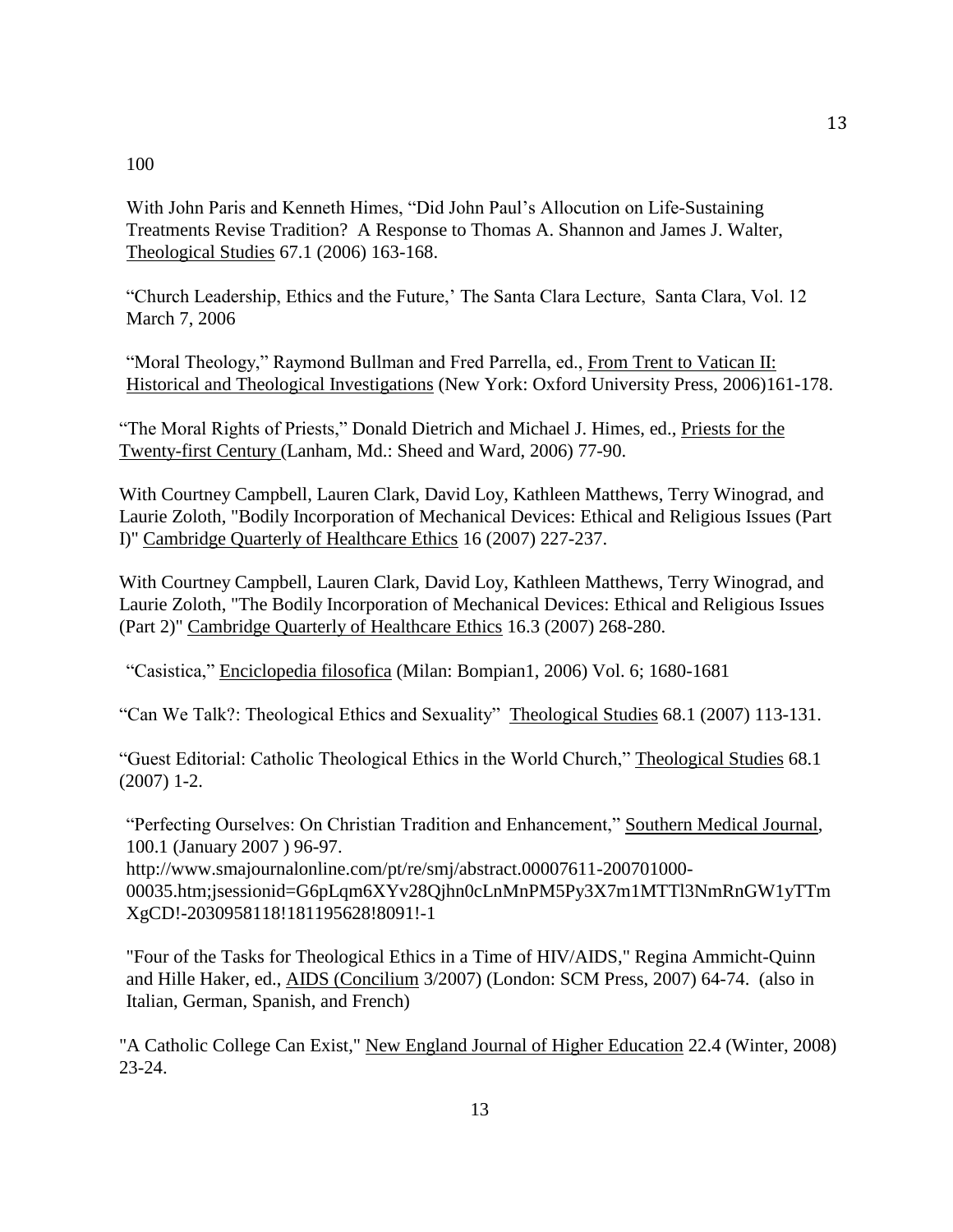100

With John Paris and Kenneth Himes, "Did John Paul's Allocution on Life-Sustaining Treatments Revise Tradition? A Response to Thomas A. Shannon and James J. Walter, Theological Studies 67.1 (2006) 163-168.

"Church Leadership, Ethics and the Future,' The Santa Clara Lecture, Santa Clara, Vol. 12 March 7, 2006

"Moral Theology," Raymond Bullman and Fred Parrella, ed., From Trent to Vatican II: Historical and Theological Investigations (New York: Oxford University Press, 2006)161-178.

"The Moral Rights of Priests," Donald Dietrich and Michael J. Himes, ed., Priests for the Twenty-first Century (Lanham, Md.: Sheed and Ward, 2006) 77-90.

With Courtney Campbell, Lauren Clark, David Loy, Kathleen Matthews, Terry Winograd, and Laurie Zoloth, "Bodily Incorporation of Mechanical Devices: Ethical and Religious Issues (Part I)" Cambridge Quarterly of Healthcare Ethics 16 (2007) 227-237.

With Courtney Campbell, Lauren Clark, David Loy, Kathleen Matthews, Terry Winograd, and Laurie Zoloth, "The Bodily Incorporation of Mechanical Devices: Ethical and Religious Issues (Part 2)" Cambridge Quarterly of Healthcare Ethics 16.3 (2007) 268-280.

"Casistica," Enciclopedia filosofica (Milan: Bompian1, 2006) Vol. 6; 1680-1681

"Can We Talk?: Theological Ethics and Sexuality" Theological Studies 68.1 (2007) 113-131.

"Guest Editorial: Catholic Theological Ethics in the World Church," Theological Studies 68.1 (2007) 1-2.

"Perfecting Ourselves: On Christian Tradition and Enhancement," Southern Medical Journal, 100.1 (January 2007 ) 96-97.
http://www.smajournalonline.com/pt/re/smj/abstract.00007611-200701000-00035.htm;jsessionid=G6pLqm6XYv28Qjhn0cLnMnPM5Py3X7m1MTTl3NmRnGW1yTTmXgCD!-2030958118!181195628!8091!-1

"Four of the Tasks for Theological Ethics in a Time of HIV/AIDS," Regina Ammicht-Quinn and Hille Haker, ed., AIDS (Concilium 3/2007) (London: SCM Press, 2007) 64-74. (also in Italian, German, Spanish, and French)

"A Catholic College Can Exist," New England Journal of Higher Education 22.4 (Winter, 2008) 23-24.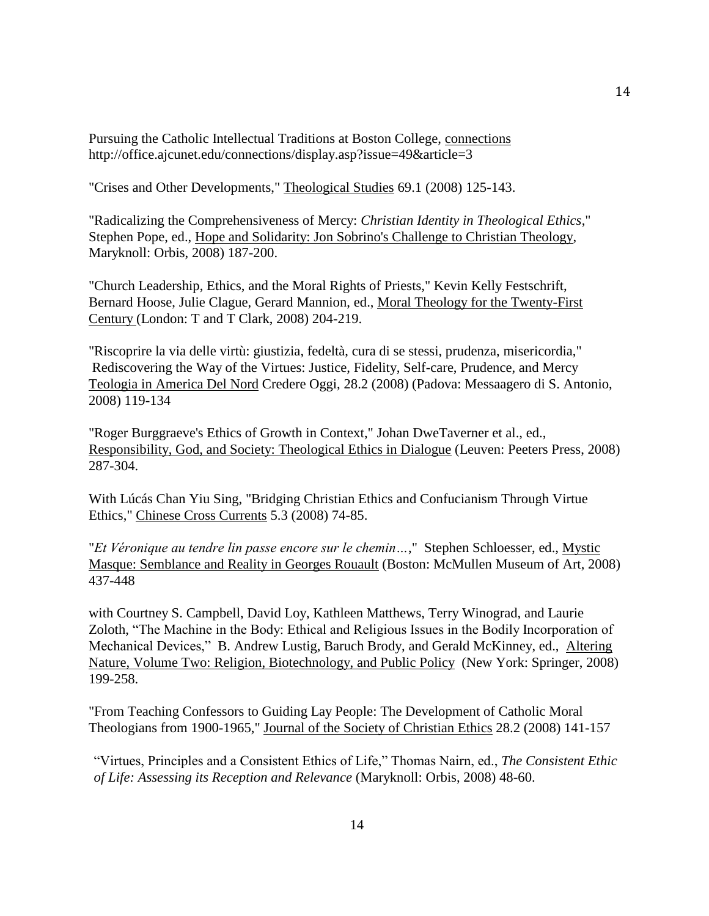Pursuing the Catholic Intellectual Traditions at Boston College, connections
http://office.ajcunet.edu/connections/display.asp?issue=49&article=3

"Crises and Other Developments," Theological Studies 69.1 (2008) 125-143.

"Radicalizing the Comprehensiveness of Mercy: *Christian Identity in Theological Ethics*," Stephen Pope, ed., Hope and Solidarity: Jon Sobrino's Challenge to Christian Theology, Maryknoll: Orbis, 2008) 187-200.

"Church Leadership, Ethics, and the Moral Rights of Priests," Kevin Kelly Festschrift, Bernard Hoose, Julie Clague, Gerard Mannion, ed., Moral Theology for the Twenty-First Century (London: T and T Clark, 2008) 204-219.

"Riscoprire la via delle virtù: giustizia, fedeltà, cura di se stessi, prudenza, misericordia," Rediscovering the Way of the Virtues: Justice, Fidelity, Self-care, Prudence, and Mercy Teologia in America Del Nord Credere Oggi, 28.2 (2008) (Padova: Messaagero di S. Antonio, 2008) 119-134

"Roger Burggraeve's Ethics of Growth in Context," Johan DweTaverner et al., ed., Responsibility, God, and Society: Theological Ethics in Dialogue (Leuven: Peeters Press, 2008) 287-304.

With Lúcás Chan Yiu Sing, "Bridging Christian Ethics and Confucianism Through Virtue Ethics," Chinese Cross Currents 5.3 (2008) 74-85.

"*Et Véronique au tendre lin passe encore sur le chemin…*," Stephen Schloesser, ed., Mystic Masque: Semblance and Reality in Georges Rouault (Boston: McMullen Museum of Art, 2008) 437-448

with Courtney S. Campbell, David Loy, Kathleen Matthews, Terry Winograd, and Laurie Zoloth, "The Machine in the Body: Ethical and Religious Issues in the Bodily Incorporation of Mechanical Devices," B. Andrew Lustig, Baruch Brody, and Gerald McKinney, ed., Altering Nature, Volume Two: Religion, Biotechnology, and Public Policy (New York: Springer, 2008) 199-258.

"From Teaching Confessors to Guiding Lay People: The Development of Catholic Moral Theologians from 1900-1965," Journal of the Society of Christian Ethics 28.2 (2008) 141-157

"Virtues, Principles and a Consistent Ethics of Life," Thomas Nairn, ed., *The Consistent Ethic of Life: Assessing its Reception and Relevance* (Maryknoll: Orbis, 2008) 48-60.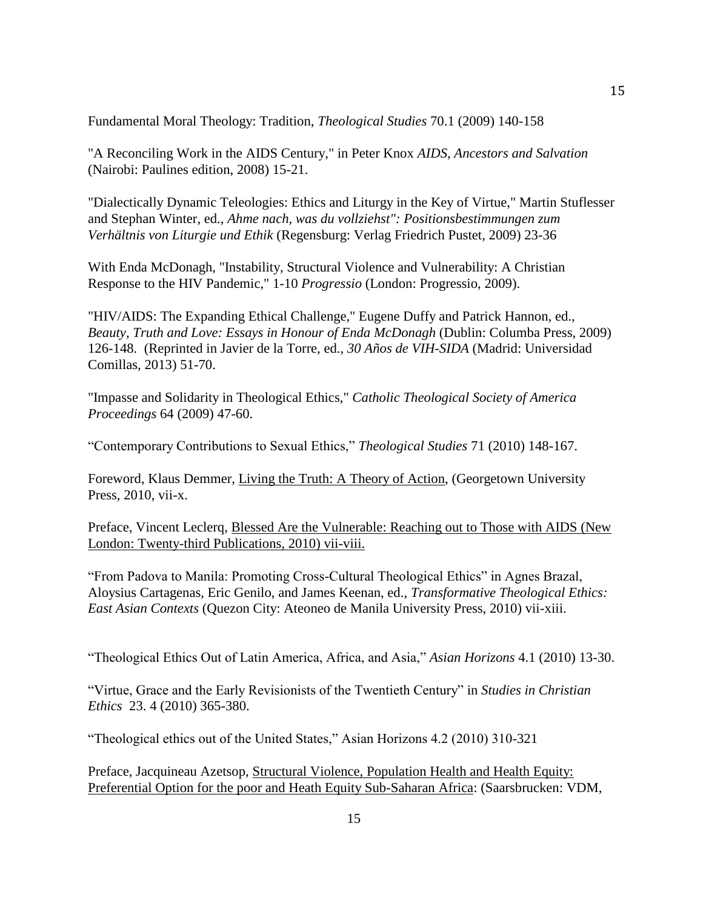Fundamental Moral Theology: Tradition, *Theological Studies* 70.1 (2009) 140-158

"A Reconciling Work in the AIDS Century," in Peter Knox *AIDS, Ancestors and Salvation* (Nairobi: Paulines edition, 2008) 15-21.

"Dialectically Dynamic Teleologies: Ethics and Liturgy in the Key of Virtue," Martin Stuflesser and Stephan Winter, ed., *Ahme nach, was du vollziehst": Positionsbestimmungen zum Verhältnis von Liturgie und Ethik* (Regensburg: Verlag Friedrich Pustet, 2009) 23-36

With Enda McDonagh, "Instability, Structural Violence and Vulnerability: A Christian Response to the HIV Pandemic," 1-10 *Progressio* (London: Progressio, 2009).

"HIV/AIDS: The Expanding Ethical Challenge," Eugene Duffy and Patrick Hannon, ed., *Beauty, Truth and Love: Essays in Honour of Enda McDonagh* (Dublin: Columba Press, 2009) 126-148. (Reprinted in Javier de la Torre, ed., *30 Años de VIH-SIDA* (Madrid: Universidad Comillas, 2013) 51-70.

"Impasse and Solidarity in Theological Ethics," *Catholic Theological Society of America Proceedings* 64 (2009) 47-60.

"Contemporary Contributions to Sexual Ethics," *Theological Studies* 71 (2010) 148-167.

Foreword, Klaus Demmer, Living the Truth: A Theory of Action, (Georgetown University Press, 2010, vii-x.

Preface, Vincent Leclerq, Blessed Are the Vulnerable: Reaching out to Those with AIDS (New London: Twenty-third Publications, 2010) vii-viii.

"From Padova to Manila: Promoting Cross-Cultural Theological Ethics" in Agnes Brazal, Aloysius Cartagenas, Eric Genilo, and James Keenan, ed., *Transformative Theological Ethics: East Asian Contexts* (Quezon City: Ateoneo de Manila University Press, 2010) vii-xiii.

"Theological Ethics Out of Latin America, Africa, and Asia," *Asian Horizons* 4.1 (2010) 13-30.

"Virtue, Grace and the Early Revisionists of the Twentieth Century" in *Studies in Christian Ethics* 23. 4 (2010) 365-380.

"Theological ethics out of the United States," Asian Horizons 4.2 (2010) 310-321

Preface, Jacquineau Azetsop, Structural Violence, Population Health and Health Equity: Preferential Option for the poor and Heath Equity Sub-Saharan Africa: (Saarsbrucken: VDM,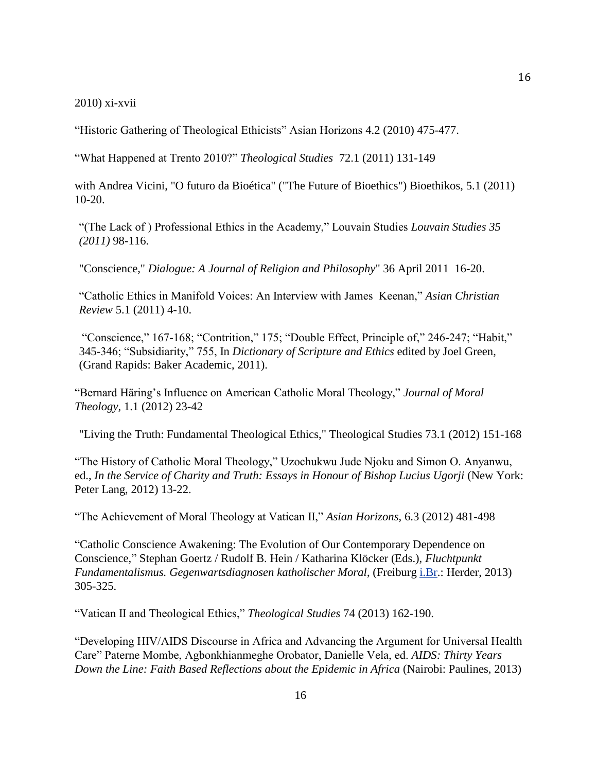2010) xi-xvii

“Historic Gathering of Theological Ethicists” Asian Horizons 4.2 (2010) 475-477.

“What Happened at Trento 2010?” *Theological Studies* 72.1 (2011) 131-149

with Andrea Vicini, "O futuro da Bioética" ("The Future of Bioethics") Bioethikos, 5.1 (2011) 10-20.

“(The Lack of ) Professional Ethics in the Academy,” Louvain Studies *Louvain Studies 35 (2011)* 98-116.

"Conscience," *Dialogue: A Journal of Religion and Philosophy*" 36 April 2011 16-20.

“Catholic Ethics in Manifold Voices: An Interview with James Keenan,” *Asian Christian Review* 5.1 (2011) 4-10.

“Conscience,” 167-168; “Contrition,” 175; “Double Effect, Principle of,” 246-247; “Habit,” 345-346; “Subsidiarity,” 755, In *Dictionary of Scripture and Ethics* edited by Joel Green, (Grand Rapids: Baker Academic, 2011).

“Bernard Häring’s Influence on American Catholic Moral Theology,” *Journal of Moral Theology*, 1.1 (2012) 23-42

"Living the Truth: Fundamental Theological Ethics," Theological Studies 73.1 (2012) 151-168

“The History of Catholic Moral Theology,” Uzochukwu Jude Njoku and Simon O. Anyanwu, ed., *In the Service of Charity and Truth: Essays in Honour of Bishop Lucius Ugorji* (New York: Peter Lang, 2012) 13-22.

“The Achievement of Moral Theology at Vatican II,” *Asian Horizons*, 6.3 (2012) 481-498

“Catholic Conscience Awakening: The Evolution of Our Contemporary Dependence on Conscience,” Stephan Goertz / Rudolf B. Hein / Katharina Klöcker (Eds.), *Fluchtpunkt Fundamentalismus. Gegenwartsdiagnosen katholischer Moral*, (Freiburg i.Br.: Herder, 2013) 305-325.

“Vatican II and Theological Ethics,” *Theological Studies* 74 (2013) 162-190.

“Developing HIV/AIDS Discourse in Africa and Advancing the Argument for Universal Health Care” Paterne Mombe, Agbonkhianmeghe Orobator, Danielle Vela, ed. *AIDS: Thirty Years Down the Line: Faith Based Reflections about the Epidemic in Africa* (Nairobi: Paulines, 2013)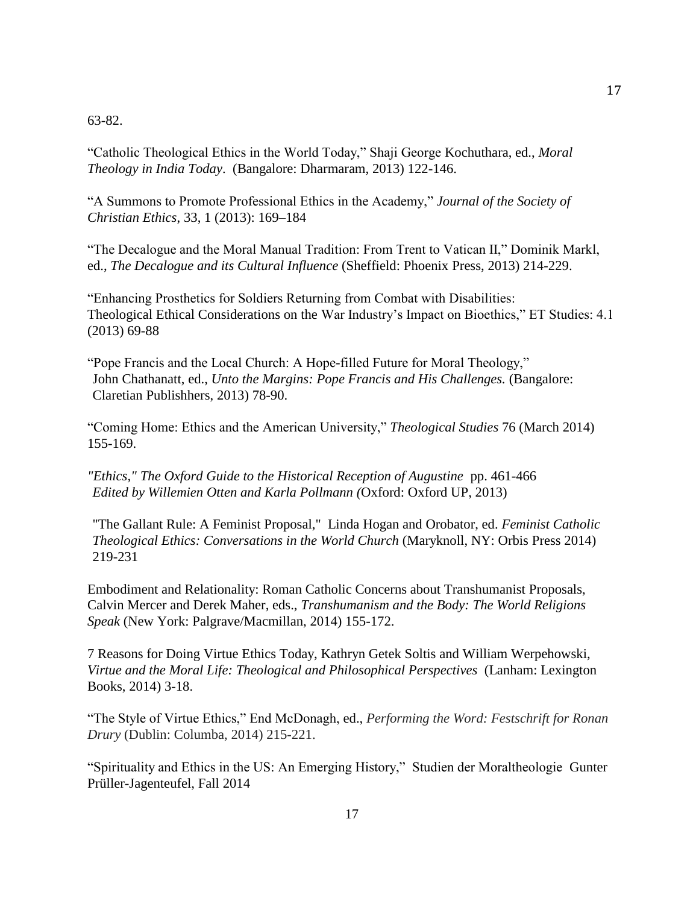63-82.

“Catholic Theological Ethics in the World Today,” Shaji George Kochuthara, ed., *Moral Theology in India Today*. (Bangalore: Dharmaram, 2013) 122-146.

“A Summons to Promote Professional Ethics in the Academy,” *Journal of the Society of Christian Ethics*, 33, 1 (2013): 169–184

“The Decalogue and the Moral Manual Tradition: From Trent to Vatican II,” Dominik Markl, ed., *The Decalogue and its Cultural Influence* (Sheffield: Phoenix Press, 2013) 214-229.

“Enhancing Prosthetics for Soldiers Returning from Combat with Disabilities: Theological Ethical Considerations on the War Industry’s Impact on Bioethics,” ET Studies: 4.1 (2013) 69-88

“Pope Francis and the Local Church: A Hope-filled Future for Moral Theology,” John Chathanatt, ed., *Unto the Margins: Pope Francis and His Challenges.* (Bangalore: Claretian Publishhers, 2013) 78-90.

“Coming Home: Ethics and the American University,” *Theological Studies* 76 (March 2014) 155-169.

*"Ethics," The Oxford Guide to the Historical Reception of Augustine* pp. 461-466 *Edited by Willemien Otten and Karla Pollmann (*Oxford: Oxford UP, 2013)

"The Gallant Rule: A Feminist Proposal," Linda Hogan and Orobator, ed. *Feminist Catholic Theological Ethics: Conversations in the World Church* (Maryknoll, NY: Orbis Press 2014) 219-231

Embodiment and Relationality: Roman Catholic Concerns about Transhumanist Proposals, Calvin Mercer and Derek Maher, eds., *Transhumanism and the Body: The World Religions Speak* (New York: Palgrave/Macmillan, 2014) 155-172.

7 Reasons for Doing Virtue Ethics Today, Kathryn Getek Soltis and William Werpehowski, *Virtue and the Moral Life: Theological and Philosophical Perspectives* (Lanham: Lexington Books, 2014) 3-18.

“The Style of Virtue Ethics,” End McDonagh, ed., *Performing the Word: Festschrift for Ronan Drury* (Dublin: Columba, 2014) 215-221.

“Spirituality and Ethics in the US: An Emerging History,” Studien der Moraltheologie Gunter Prüller-Jagenteufel, Fall 2014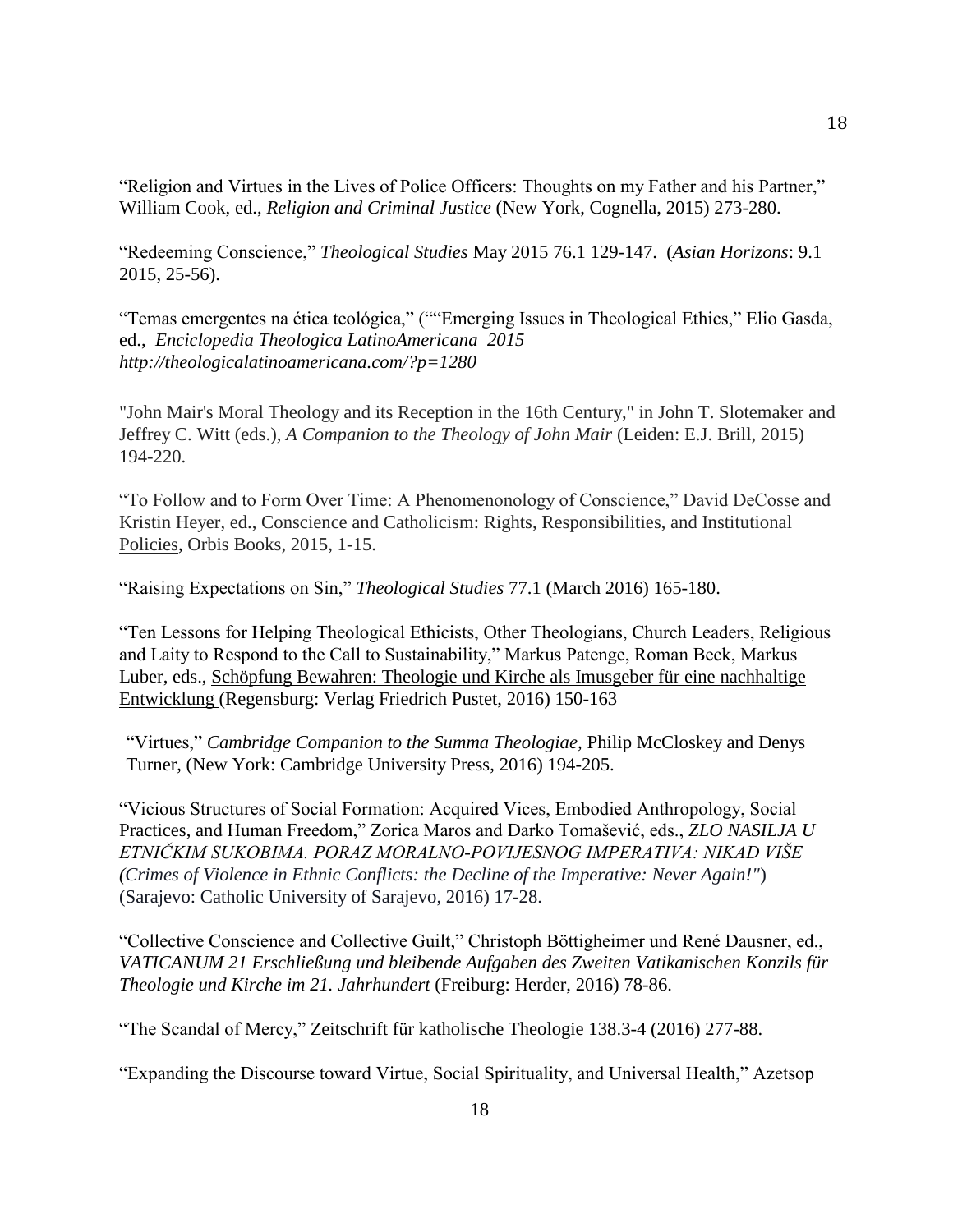“Religion and Virtues in the Lives of Police Officers: Thoughts on my Father and his Partner,” William Cook, ed., *Religion and Criminal Justice* (New York, Cognella, 2015) 273-280.

“Redeeming Conscience,” *Theological Studies* May 2015 76.1 129-147. (*Asian Horizons*: 9.1 2015, 25-56).

“Temas emergentes na ética teológica,” (““Emerging Issues in Theological Ethics,” Elio Gasda, ed., *Enciclopedia Theologica LatinoAmericana 2015 http://theologicalatinoamericana.com/?p=1280*

"John Mair's Moral Theology and its Reception in the 16th Century," in John T. Slotemaker and Jeffrey C. Witt (eds.), *A Companion to the Theology of John Mair* (Leiden: E.J. Brill, 2015) 194-220.

“To Follow and to Form Over Time: A Phenomenonology of Conscience,” David DeCosse and Kristin Heyer, ed., Conscience and Catholicism: Rights, Responsibilities, and Institutional Policies, Orbis Books, 2015, 1-15.

“Raising Expectations on Sin,” *Theological Studies* 77.1 (March 2016) 165-180.

“Ten Lessons for Helping Theological Ethicists, Other Theologians, Church Leaders, Religious and Laity to Respond to the Call to Sustainability,” Markus Patenge, Roman Beck, Markus Luber, eds., Schöpfung Bewahren: Theologie und Kirche als Imusgeber für eine nachhaltige Entwicklung (Regensburg: Verlag Friedrich Pustet, 2016) 150-163

“Virtues,” *Cambridge Companion to the Summa Theologiae,* Philip McCloskey and Denys Turner, (New York: Cambridge University Press, 2016) 194-205.

“Vicious Structures of Social Formation: Acquired Vices, Embodied Anthropology, Social Practices, and Human Freedom,” Zorica Maros and Darko Tomašević, eds., *ZLO NASILJA U ETNIČKIM SUKOBIMA. PORAZ MORALNO-POVIJESNOG IMPERATIVA: NIKAD VIŠE (Crimes of Violence in Ethnic Conflicts: the Decline of the Imperative: Never Again!"*) (Sarajevo: Catholic University of Sarajevo, 2016) 17-28.

“Collective Conscience and Collective Guilt,” Christoph Böttigheimer und René Dausner, ed., *VATICANUM 21 Erschließung und bleibende Aufgaben des Zweiten Vatikanischen Konzils für Theologie und Kirche im 21. Jahrhundert* (Freiburg: Herder, 2016) 78-86.

“The Scandal of Mercy,” Zeitschrift für katholische Theologie 138.3-4 (2016) 277-88.

“Expanding the Discourse toward Virtue, Social Spirituality, and Universal Health,” Azetsop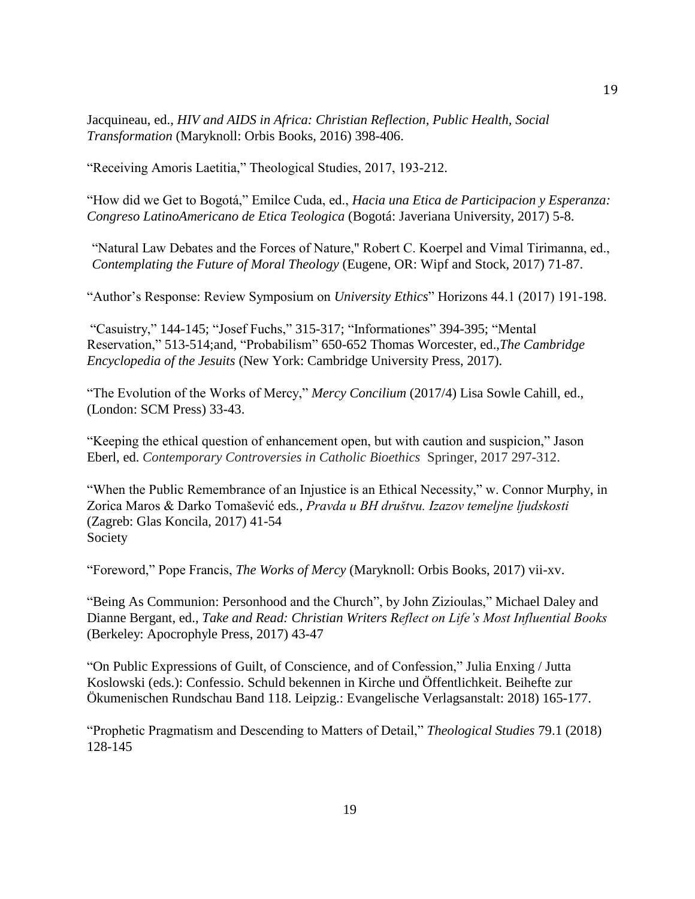Jacquineau, ed., *HIV and AIDS in Africa: Christian Reflection, Public Health, Social Transformation* (Maryknoll: Orbis Books, 2016) 398-406.

"Receiving Amoris Laetitia," Theological Studies, 2017, 193-212.

"How did we Get to Bogotá," Emilce Cuda, ed., *Hacia una Etica de Participacion y Esperanza: Congreso LatinoAmericano de Etica Teologica* (Bogotá: Javeriana University, 2017) 5-8.

"Natural Law Debates and the Forces of Nature," Robert C. Koerpel and Vimal Tirimanna, ed., *Contemplating the Future of Moral Theology* (Eugene, OR: Wipf and Stock, 2017) 71-87.

"Author's Response: Review Symposium on *University Ethics*" Horizons 44.1 (2017) 191-198.

"Casuistry," 144-145; "Josef Fuchs," 315-317; "Informationes" 394-395; "Mental Reservation," 513-514;and, "Probabilism" 650-652 Thomas Worcester, ed.,*The Cambridge Encyclopedia of the Jesuits* (New York: Cambridge University Press, 2017).

"The Evolution of the Works of Mercy," *Mercy Concilium* (2017/4) Lisa Sowle Cahill, ed., (London: SCM Press) 33-43.

"Keeping the ethical question of enhancement open, but with caution and suspicion," Jason Eberl, ed. *Contemporary Controversies in Catholic Bioethics* Springer, 2017 297-312.

"When the Public Remembrance of an Injustice is an Ethical Necessity," w. Connor Murphy, in Zorica Maros & Darko Tomašević eds*., Pravda u BH društvu. Izazov temeljne ljudskosti* (Zagreb: Glas Koncila, 2017) 41-54
Society

"Foreword," Pope Francis, *The Works of Mercy* (Maryknoll: Orbis Books, 2017) vii-xv.

"Being As Communion: Personhood and the Church", by John Zizioulas," Michael Daley and Dianne Bergant, ed., *Take and Read: Christian Writers Reflect on Life's Most Influential Books* (Berkeley: Apocrophyle Press, 2017) 43-47

"On Public Expressions of Guilt, of Conscience, and of Confession," Julia Enxing / Jutta Koslowski (eds.): Confessio. Schuld bekennen in Kirche und Öffentlichkeit. Beihefte zur Ökumenischen Rundschau Band 118. Leipzig.: Evangelische Verlagsanstalt: 2018) 165-177.

"Prophetic Pragmatism and Descending to Matters of Detail," *Theological Studies* 79.1 (2018) 128-145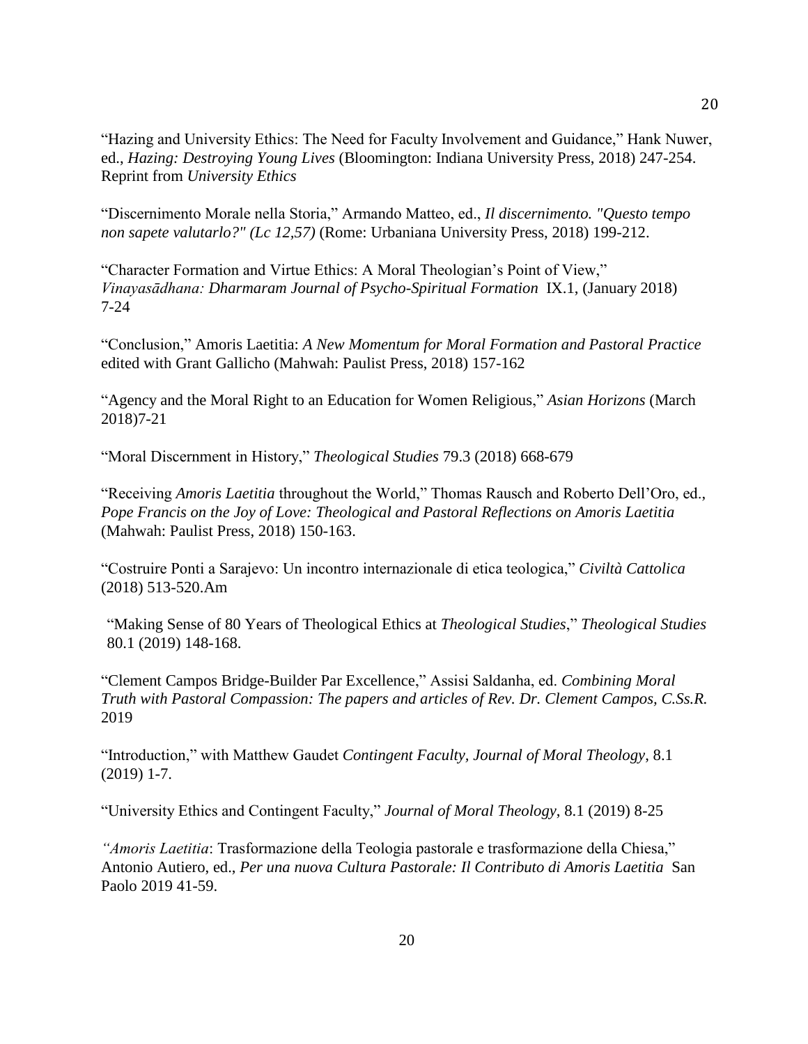"Hazing and University Ethics: The Need for Faculty Involvement and Guidance," Hank Nuwer, ed., *Hazing: Destroying Young Lives* (Bloomington: Indiana University Press, 2018) 247-254. Reprint from *University Ethics*

"Discernimento Morale nella Storia," Armando Matteo, ed., *Il discernimento. "Questo tempo non sapete valutarlo?" (Lc 12,57)* (Rome: Urbaniana University Press, 2018) 199-212.

"Character Formation and Virtue Ethics: A Moral Theologian's Point of View," *Vinayasādhana: Dharmaram Journal of Psycho-Spiritual Formation* IX.1, (January 2018) 7-24

"Conclusion," Amoris Laetitia: *A New Momentum for Moral Formation and Pastoral Practice* edited with Grant Gallicho (Mahwah: Paulist Press, 2018) 157-162

"Agency and the Moral Right to an Education for Women Religious," *Asian Horizons* (March 2018)7-21

"Moral Discernment in History," *Theological Studies* 79.3 (2018) 668-679

"Receiving *Amoris Laetitia* throughout the World," Thomas Rausch and Roberto Dell'Oro, ed., *Pope Francis on the Joy of Love: Theological and Pastoral Reflections on Amoris Laetitia* (Mahwah: Paulist Press, 2018) 150-163.

"Costruire Ponti a Sarajevo: Un incontro internazionale di etica teologica," *Civiltà Cattolica* (2018) 513-520.Am

"Making Sense of 80 Years of Theological Ethics at *Theological Studies*," *Theological Studies* 80.1 (2019) 148-168.

"Clement Campos Bridge-Builder Par Excellence," Assisi Saldanha, ed. *Combining Moral Truth with Pastoral Compassion: The papers and articles of Rev. Dr. Clement Campos, C.Ss.R.* 2019

"Introduction," with Matthew Gaudet *Contingent Faculty, Journal of Moral Theology*, 8.1 (2019) 1-7.

"University Ethics and Contingent Faculty," *Journal of Moral Theology*, 8.1 (2019) 8-25

*"Amoris Laetitia*: Trasformazione della Teologia pastorale e trasformazione della Chiesa," Antonio Autiero, ed., *Per una nuova Cultura Pastorale: Il Contributo di Amoris Laetitia* San Paolo 2019 41-59.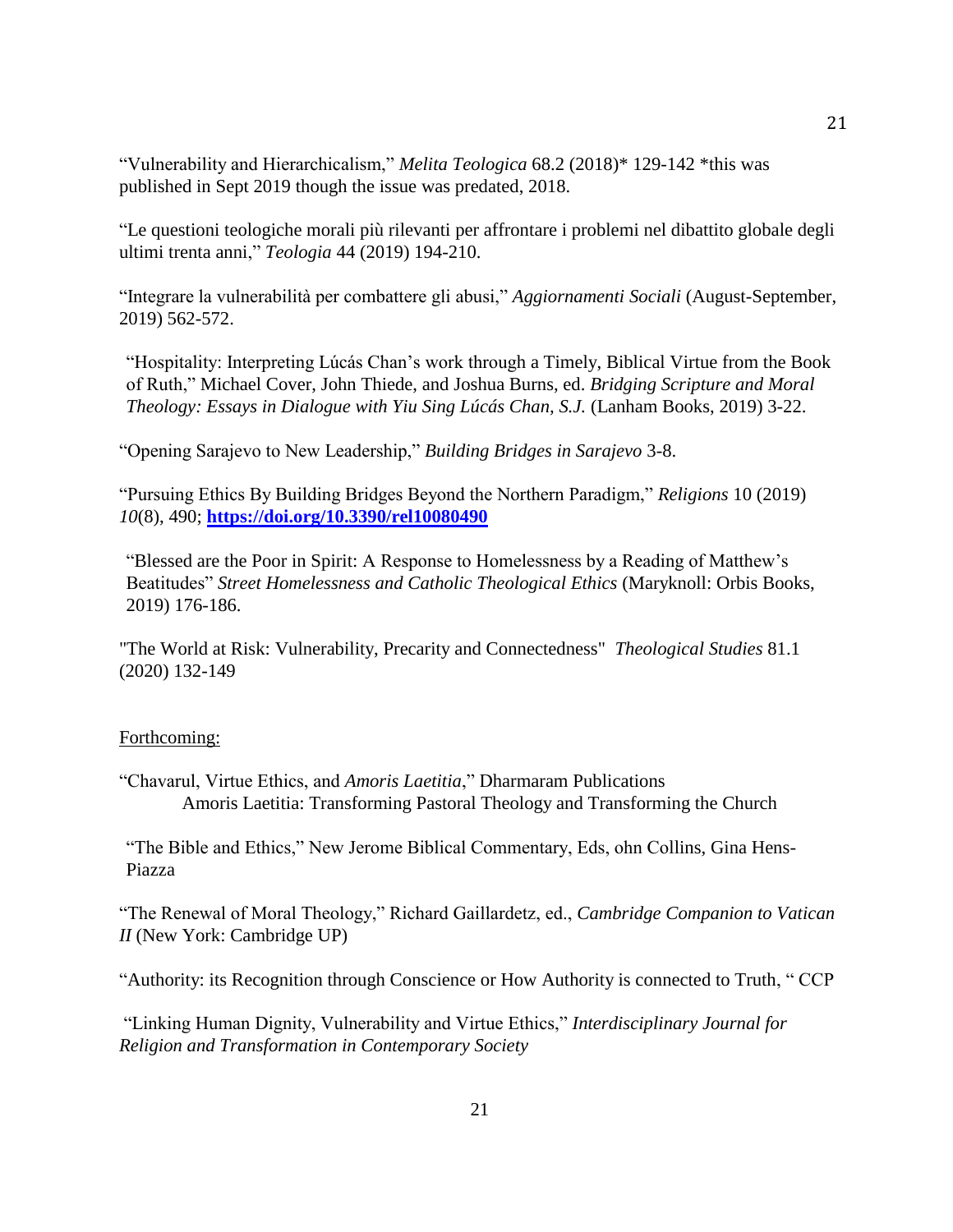“Vulnerability and Hierarchicalism,” *Melita Teologica* 68.2 (2018)* 129-142 *this was published in Sept 2019 though the issue was predated, 2018.

“Le questioni teologiche morali più rilevanti per affrontare i problemi nel dibattito globale degli ultimi trenta anni,” *Teologia* 44 (2019) 194-210.

“Integrare la vulnerabilità per combattere gli abusi,” *Aggiornamenti Sociali* (August-September, 2019) 562-572.

“Hospitality: Interpreting Lúcás Chan’s work through a Timely, Biblical Virtue from the Book of Ruth,” Michael Cover, John Thiede, and Joshua Burns, ed. *Bridging Scripture and Moral Theology: Essays in Dialogue with Yiu Sing Lúcás Chan, S.J.* (Lanham Books, 2019) 3-22.

“Opening Sarajevo to New Leadership,” *Building Bridges in Sarajevo* 3-8.

“Pursuing Ethics By Building Bridges Beyond the Northern Paradigm,” *Religions* 10 (2019) *10*(8), 490; **https://doi.org/10.3390/rel10080490**

“Blessed are the Poor in Spirit: A Response to Homelessness by a Reading of Matthew’s Beatitudes” *Street Homelessness and Catholic Theological Ethics* (Maryknoll: Orbis Books, 2019) 176-186.

"The World at Risk: Vulnerability, Precarity and Connectedness" *Theological Studies* 81.1 (2020) 132-149

Forthcoming:

“Chavarul, Virtue Ethics, and *Amoris Laetitia*,” Dharmaram Publications
Amoris Laetitia: Transforming Pastoral Theology and Transforming the Church

“The Bible and Ethics,” New Jerome Biblical Commentary, Eds, ohn Collins, Gina Hens-Piazza

“The Renewal of Moral Theology,” Richard Gaillardetz, ed., *Cambridge Companion to Vatican II* (New York: Cambridge UP)

“Authority: its Recognition through Conscience or How Authority is connected to Truth, “ CCP

“Linking Human Dignity, Vulnerability and Virtue Ethics,” *Interdisciplinary Journal for Religion and Transformation in Contemporary Society*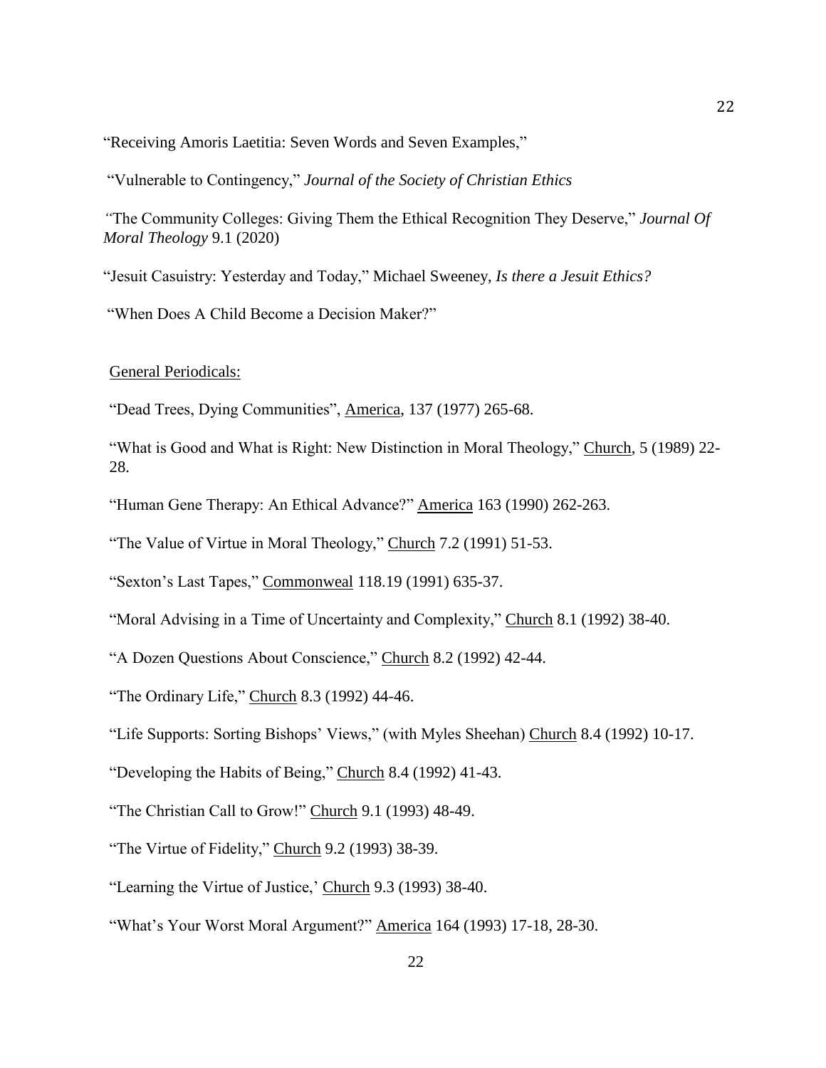"Receiving Amoris Laetitia: Seven Words and Seven Examples,"

"Vulnerable to Contingency," *Journal of the Society of Christian Ethics*

"The Community Colleges: Giving Them the Ethical Recognition They Deserve," *Journal Of Moral Theology* 9.1 (2020)

"Jesuit Casuistry: Yesterday and Today," Michael Sweeney, *Is there a Jesuit Ethics?*

"When Does A Child Become a Decision Maker?"

General Periodicals:

"Dead Trees, Dying Communities", America, 137 (1977) 265-68.

"What is Good and What is Right: New Distinction in Moral Theology," Church, 5 (1989) 22-28.

"Human Gene Therapy: An Ethical Advance?" America 163 (1990) 262-263.

"The Value of Virtue in Moral Theology," Church 7.2 (1991) 51-53.

"Sexton's Last Tapes," Commonweal 118.19 (1991) 635-37.

"Moral Advising in a Time of Uncertainty and Complexity," Church 8.1 (1992) 38-40.

"A Dozen Questions About Conscience," Church 8.2 (1992) 42-44.

"The Ordinary Life," Church 8.3 (1992) 44-46.

"Life Supports: Sorting Bishops' Views," (with Myles Sheehan) Church 8.4 (1992) 10-17.

"Developing the Habits of Being," Church 8.4 (1992) 41-43.

"The Christian Call to Grow!" Church 9.1 (1993) 48-49.

"The Virtue of Fidelity," Church 9.2 (1993) 38-39.

"Learning the Virtue of Justice,' Church 9.3 (1993) 38-40.

"What's Your Worst Moral Argument?" America 164 (1993) 17-18, 28-30.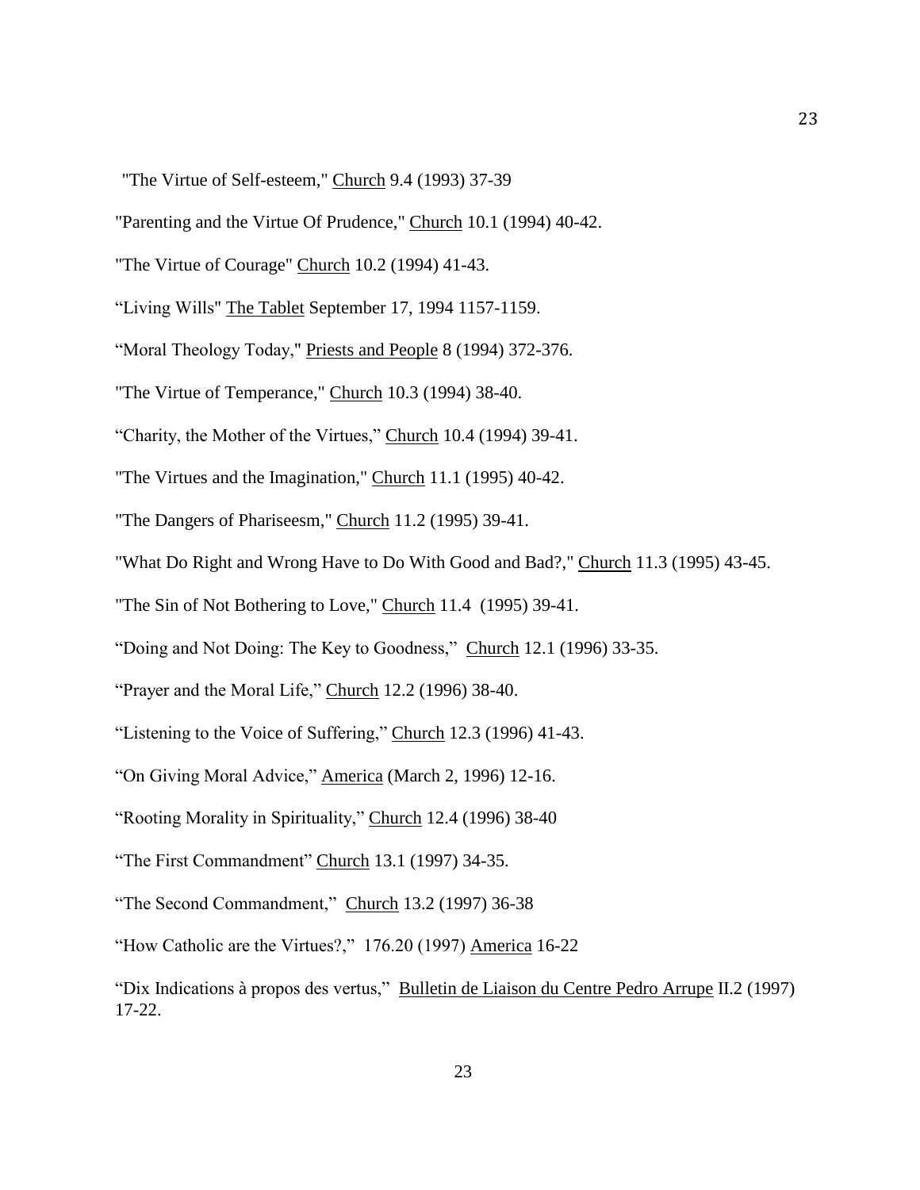"The Virtue of Self-esteem," Church 9.4 (1993) 37-39

"Parenting and the Virtue Of Prudence," Church 10.1 (1994) 40-42.

"The Virtue of Courage" Church 10.2 (1994) 41-43.

“Living Wills" The Tablet September 17, 1994 1157-1159.

“Moral Theology Today," Priests and People 8 (1994) 372-376.

"The Virtue of Temperance," Church 10.3 (1994) 38-40.

“Charity, the Mother of the Virtues,” Church 10.4 (1994) 39-41.

"The Virtues and the Imagination," Church 11.1 (1995) 40-42.

"The Dangers of Phariseesm," Church 11.2 (1995) 39-41.

"What Do Right and Wrong Have to Do With Good and Bad?," Church 11.3 (1995) 43-45.

"The Sin of Not Bothering to Love," Church 11.4 (1995) 39-41.

“Doing and Not Doing: The Key to Goodness,” Church 12.1 (1996) 33-35.

“Prayer and the Moral Life,” Church 12.2 (1996) 38-40.

“Listening to the Voice of Suffering,” Church 12.3 (1996) 41-43.

“On Giving Moral Advice,” America (March 2, 1996) 12-16.

“Rooting Morality in Spirituality,” Church 12.4 (1996) 38-40

“The First Commandment” Church 13.1 (1997) 34-35.

“The Second Commandment,” Church 13.2 (1997) 36-38

“How Catholic are the Virtues?,” 176.20 (1997) America 16-22

“Dix Indications à propos des vertus,” Bulletin de Liaison du Centre Pedro Arrupe II.2 (1997) 17-22.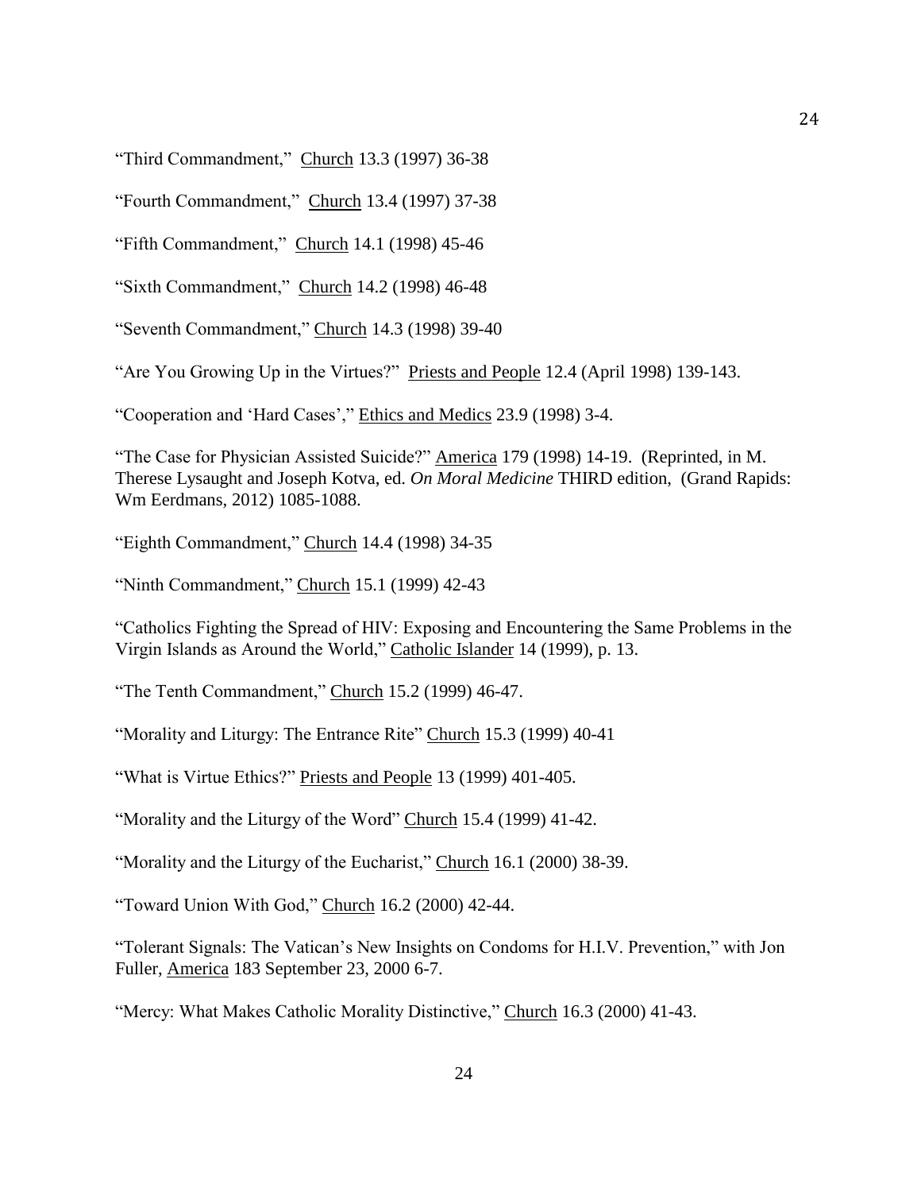"Third Commandment," Church 13.3 (1997) 36-38

"Fourth Commandment," Church 13.4 (1997) 37-38

"Fifth Commandment," Church 14.1 (1998) 45-46

"Sixth Commandment," Church 14.2 (1998) 46-48

"Seventh Commandment," Church 14.3 (1998) 39-40

"Are You Growing Up in the Virtues?" Priests and People 12.4 (April 1998) 139-143.

"Cooperation and 'Hard Cases'," Ethics and Medics 23.9 (1998) 3-4.

"The Case for Physician Assisted Suicide?" America 179 (1998) 14-19. (Reprinted, in M. Therese Lysaught and Joseph Kotva, ed. *On Moral Medicine* THIRD edition, (Grand Rapids: Wm Eerdmans, 2012) 1085-1088.

"Eighth Commandment," Church 14.4 (1998) 34-35

"Ninth Commandment," Church 15.1 (1999) 42-43

"Catholics Fighting the Spread of HIV: Exposing and Encountering the Same Problems in the Virgin Islands as Around the World," Catholic Islander 14 (1999), p. 13.

"The Tenth Commandment," Church 15.2 (1999) 46-47.

"Morality and Liturgy: The Entrance Rite" Church 15.3 (1999) 40-41

"What is Virtue Ethics?" Priests and People 13 (1999) 401-405.

"Morality and the Liturgy of the Word" Church 15.4 (1999) 41-42.

"Morality and the Liturgy of the Eucharist," Church 16.1 (2000) 38-39.

"Toward Union With God," Church 16.2 (2000) 42-44.

"Tolerant Signals: The Vatican's New Insights on Condoms for H.I.V. Prevention," with Jon Fuller, America 183 September 23, 2000 6-7.

"Mercy: What Makes Catholic Morality Distinctive," Church 16.3 (2000) 41-43.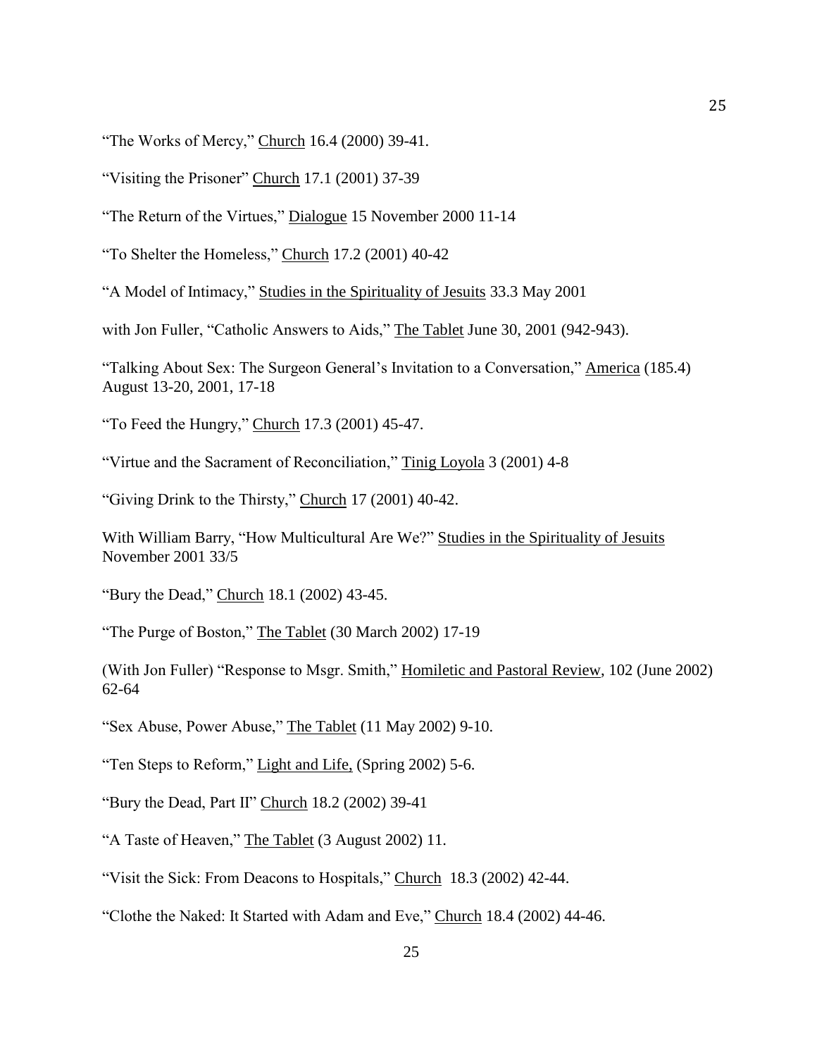“The Works of Mercy,” Church 16.4 (2000) 39-41.

“Visiting the Prisoner” Church 17.1 (2001) 37-39

“The Return of the Virtues,” Dialogue 15 November 2000 11-14

“To Shelter the Homeless,” Church 17.2 (2001) 40-42

“A Model of Intimacy,” Studies in the Spirituality of Jesuits 33.3 May 2001

with Jon Fuller, “Catholic Answers to Aids,” The Tablet June 30, 2001 (942-943).

“Talking About Sex: The Surgeon General’s Invitation to a Conversation,” America (185.4) August 13-20, 2001, 17-18

“To Feed the Hungry,” Church 17.3 (2001) 45-47.

“Virtue and the Sacrament of Reconciliation,” Tinig Loyola 3 (2001) 4-8

“Giving Drink to the Thirsty,” Church 17 (2001) 40-42.

With William Barry, “How Multicultural Are We?” Studies in the Spirituality of Jesuits November 2001 33/5

“Bury the Dead,” Church 18.1 (2002) 43-45.

“The Purge of Boston,” The Tablet (30 March 2002) 17-19

(With Jon Fuller) “Response to Msgr. Smith,” Homiletic and Pastoral Review, 102 (June 2002) 62-64

“Sex Abuse, Power Abuse,” The Tablet (11 May 2002) 9-10.

“Ten Steps to Reform,” Light and Life, (Spring 2002) 5-6.

“Bury the Dead, Part II” Church 18.2 (2002) 39-41

“A Taste of Heaven,” The Tablet (3 August 2002) 11.

“Visit the Sick: From Deacons to Hospitals,” Church 18.3 (2002) 42-44.

“Clothe the Naked: It Started with Adam and Eve,” Church 18.4 (2002) 44-46.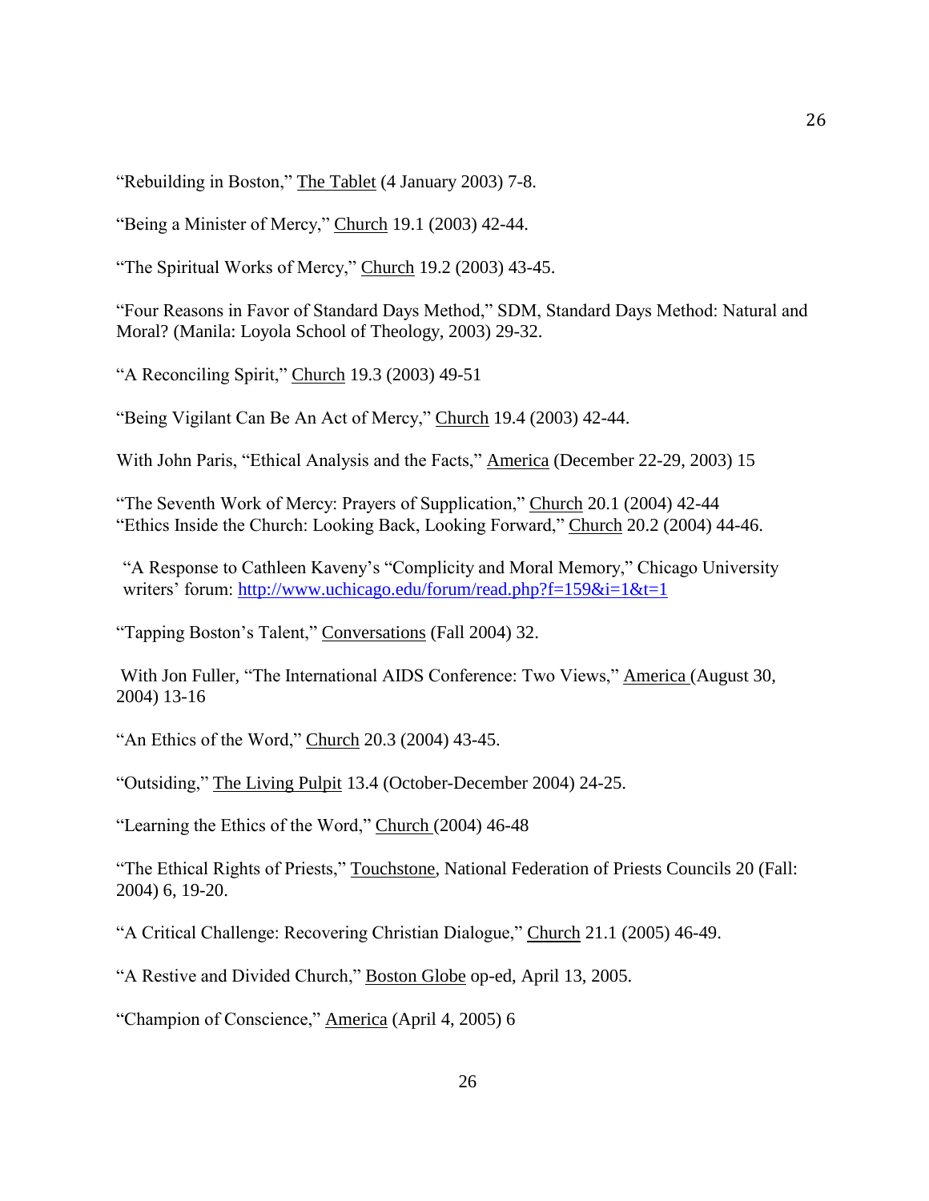"Rebuilding in Boston," The Tablet (4 January 2003) 7-8.

"Being a Minister of Mercy," Church 19.1 (2003) 42-44.

"The Spiritual Works of Mercy," Church 19.2 (2003) 43-45.

"Four Reasons in Favor of Standard Days Method," SDM, Standard Days Method: Natural and Moral? (Manila: Loyola School of Theology, 2003) 29-32.

"A Reconciling Spirit," Church 19.3 (2003) 49-51

"Being Vigilant Can Be An Act of Mercy," Church 19.4 (2003) 42-44.

With John Paris, "Ethical Analysis and the Facts," America (December 22-29, 2003) 15

"The Seventh Work of Mercy: Prayers of Supplication," Church 20.1 (2004) 42-44
"Ethics Inside the Church: Looking Back, Looking Forward," Church 20.2 (2004) 44-46.

"A Response to Cathleen Kaveny's "Complicity and Moral Memory," Chicago University writers' forum: http://www.uchicago.edu/forum/read.php?f=159&i=1&t=1

"Tapping Boston's Talent," Conversations (Fall 2004) 32.

With Jon Fuller, "The International AIDS Conference: Two Views," America (August 30, 2004) 13-16

"An Ethics of the Word," Church 20.3 (2004) 43-45.

"Outsiding," The Living Pulpit 13.4 (October-December 2004) 24-25.

"Learning the Ethics of the Word," Church (2004) 46-48

"The Ethical Rights of Priests," Touchstone, National Federation of Priests Councils 20 (Fall: 2004) 6, 19-20.

"A Critical Challenge: Recovering Christian Dialogue," Church 21.1 (2005) 46-49.

"A Restive and Divided Church," Boston Globe op-ed, April 13, 2005.

"Champion of Conscience," America (April 4, 2005) 6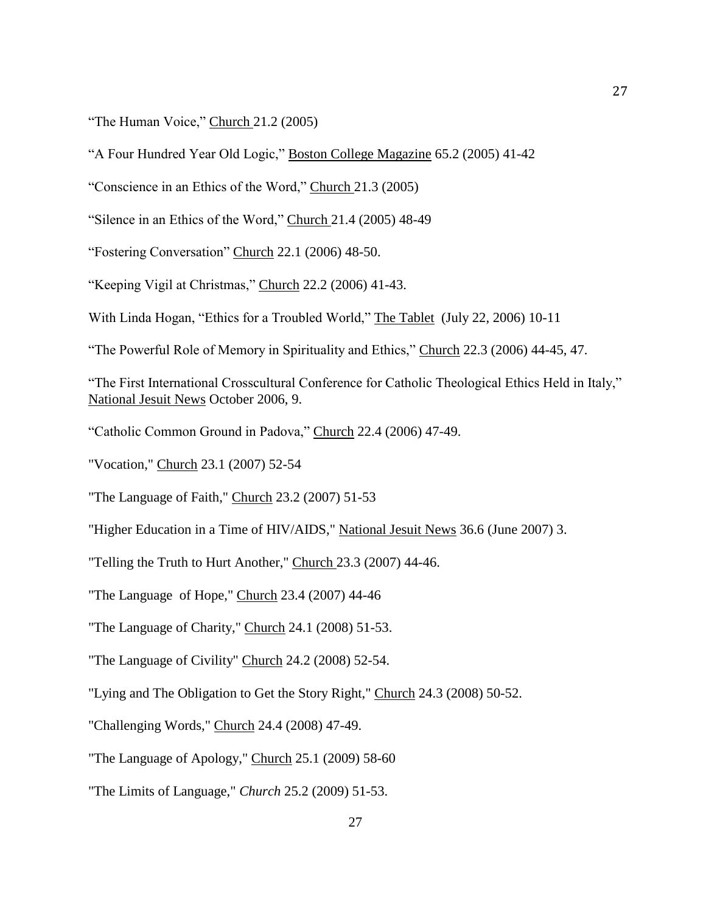"The Human Voice," Church 21.2 (2005)

"A Four Hundred Year Old Logic," Boston College Magazine 65.2 (2005) 41-42

"Conscience in an Ethics of the Word," Church 21.3 (2005)

"Silence in an Ethics of the Word," Church 21.4 (2005) 48-49

"Fostering Conversation" Church 22.1 (2006) 48-50.

"Keeping Vigil at Christmas," Church 22.2 (2006) 41-43.

With Linda Hogan, "Ethics for a Troubled World," The Tablet (July 22, 2006) 10-11

"The Powerful Role of Memory in Spirituality and Ethics," Church 22.3 (2006) 44-45, 47.

"The First International Crosscultural Conference for Catholic Theological Ethics Held in Italy," National Jesuit News October 2006, 9.

"Catholic Common Ground in Padova," Church 22.4 (2006) 47-49.

"Vocation," Church 23.1 (2007) 52-54

"The Language of Faith," Church 23.2 (2007) 51-53

"Higher Education in a Time of HIV/AIDS," National Jesuit News 36.6 (June 2007) 3.

"Telling the Truth to Hurt Another," Church 23.3 (2007) 44-46.

"The Language of Hope," Church 23.4 (2007) 44-46

"The Language of Charity," Church 24.1 (2008) 51-53.

"The Language of Civility" Church 24.2 (2008) 52-54.

"Lying and The Obligation to Get the Story Right," Church 24.3 (2008) 50-52.

"Challenging Words," Church 24.4 (2008) 47-49.

"The Language of Apology," Church 25.1 (2009) 58-60

"The Limits of Language," *Church* 25.2 (2009) 51-53.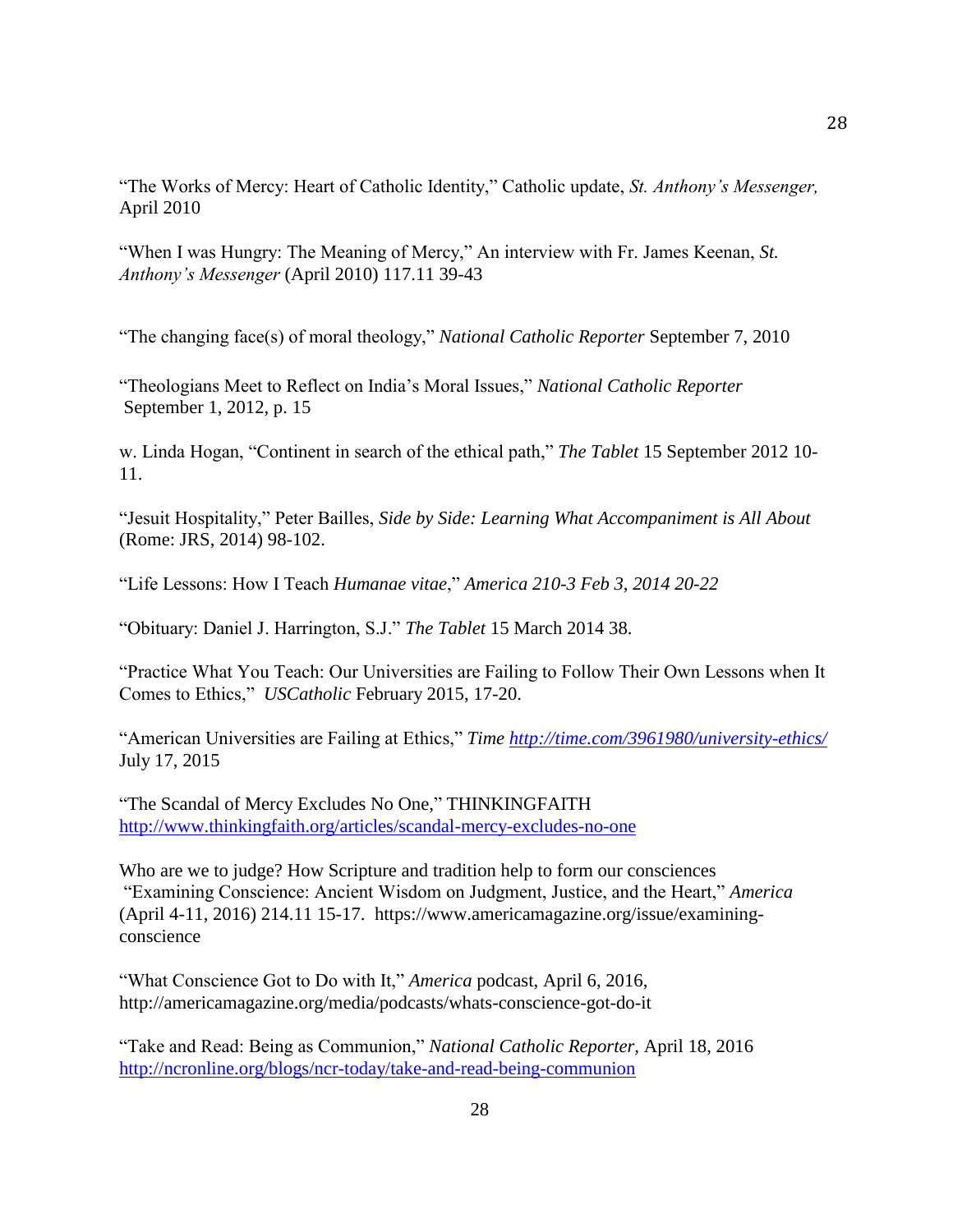“The Works of Mercy: Heart of Catholic Identity,” Catholic update, *St. Anthony’s Messenger,* April 2010

“When I was Hungry: The Meaning of Mercy,” An interview with Fr. James Keenan, *St. Anthony’s Messenger* (April 2010) 117.11 39-43

“The changing face(s) of moral theology,” *National Catholic Reporter* September 7, 2010

“Theologians Meet to Reflect on India’s Moral Issues,” *National Catholic Reporter* September 1, 2012, p. 15

w. Linda Hogan, “Continent in search of the ethical path,” *The Tablet* 15 September 2012 10-11.

“Jesuit Hospitality,” Peter Bailles, *Side by Side: Learning What Accompaniment is All About* (Rome: JRS, 2014) 98-102.

“Life Lessons: How I Teach *Humanae vitae*,” *America 210-3 Feb 3, 2014 20-22*

“Obituary: Daniel J. Harrington, S.J.” *The Tablet* 15 March 2014 38.

“Practice What You Teach: Our Universities are Failing to Follow Their Own Lessons when It Comes to Ethics,” *USCatholic* February 2015, 17-20.

“American Universities are Failing at Ethics,” *Time* [http://time.com/3961980/university-ethics/](http://time.com/3961980/university-ethics/) July 17, 2015

“The Scandal of Mercy Excludes No One,” THINKINGFAITH [http://www.thinkingfaith.org/articles/scandal-mercy-excludes-no-one](http://www.thinkingfaith.org/articles/scandal-mercy-excludes-no-one)

Who are we to judge? How Scripture and tradition help to form our consciences “Examining Conscience: Ancient Wisdom on Judgment, Justice, and the Heart,” *America* (April 4-11, 2016) 214.11 15-17. https://www.americamagazine.org/issue/examining-conscience

“What Conscience Got to Do with It,” *America* podcast, April 6, 2016, http://americamagazine.org/media/podcasts/whats-conscience-got-do-it

“Take and Read: Being as Communion,” *National Catholic Reporter,* April 18, 2016 [http://ncronline.org/blogs/ncr-today/take-and-read-being-communion](http://ncronline.org/blogs/ncr-today/take-and-read-being-communion)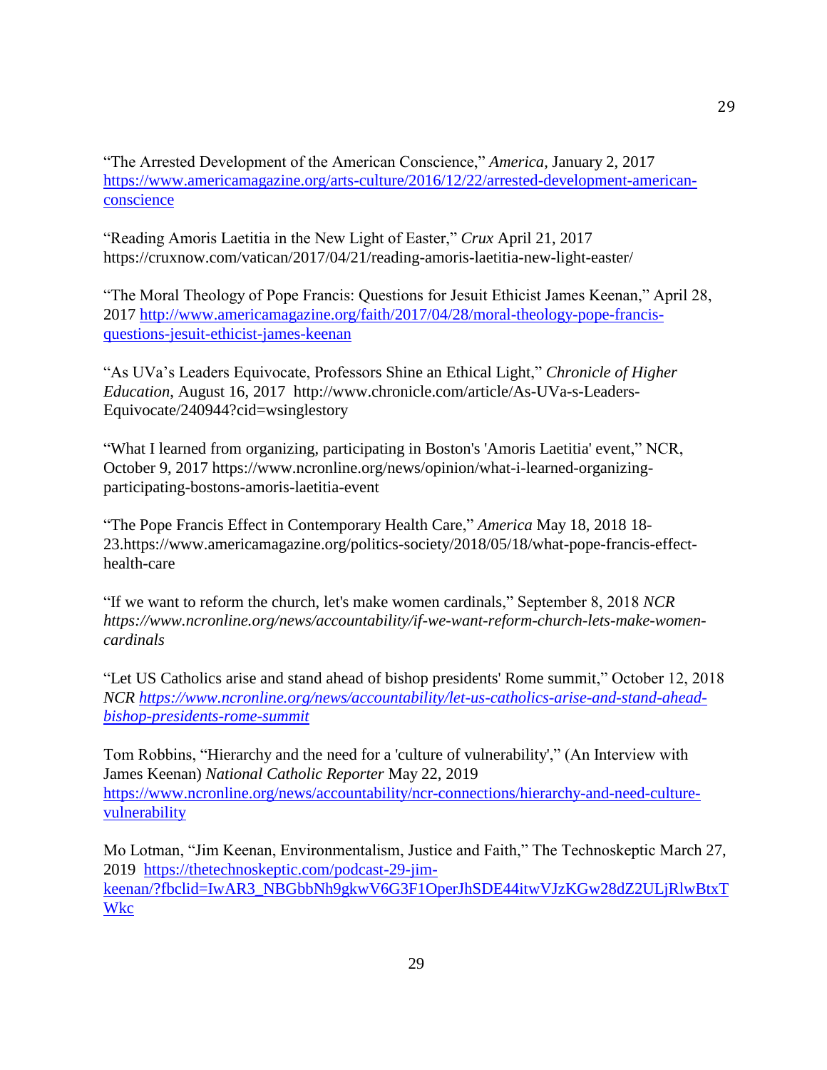"The Arrested Development of the American Conscience," *America,* January 2, 2017 https://www.americamagazine.org/arts-culture/2016/12/22/arrested-development-american-conscience

"Reading Amoris Laetitia in the New Light of Easter," *Crux* April 21, 2017 https://cruxnow.com/vatican/2017/04/21/reading-amoris-laetitia-new-light-easter/

"The Moral Theology of Pope Francis: Questions for Jesuit Ethicist James Keenan," April 28, 2017 http://www.americamagazine.org/faith/2017/04/28/moral-theology-pope-francis-questions-jesuit-ethicist-james-keenan

"As UVa's Leaders Equivocate, Professors Shine an Ethical Light," *Chronicle of Higher Education*, August 16, 2017 http://www.chronicle.com/article/As-UVa-s-Leaders-Equivocate/240944?cid=wsinglestory

"What I learned from organizing, participating in Boston's 'Amoris Laetitia' event," NCR, October 9, 2017 https://www.ncronline.org/news/opinion/what-i-learned-organizing-participating-bostons-amoris-laetitia-event

"The Pope Francis Effect in Contemporary Health Care," *America* May 18, 2018 18-23.https://www.americamagazine.org/politics-society/2018/05/18/what-pope-francis-effect-health-care

"If we want to reform the church, let's make women cardinals," September 8, 2018 *NCR https://www.ncronline.org/news/accountability/if-we-want-reform-church-lets-make-women-cardinals*

"Let US Catholics arise and stand ahead of bishop presidents' Rome summit," October 12, 2018 *NCR https://www.ncronline.org/news/accountability/let-us-catholics-arise-and-stand-ahead-bishop-presidents-rome-summit*

Tom Robbins, "Hierarchy and the need for a 'culture of vulnerability'," (An Interview with James Keenan) *National Catholic Reporter* May 22, 2019 https://www.ncronline.org/news/accountability/ncr-connections/hierarchy-and-need-culture-vulnerability

Mo Lotman, "Jim Keenan, Environmentalism, Justice and Faith," The Technoskeptic March 27, 2019 https://thetechnoskeptic.com/podcast-29-jim-keenan/?fbclid=IwAR3_NBGbbNh9gkwV6G3F1OperJhSDE44itwVJzKGw28dZ2ULjRlwBtxTWkc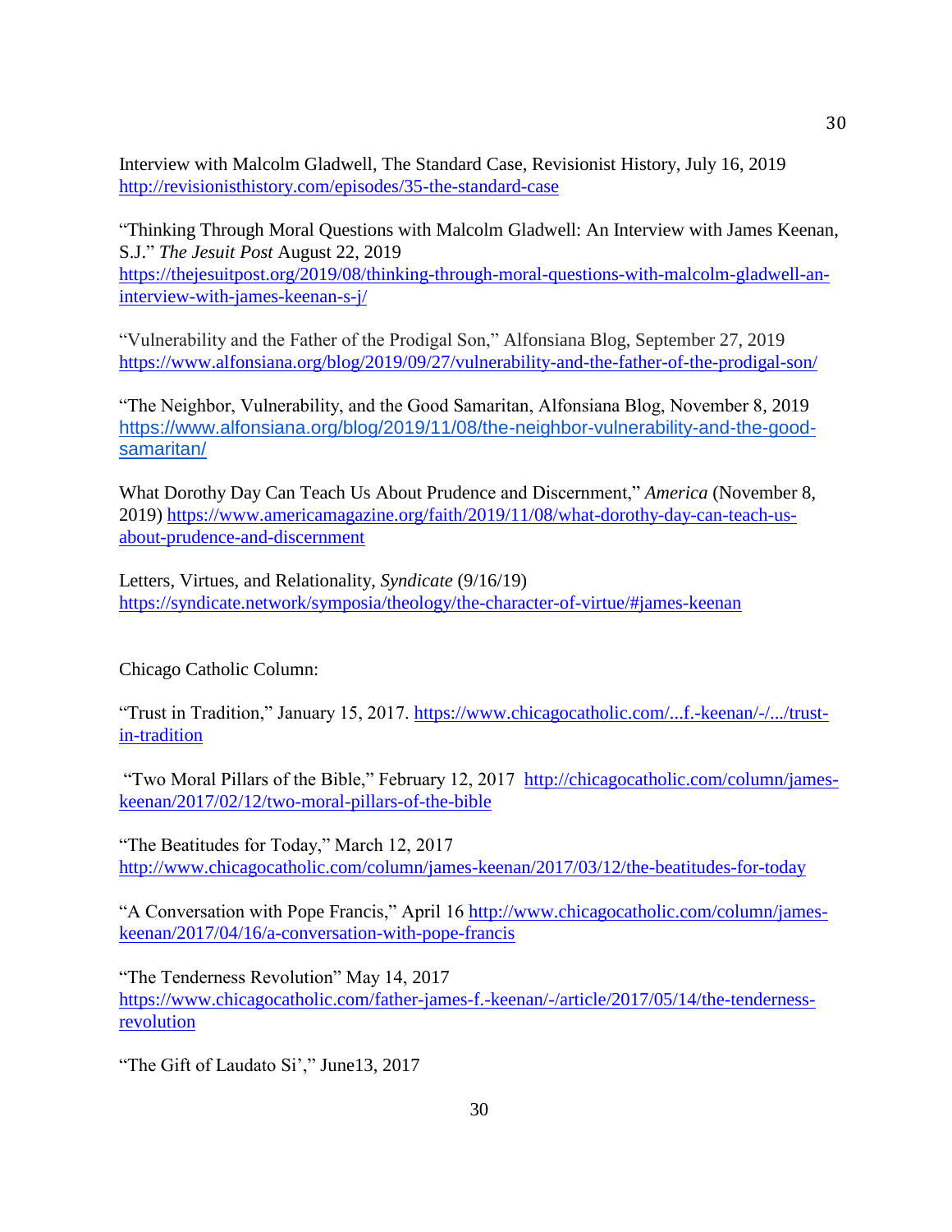Interview with Malcolm Gladwell, The Standard Case, Revisionist History, July 16, 2019 http://revisionisthistory.com/episodes/35-the-standard-case

"Thinking Through Moral Questions with Malcolm Gladwell: An Interview with James Keenan, S.J." *The Jesuit Post* August 22, 2019 https://thejesuitpost.org/2019/08/thinking-through-moral-questions-with-malcolm-gladwell-an-interview-with-james-keenan-s-j/

"Vulnerability and the Father of the Prodigal Son," Alfonsiana Blog, September 27, 2019 https://www.alfonsiana.org/blog/2019/09/27/vulnerability-and-the-father-of-the-prodigal-son/

"The Neighbor, Vulnerability, and the Good Samaritan, Alfonsiana Blog, November 8, 2019 https://www.alfonsiana.org/blog/2019/11/08/the-neighbor-vulnerability-and-the-good-samaritan/

What Dorothy Day Can Teach Us About Prudence and Discernment," *America* (November 8, 2019) https://www.americamagazine.org/faith/2019/11/08/what-dorothy-day-can-teach-us-about-prudence-and-discernment

Letters, Virtues, and Relationality, *Syndicate* (9/16/19) https://syndicate.network/symposia/theology/the-character-of-virtue/#james-keenan

Chicago Catholic Column:

"Trust in Tradition," January 15, 2017. https://www.chicagocatholic.com/...f.-keenan/-/.../trust-in-tradition

"Two Moral Pillars of the Bible," February 12, 2017 http://chicagocatholic.com/column/james-keenan/2017/02/12/two-moral-pillars-of-the-bible

"The Beatitudes for Today," March 12, 2017 http://www.chicagocatholic.com/column/james-keenan/2017/03/12/the-beatitudes-for-today

"A Conversation with Pope Francis," April 16 http://www.chicagocatholic.com/column/james-keenan/2017/04/16/a-conversation-with-pope-francis

"The Tenderness Revolution" May 14, 2017 https://www.chicagocatholic.com/father-james-f.-keenan/-/article/2017/05/14/the-tenderness-revolution

"The Gift of Laudato Si'," June13, 2017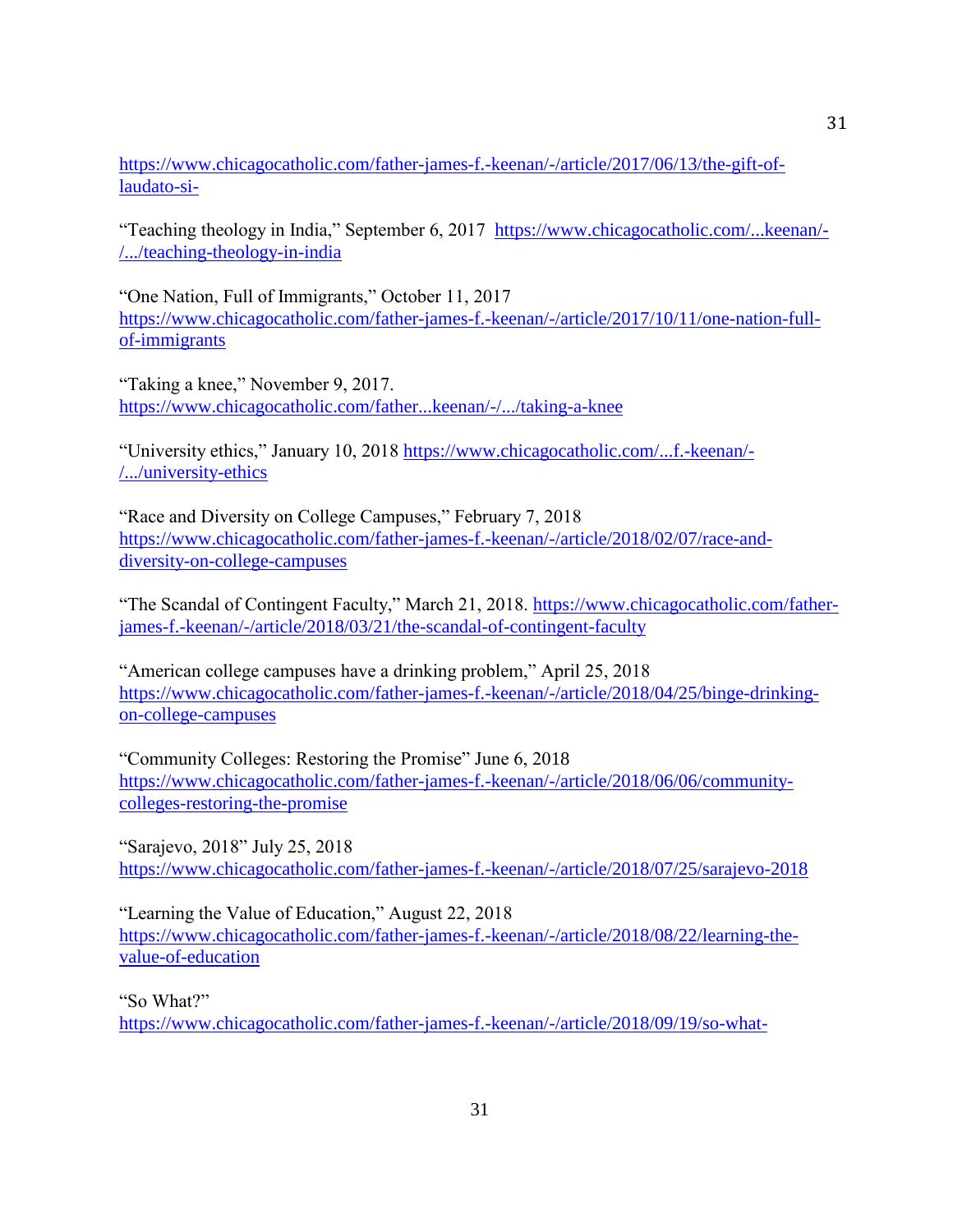https://www.chicagocatholic.com/father-james-f.-keenan/-/article/2017/06/13/the-gift-of-laudato-si-

“Teaching theology in India,” September 6, 2017 https://www.chicagocatholic.com/...keenan/-/.../teaching-theology-in-india

“One Nation, Full of Immigrants,” October 11, 2017 https://www.chicagocatholic.com/father-james-f.-keenan/-/article/2017/10/11/one-nation-full-of-immigrants

“Taking a knee,” November 9, 2017. https://www.chicagocatholic.com/father...keenan/-/.../taking-a-knee

“University ethics,” January 10, 2018 https://www.chicagocatholic.com/...f.-keenan/-/.../university-ethics

“Race and Diversity on College Campuses,” February 7, 2018 https://www.chicagocatholic.com/father-james-f.-keenan/-/article/2018/02/07/race-and-diversity-on-college-campuses

“The Scandal of Contingent Faculty,” March 21, 2018. https://www.chicagocatholic.com/father-james-f.-keenan/-/article/2018/03/21/the-scandal-of-contingent-faculty

“American college campuses have a drinking problem,” April 25, 2018 https://www.chicagocatholic.com/father-james-f.-keenan/-/article/2018/04/25/binge-drinking-on-college-campuses

“Community Colleges: Restoring the Promise” June 6, 2018 https://www.chicagocatholic.com/father-james-f.-keenan/-/article/2018/06/06/community-colleges-restoring-the-promise

“Sarajevo, 2018” July 25, 2018 https://www.chicagocatholic.com/father-james-f.-keenan/-/article/2018/07/25/sarajevo-2018

“Learning the Value of Education,” August 22, 2018 https://www.chicagocatholic.com/father-james-f.-keenan/-/article/2018/08/22/learning-the-value-of-education

“So What?” https://www.chicagocatholic.com/father-james-f.-keenan/-/article/2018/09/19/so-what-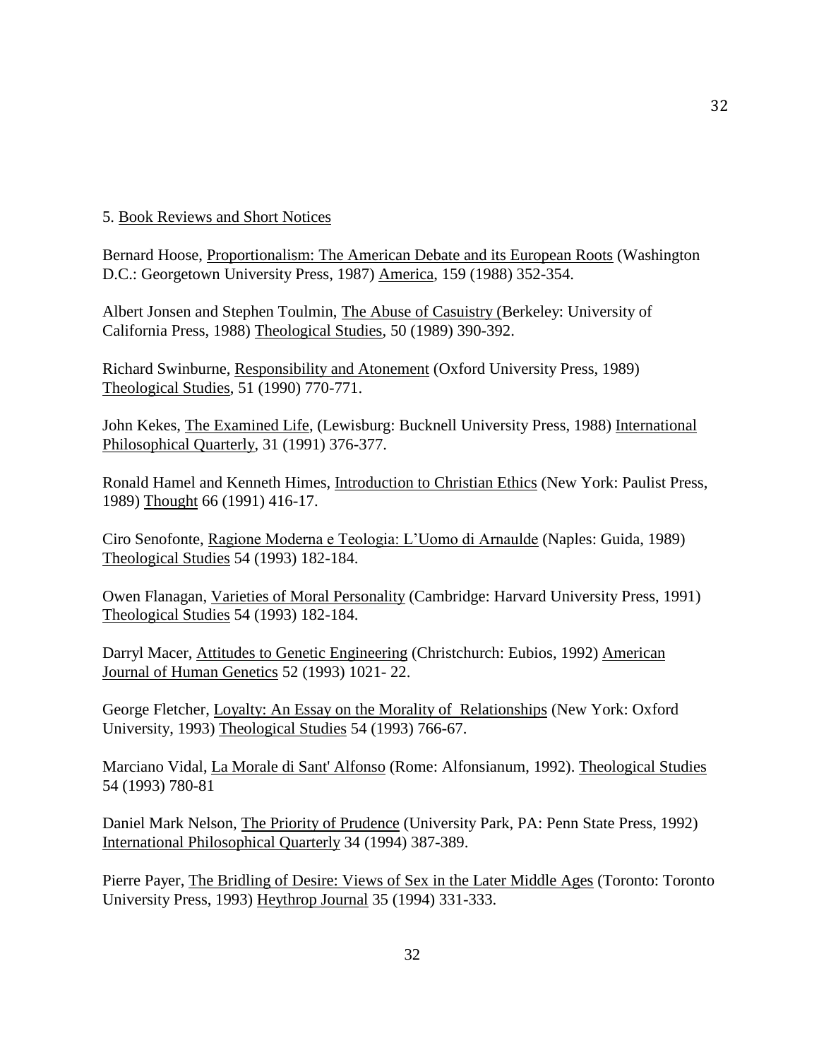5. Book Reviews and Short Notices

Bernard Hoose, Proportionalism: The American Debate and its European Roots (Washington D.C.: Georgetown University Press, 1987) America, 159 (1988) 352-354.

Albert Jonsen and Stephen Toulmin, The Abuse of Casuistry (Berkeley: University of California Press, 1988) Theological Studies, 50 (1989) 390-392.

Richard Swinburne, Responsibility and Atonement (Oxford University Press, 1989) Theological Studies, 51 (1990) 770-771.

John Kekes, The Examined Life, (Lewisburg: Bucknell University Press, 1988) International Philosophical Quarterly, 31 (1991) 376-377.

Ronald Hamel and Kenneth Himes, Introduction to Christian Ethics (New York: Paulist Press, 1989) Thought 66 (1991) 416-17.

Ciro Senofonte, Ragione Moderna e Teologia: L'Uomo di Arnaulde (Naples: Guida, 1989) Theological Studies 54 (1993) 182-184.

Owen Flanagan, Varieties of Moral Personality (Cambridge: Harvard University Press, 1991) Theological Studies 54 (1993) 182-184.

Darryl Macer, Attitudes to Genetic Engineering (Christchurch: Eubios, 1992) American Journal of Human Genetics 52 (1993) 1021- 22.

George Fletcher, Loyalty: An Essay on the Morality of Relationships (New York: Oxford University, 1993) Theological Studies 54 (1993) 766-67.

Marciano Vidal, La Morale di Sant' Alfonso (Rome: Alfonsianum, 1992). Theological Studies 54 (1993) 780-81

Daniel Mark Nelson, The Priority of Prudence (University Park, PA: Penn State Press, 1992) International Philosophical Quarterly 34 (1994) 387-389.

Pierre Payer, The Bridling of Desire: Views of Sex in the Later Middle Ages (Toronto: Toronto University Press, 1993) Heythrop Journal 35 (1994) 331-333.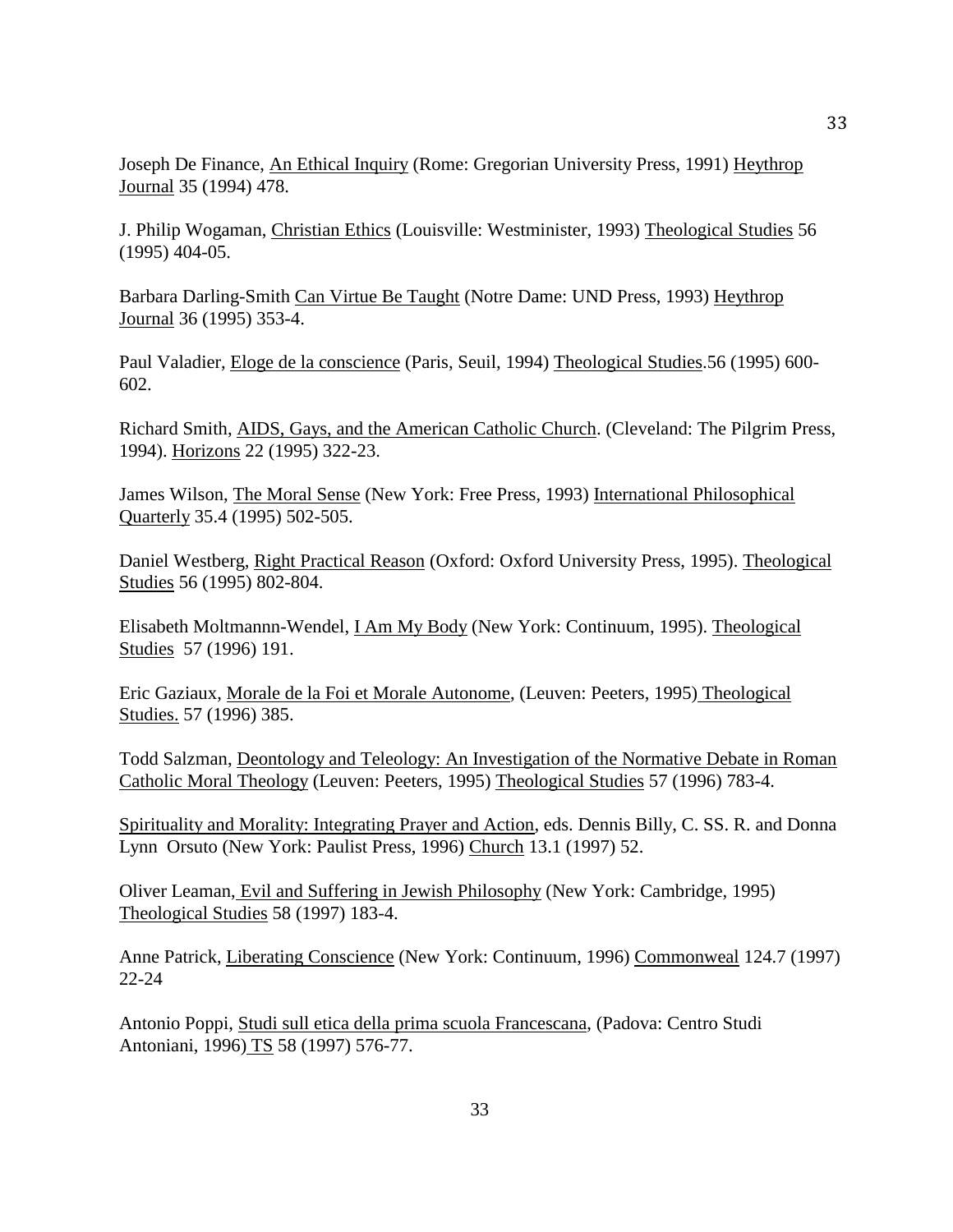Joseph De Finance, An Ethical Inquiry (Rome: Gregorian University Press, 1991) Heythrop Journal 35 (1994) 478.

J. Philip Wogaman, Christian Ethics (Louisville: Westminister, 1993) Theological Studies 56 (1995) 404-05.

Barbara Darling-Smith Can Virtue Be Taught (Notre Dame: UND Press, 1993) Heythrop Journal 36 (1995) 353-4.

Paul Valadier, Eloge de la conscience (Paris, Seuil, 1994) Theological Studies.56 (1995) 600-602.

Richard Smith, AIDS, Gays, and the American Catholic Church. (Cleveland: The Pilgrim Press, 1994). Horizons 22 (1995) 322-23.

James Wilson, The Moral Sense (New York: Free Press, 1993) International Philosophical Quarterly 35.4 (1995) 502-505.

Daniel Westberg, Right Practical Reason (Oxford: Oxford University Press, 1995). Theological Studies 56 (1995) 802-804.

Elisabeth Moltmannn-Wendel, I Am My Body (New York: Continuum, 1995). Theological Studies 57 (1996) 191.

Eric Gaziaux, Morale de la Foi et Morale Autonome, (Leuven: Peeters, 1995) Theological Studies. 57 (1996) 385.

Todd Salzman, Deontology and Teleology: An Investigation of the Normative Debate in Roman Catholic Moral Theology (Leuven: Peeters, 1995) Theological Studies 57 (1996) 783-4.

Spirituality and Morality: Integrating Prayer and Action, eds. Dennis Billy, C. SS. R. and Donna Lynn Orsuto (New York: Paulist Press, 1996) Church 13.1 (1997) 52.

Oliver Leaman, Evil and Suffering in Jewish Philosophy (New York: Cambridge, 1995) Theological Studies 58 (1997) 183-4.

Anne Patrick, Liberating Conscience (New York: Continuum, 1996) Commonweal 124.7 (1997) 22-24

Antonio Poppi, Studi sull etica della prima scuola Francescana, (Padova: Centro Studi Antoniani, 1996) TS 58 (1997) 576-77.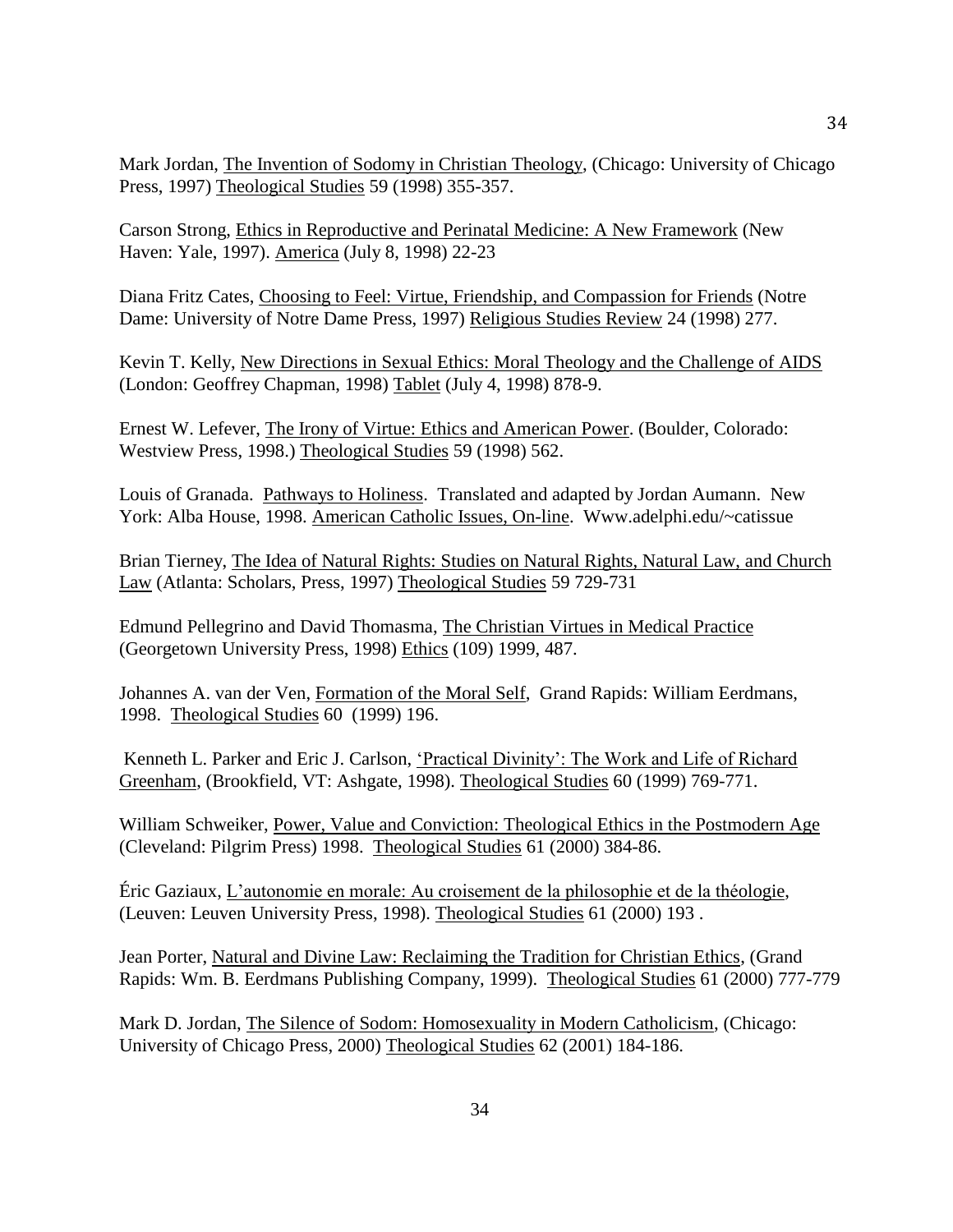Mark Jordan, The Invention of Sodomy in Christian Theology, (Chicago: University of Chicago Press, 1997) Theological Studies 59 (1998) 355-357.

Carson Strong, Ethics in Reproductive and Perinatal Medicine: A New Framework (New Haven: Yale, 1997). America (July 8, 1998) 22-23

Diana Fritz Cates, Choosing to Feel: Virtue, Friendship, and Compassion for Friends (Notre Dame: University of Notre Dame Press, 1997) Religious Studies Review 24 (1998) 277.

Kevin T. Kelly, New Directions in Sexual Ethics: Moral Theology and the Challenge of AIDS (London: Geoffrey Chapman, 1998) Tablet (July 4, 1998) 878-9.

Ernest W. Lefever, The Irony of Virtue: Ethics and American Power. (Boulder, Colorado: Westview Press, 1998.) Theological Studies 59 (1998) 562.

Louis of Granada. Pathways to Holiness. Translated and adapted by Jordan Aumann. New York: Alba House, 1998. American Catholic Issues, On-line. Www.adelphi.edu/~catissue

Brian Tierney, The Idea of Natural Rights: Studies on Natural Rights, Natural Law, and Church Law (Atlanta: Scholars, Press, 1997) Theological Studies 59 729-731

Edmund Pellegrino and David Thomasma, The Christian Virtues in Medical Practice (Georgetown University Press, 1998) Ethics (109) 1999, 487.

Johannes A. van der Ven, Formation of the Moral Self, Grand Rapids: William Eerdmans, 1998. Theological Studies 60 (1999) 196.

Kenneth L. Parker and Eric J. Carlson, 'Practical Divinity': The Work and Life of Richard Greenham, (Brookfield, VT: Ashgate, 1998). Theological Studies 60 (1999) 769-771.

William Schweiker, Power, Value and Conviction: Theological Ethics in the Postmodern Age (Cleveland: Pilgrim Press) 1998. Theological Studies 61 (2000) 384-86.

Éric Gaziaux, L'autonomie en morale: Au croisement de la philosophie et de la théologie, (Leuven: Leuven University Press, 1998). Theological Studies 61 (2000) 193 .

Jean Porter, Natural and Divine Law: Reclaiming the Tradition for Christian Ethics, (Grand Rapids: Wm. B. Eerdmans Publishing Company, 1999). Theological Studies 61 (2000) 777-779

Mark D. Jordan, The Silence of Sodom: Homosexuality in Modern Catholicism, (Chicago: University of Chicago Press, 2000) Theological Studies 62 (2001) 184-186.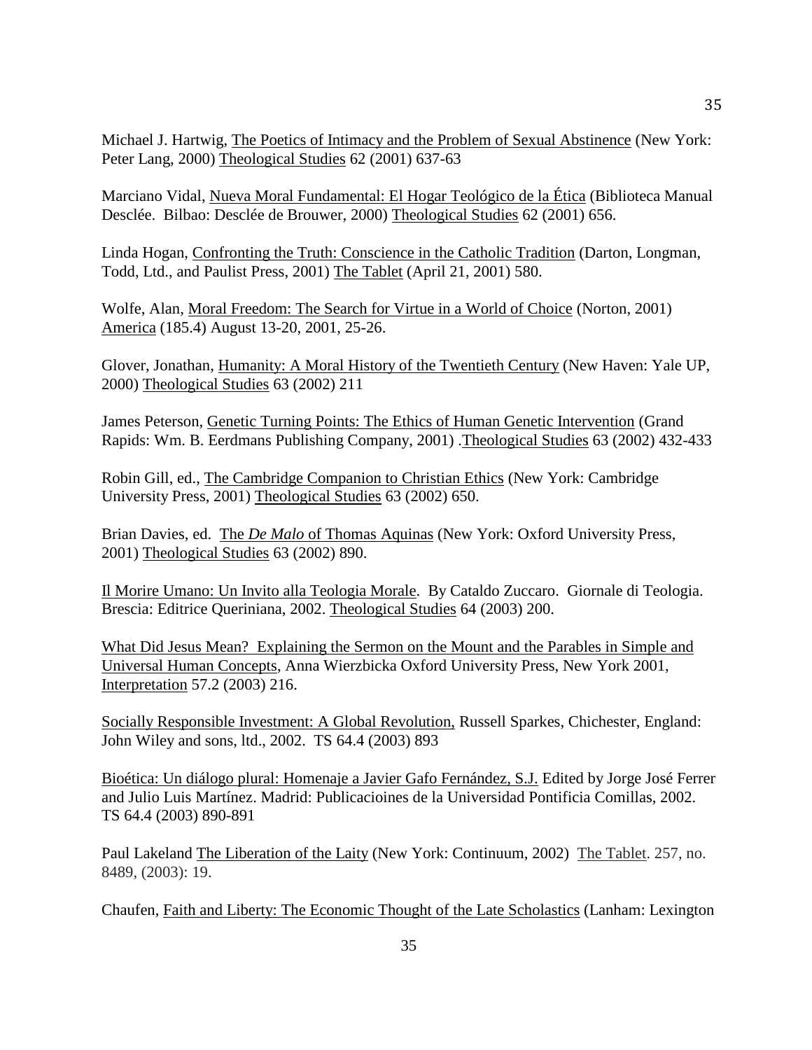Michael J. Hartwig, The Poetics of Intimacy and the Problem of Sexual Abstinence (New York: Peter Lang, 2000) Theological Studies 62 (2001) 637-63

Marciano Vidal, Nueva Moral Fundamental: El Hogar Teológico de la Ética (Biblioteca Manual Desclée. Bilbao: Desclée de Brouwer, 2000) Theological Studies 62 (2001) 656.

Linda Hogan, Confronting the Truth: Conscience in the Catholic Tradition (Darton, Longman, Todd, Ltd., and Paulist Press, 2001) The Tablet (April 21, 2001) 580.

Wolfe, Alan, Moral Freedom: The Search for Virtue in a World of Choice (Norton, 2001) America (185.4) August 13-20, 2001, 25-26.

Glover, Jonathan, Humanity: A Moral History of the Twentieth Century (New Haven: Yale UP, 2000) Theological Studies 63 (2002) 211

James Peterson, Genetic Turning Points: The Ethics of Human Genetic Intervention (Grand Rapids: Wm. B. Eerdmans Publishing Company, 2001) .Theological Studies 63 (2002) 432-433

Robin Gill, ed., The Cambridge Companion to Christian Ethics (New York: Cambridge University Press, 2001) Theological Studies 63 (2002) 650.

Brian Davies, ed. The *De Malo* of Thomas Aquinas (New York: Oxford University Press, 2001) Theological Studies 63 (2002) 890.

Il Morire Umano: Un Invito alla Teologia Morale. By Cataldo Zuccaro. Giornale di Teologia. Brescia: Editrice Queriniana, 2002. Theological Studies 64 (2003) 200.

What Did Jesus Mean? Explaining the Sermon on the Mount and the Parables in Simple and Universal Human Concepts, Anna Wierzbicka Oxford University Press, New York 2001, Interpretation 57.2 (2003) 216.

Socially Responsible Investment: A Global Revolution, Russell Sparkes, Chichester, England: John Wiley and sons, ltd., 2002. TS 64.4 (2003) 893

Bioética: Un diálogo plural: Homenaje a Javier Gafo Fernández, S.J. Edited by Jorge José Ferrer and Julio Luis Martínez. Madrid: Publicacioines de la Universidad Pontificia Comillas, 2002. TS 64.4 (2003) 890-891

Paul Lakeland The Liberation of the Laity (New York: Continuum, 2002) The Tablet. 257, no. 8489, (2003): 19.

Chaufen, Faith and Liberty: The Economic Thought of the Late Scholastics (Lanham: Lexington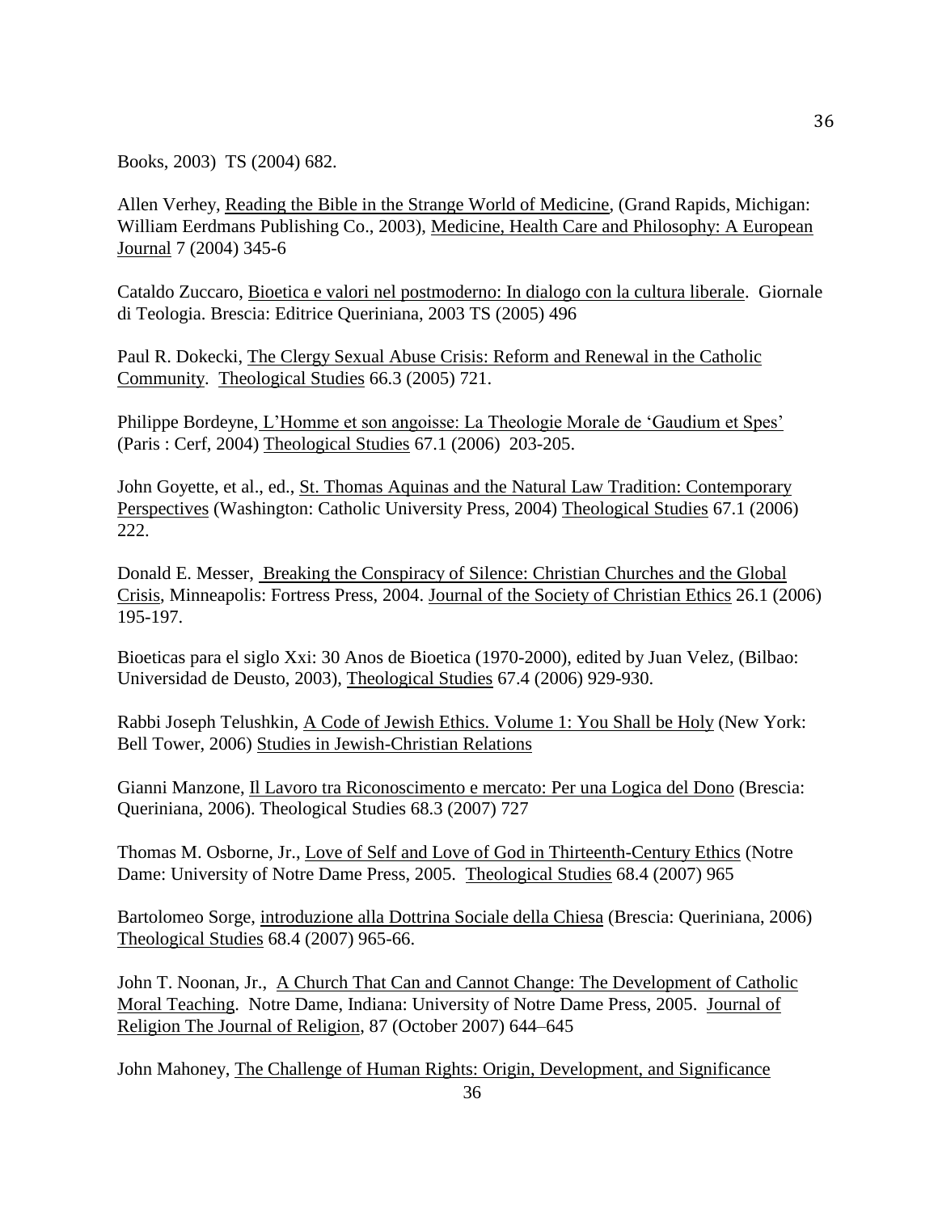Books, 2003) TS (2004) 682.

Allen Verhey, Reading the Bible in the Strange World of Medicine, (Grand Rapids, Michigan: William Eerdmans Publishing Co., 2003), Medicine, Health Care and Philosophy: A European Journal 7 (2004) 345-6

Cataldo Zuccaro, Bioetica e valori nel postmoderno: In dialogo con la cultura liberale. Giornale di Teologia. Brescia: Editrice Queriniana, 2003 TS (2005) 496

Paul R. Dokecki, The Clergy Sexual Abuse Crisis: Reform and Renewal in the Catholic Community. Theological Studies 66.3 (2005) 721.

Philippe Bordeyne, L'Homme et son angoisse: La Theologie Morale de 'Gaudium et Spes' (Paris : Cerf, 2004) Theological Studies 67.1 (2006) 203-205.

John Goyette, et al., ed., St. Thomas Aquinas and the Natural Law Tradition: Contemporary Perspectives (Washington: Catholic University Press, 2004) Theological Studies 67.1 (2006) 222.

Donald E. Messer, Breaking the Conspiracy of Silence: Christian Churches and the Global Crisis, Minneapolis: Fortress Press, 2004. Journal of the Society of Christian Ethics 26.1 (2006) 195-197.

Bioeticas para el siglo Xxi: 30 Anos de Bioetica (1970-2000), edited by Juan Velez, (Bilbao: Universidad de Deusto, 2003), Theological Studies 67.4 (2006) 929-930.

Rabbi Joseph Telushkin, A Code of Jewish Ethics. Volume 1: You Shall be Holy (New York: Bell Tower, 2006) Studies in Jewish-Christian Relations

Gianni Manzone, Il Lavoro tra Riconoscimento e mercato: Per una Logica del Dono (Brescia: Queriniana, 2006). Theological Studies 68.3 (2007) 727

Thomas M. Osborne, Jr., Love of Self and Love of God in Thirteenth-Century Ethics (Notre Dame: University of Notre Dame Press, 2005. Theological Studies 68.4 (2007) 965

Bartolomeo Sorge, introduzione alla Dottrina Sociale della Chiesa (Brescia: Queriniana, 2006) Theological Studies 68.4 (2007) 965-66.

John T. Noonan, Jr., A Church That Can and Cannot Change: The Development of Catholic Moral Teaching. Notre Dame, Indiana: University of Notre Dame Press, 2005. Journal of Religion The Journal of Religion, 87 (October 2007) 644–645

John Mahoney, The Challenge of Human Rights: Origin, Development, and Significance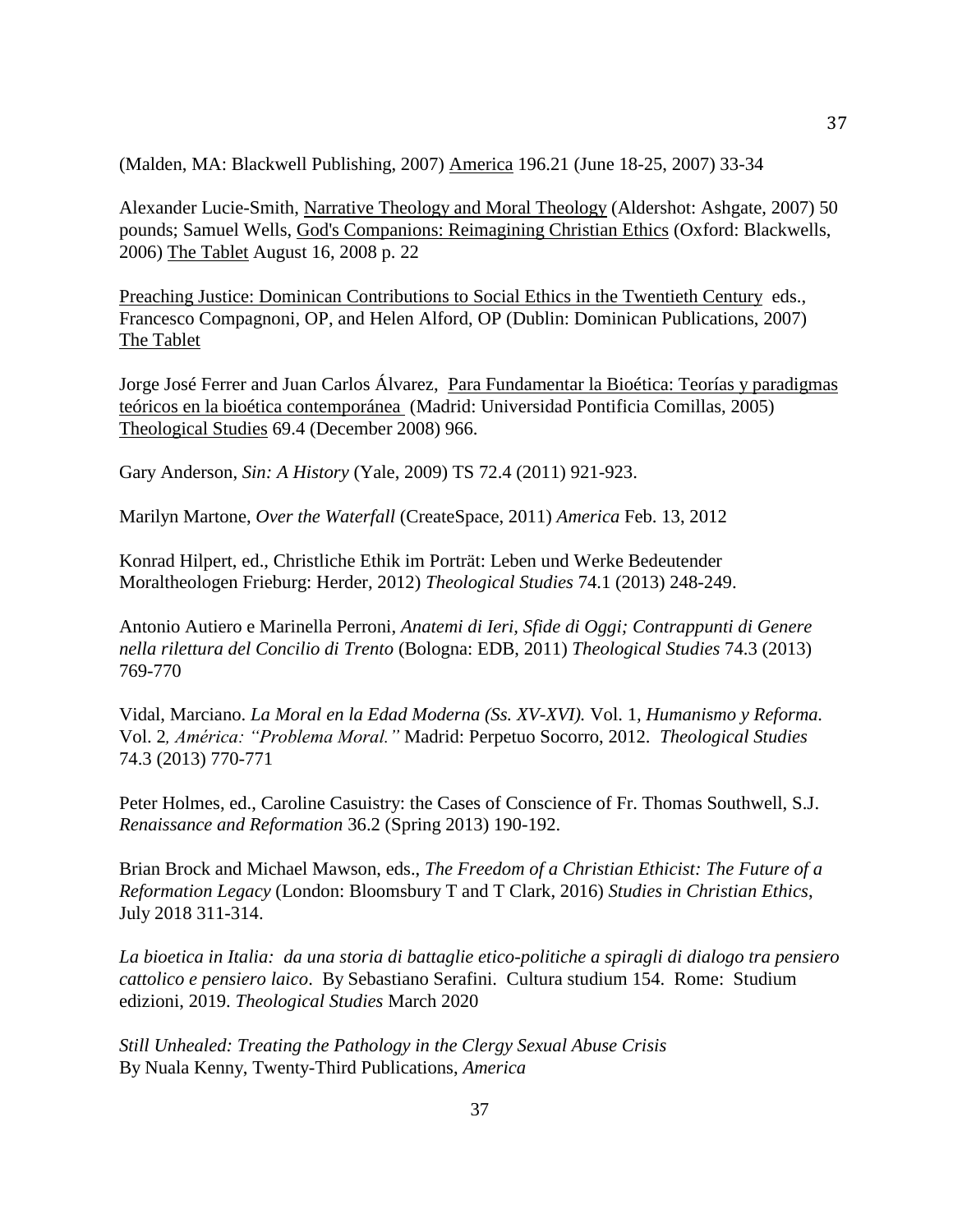(Malden, MA: Blackwell Publishing, 2007) <u>America</u> 196.21 (June 18-25, 2007) 33-34

Alexander Lucie-Smith, <u>Narrative Theology and Moral Theology</u> (Aldershot: Ashgate, 2007) 50 pounds; Samuel Wells, <u>God's Companions: Reimagining Christian Ethics</u> (Oxford: Blackwells, 2006) <u>The Tablet</u> August 16, 2008 p. 22

<u>Preaching Justice: Dominican Contributions to Social Ethics in the Twentieth Century</u> eds., Francesco Compagnoni, OP, and Helen Alford, OP (Dublin: Dominican Publications, 2007) <u>The Tablet</u>

Jorge José Ferrer and Juan Carlos Álvarez, <u>Para Fundamentar la Bioética: Teorías y paradigmas teóricos en la bioética contemporánea</u> (Madrid: Universidad Pontificia Comillas, 2005) <u>Theological Studies</u> 69.4 (December 2008) 966.

Gary Anderson, *Sin: A History* (Yale, 2009) TS 72.4 (2011) 921-923.

Marilyn Martone, *Over the Waterfall* (CreateSpace, 2011) *America* Feb. 13, 2012

Konrad Hilpert, ed., Christliche Ethik im Porträt: Leben und Werke Bedeutender Moraltheologen Frieburg: Herder, 2012) *Theological Studies* 74.1 (2013) 248-249.

Antonio Autiero e Marinella Perroni, *Anatemi di Ieri, Sfide di Oggi; Contrappunti di Genere nella rilettura del Concilio di Trento* (Bologna: EDB, 2011) *Theological Studies* 74.3 (2013) 769-770

Vidal, Marciano. *La Moral en la Edad Moderna (Ss. XV-XVI).* Vol. 1, *Humanismo y Reforma.* Vol. 2*, América: "Problema Moral."* Madrid: Perpetuo Socorro, 2012. *Theological Studies* 74.3 (2013) 770-771

Peter Holmes, ed., Caroline Casuistry: the Cases of Conscience of Fr. Thomas Southwell, S.J. *Renaissance and Reformation* 36.2 (Spring 2013) 190-192.

Brian Brock and Michael Mawson, eds., *The Freedom of a Christian Ethicist: The Future of a Reformation Legacy* (London: Bloomsbury T and T Clark, 2016) *Studies in Christian Ethics*, July 2018 311-314.

*La bioetica in Italia: da una storia di battaglie etico-politiche a spiragli di dialogo tra pensiero cattolico e pensiero laico*. By Sebastiano Serafini. Cultura studium 154. Rome: Studium edizioni, 2019. *Theological Studies* March 2020

*Still Unhealed: Treating the Pathology in the Clergy Sexual Abuse Crisis*
By Nuala Kenny, Twenty-Third Publications, *America*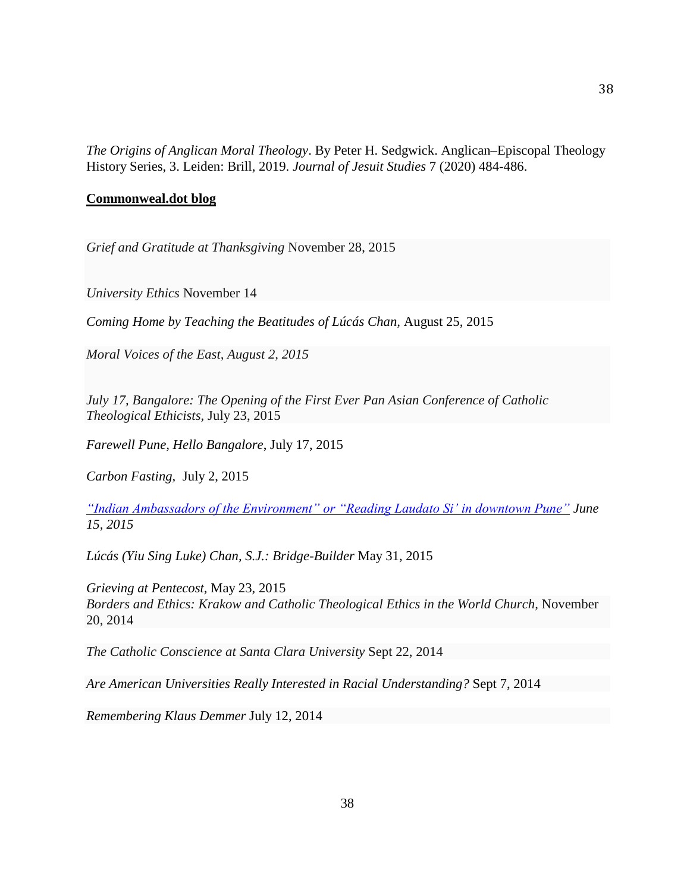*The Origins of Anglican Moral Theology*. By Peter H. Sedgwick. Anglican–Episcopal Theology History Series, 3. Leiden: Brill, 2019. *Journal of Jesuit Studies* 7 (2020) 484-486.

**Commonweal.dot blog**

*Grief and Gratitude at Thanksgiving* November 28, 2015

*University Ethics* November 14

*Coming Home by Teaching the Beatitudes of Lúcás Chan,* August 25, 2015

*Moral Voices of the East, August 2, 2015*

*July 17, Bangalore: The Opening of the First Ever Pan Asian Conference of Catholic Theological Ethicists,* July 23, 2015

*Farewell Pune, Hello Bangalore*, July 17, 2015

*Carbon Fasting,* July 2, 2015

*"Indian Ambassadors of the Environment" or "Reading Laudato Si' in downtown Pune" June 15, 2015*

*Lúcás (Yiu Sing Luke) Chan, S.J.: Bridge-Builder* May 31, 2015

*Grieving at Pentecost,* May 23, 2015

*Borders and Ethics: Krakow and Catholic Theological Ethics in the World Church,* November 20, 2014

*The Catholic Conscience at Santa Clara University* Sept 22, 2014

*Are American Universities Really Interested in Racial Understanding?* Sept 7, 2014

*Remembering Klaus Demmer* July 12, 2014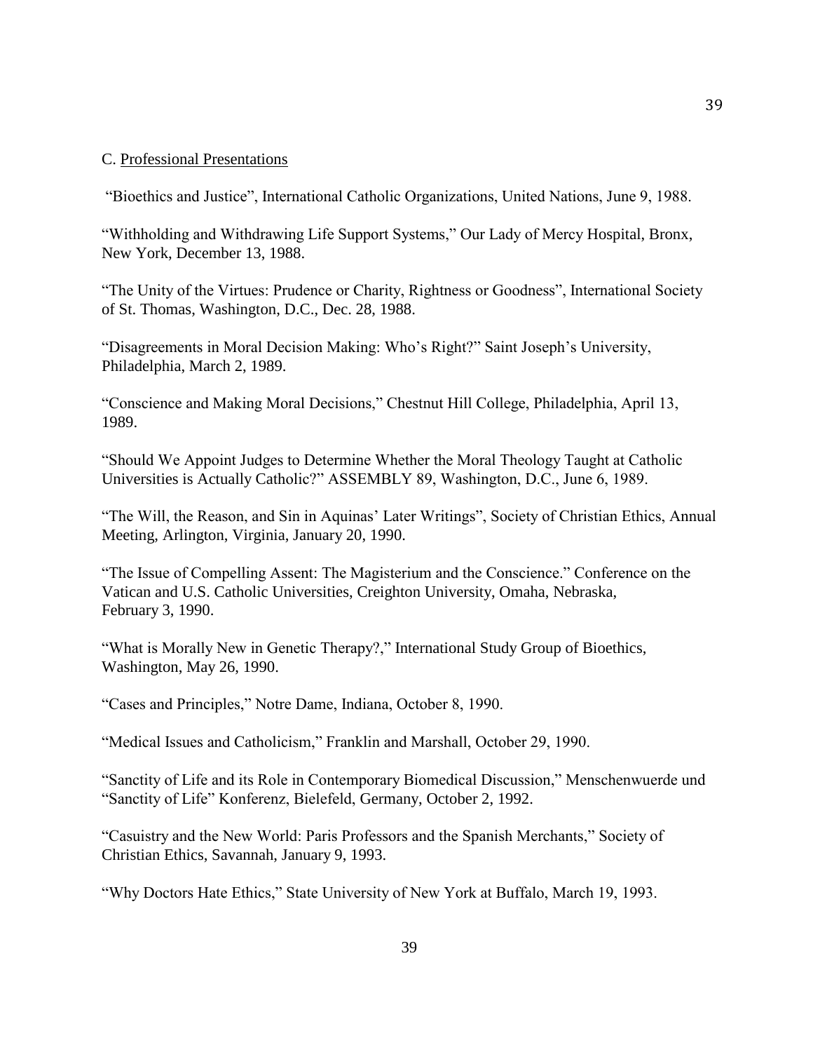C. Professional Presentations

"Bioethics and Justice", International Catholic Organizations, United Nations, June 9, 1988.

"Withholding and Withdrawing Life Support Systems," Our Lady of Mercy Hospital, Bronx, New York, December 13, 1988.

"The Unity of the Virtues: Prudence or Charity, Rightness or Goodness", International Society of St. Thomas, Washington, D.C., Dec. 28, 1988.

"Disagreements in Moral Decision Making: Who's Right?" Saint Joseph's University, Philadelphia, March 2, 1989.

"Conscience and Making Moral Decisions," Chestnut Hill College, Philadelphia, April 13, 1989.

"Should We Appoint Judges to Determine Whether the Moral Theology Taught at Catholic Universities is Actually Catholic?" ASSEMBLY 89, Washington, D.C., June 6, 1989.

"The Will, the Reason, and Sin in Aquinas' Later Writings", Society of Christian Ethics, Annual Meeting, Arlington, Virginia, January 20, 1990.

"The Issue of Compelling Assent: The Magisterium and the Conscience." Conference on the Vatican and U.S. Catholic Universities, Creighton University, Omaha, Nebraska, February 3, 1990.

"What is Morally New in Genetic Therapy?," International Study Group of Bioethics, Washington, May 26, 1990.

"Cases and Principles," Notre Dame, Indiana, October 8, 1990.

"Medical Issues and Catholicism," Franklin and Marshall, October 29, 1990.

"Sanctity of Life and its Role in Contemporary Biomedical Discussion," Menschenwuerde und "Sanctity of Life" Konferenz, Bielefeld, Germany, October 2, 1992.

"Casuistry and the New World: Paris Professors and the Spanish Merchants," Society of Christian Ethics, Savannah, January 9, 1993.

"Why Doctors Hate Ethics," State University of New York at Buffalo, March 19, 1993.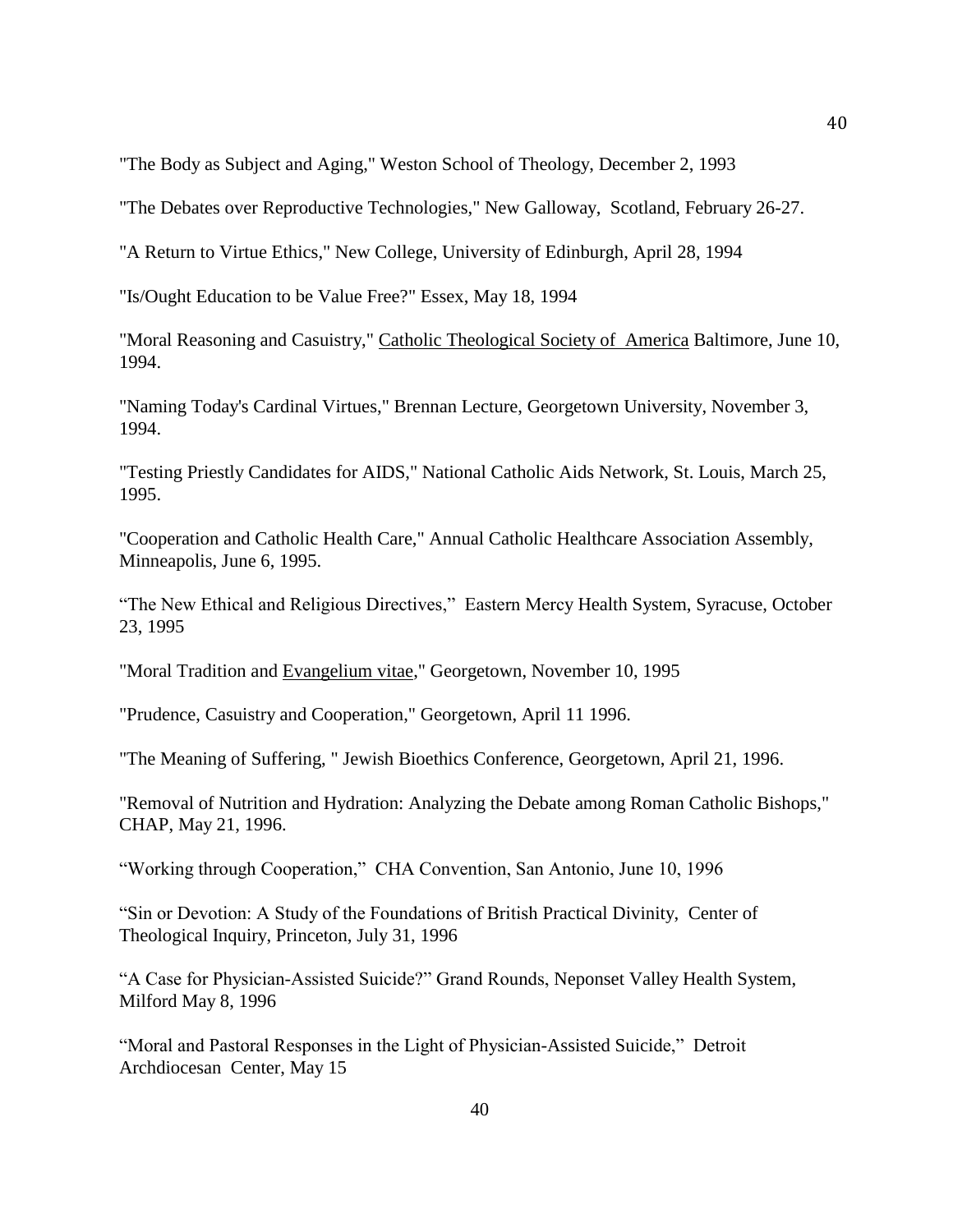"The Body as Subject and Aging," Weston School of Theology, December 2, 1993

"The Debates over Reproductive Technologies," New Galloway, Scotland, February 26-27.

"A Return to Virtue Ethics," New College, University of Edinburgh, April 28, 1994

"Is/Ought Education to be Value Free?" Essex, May 18, 1994

"Moral Reasoning and Casuistry," Catholic Theological Society of America Baltimore, June 10, 1994.

"Naming Today's Cardinal Virtues," Brennan Lecture, Georgetown University, November 3, 1994.

"Testing Priestly Candidates for AIDS," National Catholic Aids Network, St. Louis, March 25, 1995.

"Cooperation and Catholic Health Care," Annual Catholic Healthcare Association Assembly, Minneapolis, June 6, 1995.

"The New Ethical and Religious Directives," Eastern Mercy Health System, Syracuse, October 23, 1995

"Moral Tradition and Evangelium vitae," Georgetown, November 10, 1995

"Prudence, Casuistry and Cooperation," Georgetown, April 11 1996.

"The Meaning of Suffering, " Jewish Bioethics Conference, Georgetown, April 21, 1996.

"Removal of Nutrition and Hydration: Analyzing the Debate among Roman Catholic Bishops," CHAP, May 21, 1996.

"Working through Cooperation," CHA Convention, San Antonio, June 10, 1996

"Sin or Devotion: A Study of the Foundations of British Practical Divinity, Center of Theological Inquiry, Princeton, July 31, 1996

"A Case for Physician-Assisted Suicide?" Grand Rounds, Neponset Valley Health System, Milford May 8, 1996

"Moral and Pastoral Responses in the Light of Physician-Assisted Suicide," Detroit Archdiocesan Center, May 15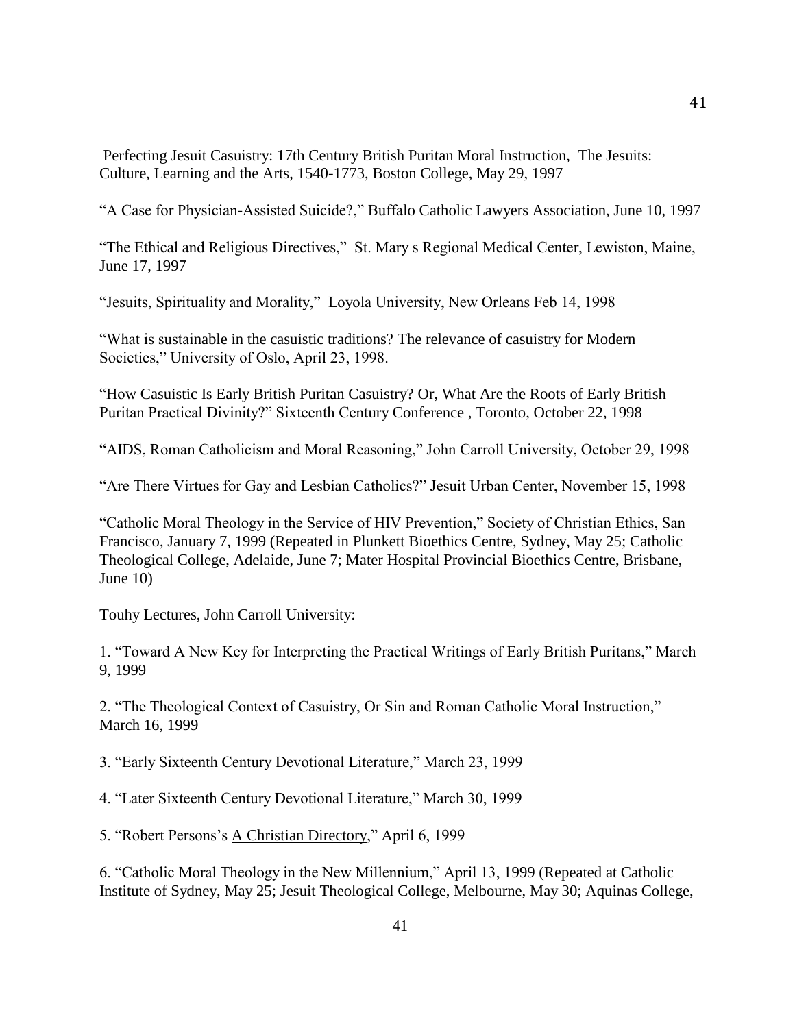Perfecting Jesuit Casuistry: 17th Century British Puritan Moral Instruction, The Jesuits: Culture, Learning and the Arts, 1540-1773, Boston College, May 29, 1997

"A Case for Physician-Assisted Suicide?," Buffalo Catholic Lawyers Association, June 10, 1997

"The Ethical and Religious Directives," St. Mary s Regional Medical Center, Lewiston, Maine, June 17, 1997

"Jesuits, Spirituality and Morality," Loyola University, New Orleans Feb 14, 1998

"What is sustainable in the casuistic traditions? The relevance of casuistry for Modern Societies," University of Oslo, April 23, 1998.

"How Casuistic Is Early British Puritan Casuistry? Or, What Are the Roots of Early British Puritan Practical Divinity?" Sixteenth Century Conference , Toronto, October 22, 1998

"AIDS, Roman Catholicism and Moral Reasoning," John Carroll University, October 29, 1998

"Are There Virtues for Gay and Lesbian Catholics?" Jesuit Urban Center, November 15, 1998

"Catholic Moral Theology in the Service of HIV Prevention," Society of Christian Ethics, San Francisco, January 7, 1999 (Repeated in Plunkett Bioethics Centre, Sydney, May 25; Catholic Theological College, Adelaide, June 7; Mater Hospital Provincial Bioethics Centre, Brisbane, June 10)

<u>Touhy Lectures, John Carroll University:</u>

1. "Toward A New Key for Interpreting the Practical Writings of Early British Puritans," March 9, 1999

2. "The Theological Context of Casuistry, Or Sin and Roman Catholic Moral Instruction," March 16, 1999

3. "Early Sixteenth Century Devotional Literature," March 23, 1999

4. "Later Sixteenth Century Devotional Literature," March 30, 1999

5. "Robert Persons's <u>A Christian Directory</u>," April 6, 1999

6. "Catholic Moral Theology in the New Millennium," April 13, 1999 (Repeated at Catholic Institute of Sydney, May 25; Jesuit Theological College, Melbourne, May 30; Aquinas College,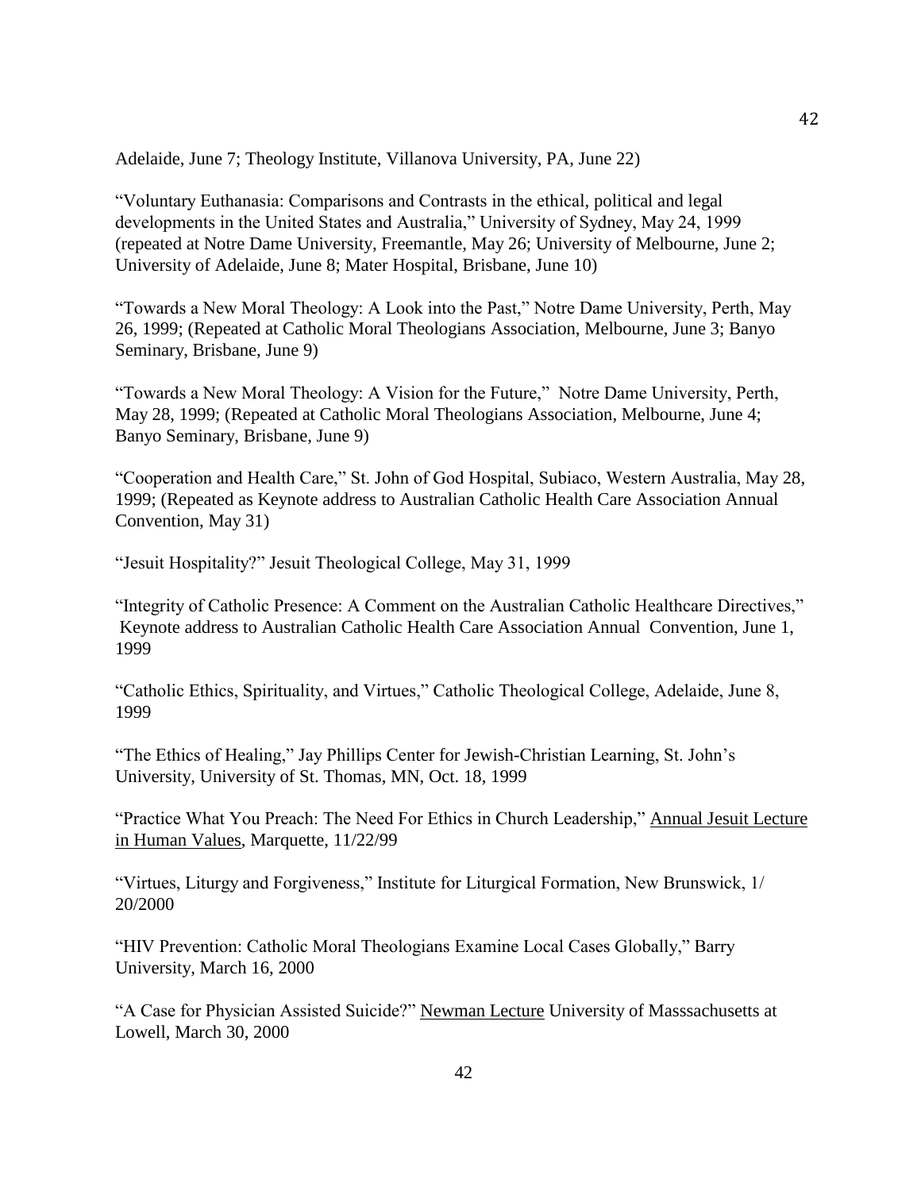Adelaide, June 7; Theology Institute, Villanova University, PA, June 22)

"Voluntary Euthanasia: Comparisons and Contrasts in the ethical, political and legal developments in the United States and Australia," University of Sydney, May 24, 1999 (repeated at Notre Dame University, Freemantle, May 26; University of Melbourne, June 2; University of Adelaide, June 8; Mater Hospital, Brisbane, June 10)

"Towards a New Moral Theology: A Look into the Past," Notre Dame University, Perth, May 26, 1999; (Repeated at Catholic Moral Theologians Association, Melbourne, June 3; Banyo Seminary, Brisbane, June 9)

"Towards a New Moral Theology: A Vision for the Future," Notre Dame University, Perth, May 28, 1999; (Repeated at Catholic Moral Theologians Association, Melbourne, June 4; Banyo Seminary, Brisbane, June 9)

"Cooperation and Health Care," St. John of God Hospital, Subiaco, Western Australia, May 28, 1999; (Repeated as Keynote address to Australian Catholic Health Care Association Annual Convention, May 31)

"Jesuit Hospitality?" Jesuit Theological College, May 31, 1999

"Integrity of Catholic Presence: A Comment on the Australian Catholic Healthcare Directives," Keynote address to Australian Catholic Health Care Association Annual Convention, June 1, 1999

"Catholic Ethics, Spirituality, and Virtues," Catholic Theological College, Adelaide, June 8, 1999

"The Ethics of Healing," Jay Phillips Center for Jewish-Christian Learning, St. John's University, University of St. Thomas, MN, Oct. 18, 1999

"Practice What You Preach: The Need For Ethics in Church Leadership," Annual Jesuit Lecture in Human Values, Marquette, 11/22/99

"Virtues, Liturgy and Forgiveness," Institute for Liturgical Formation, New Brunswick, 1/ 20/2000

"HIV Prevention: Catholic Moral Theologians Examine Local Cases Globally," Barry University, March 16, 2000

"A Case for Physician Assisted Suicide?" Newman Lecture University of Masssachusetts at Lowell, March 30, 2000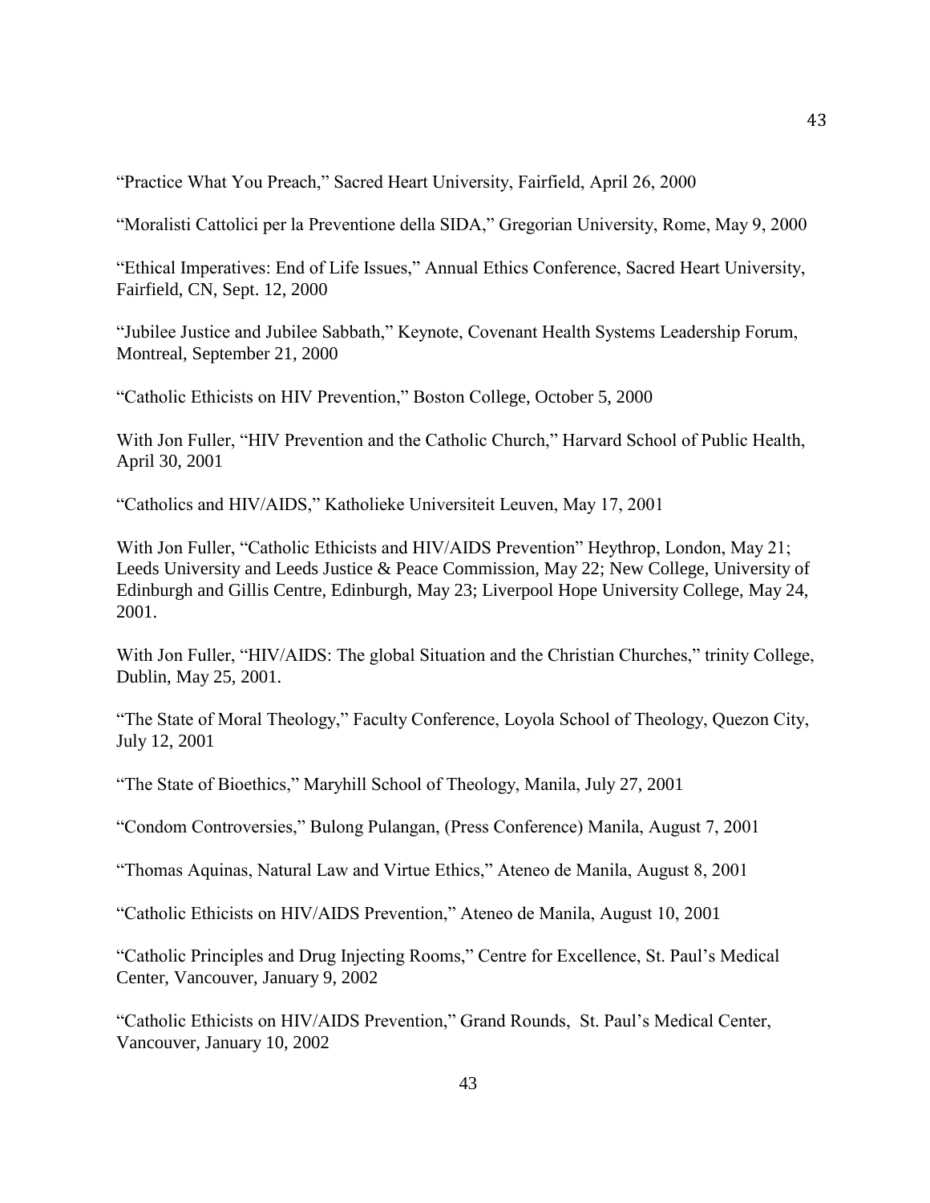“Practice What You Preach,” Sacred Heart University, Fairfield, April 26, 2000

“Moralisti Cattolici per la Preventione della SIDA,” Gregorian University, Rome, May 9, 2000

“Ethical Imperatives: End of Life Issues,” Annual Ethics Conference, Sacred Heart University, Fairfield, CN, Sept. 12, 2000

“Jubilee Justice and Jubilee Sabbath,” Keynote, Covenant Health Systems Leadership Forum, Montreal, September 21, 2000

“Catholic Ethicists on HIV Prevention,” Boston College, October 5, 2000

With Jon Fuller, “HIV Prevention and the Catholic Church,” Harvard School of Public Health, April 30, 2001

“Catholics and HIV/AIDS,” Katholieke Universiteit Leuven, May 17, 2001

With Jon Fuller, “Catholic Ethicists and HIV/AIDS Prevention” Heythrop, London, May 21; Leeds University and Leeds Justice & Peace Commission, May 22; New College, University of Edinburgh and Gillis Centre, Edinburgh, May 23; Liverpool Hope University College, May 24, 2001.

With Jon Fuller, “HIV/AIDS: The global Situation and the Christian Churches,” trinity College, Dublin, May 25, 2001.

“The State of Moral Theology,” Faculty Conference, Loyola School of Theology, Quezon City, July 12, 2001

“The State of Bioethics,” Maryhill School of Theology, Manila, July 27, 2001

“Condom Controversies,” Bulong Pulangan, (Press Conference) Manila, August 7, 2001

“Thomas Aquinas, Natural Law and Virtue Ethics,” Ateneo de Manila, August 8, 2001

“Catholic Ethicists on HIV/AIDS Prevention,” Ateneo de Manila, August 10, 2001

“Catholic Principles and Drug Injecting Rooms,” Centre for Excellence, St. Paul’s Medical Center, Vancouver, January 9, 2002

“Catholic Ethicists on HIV/AIDS Prevention,” Grand Rounds, St. Paul’s Medical Center, Vancouver, January 10, 2002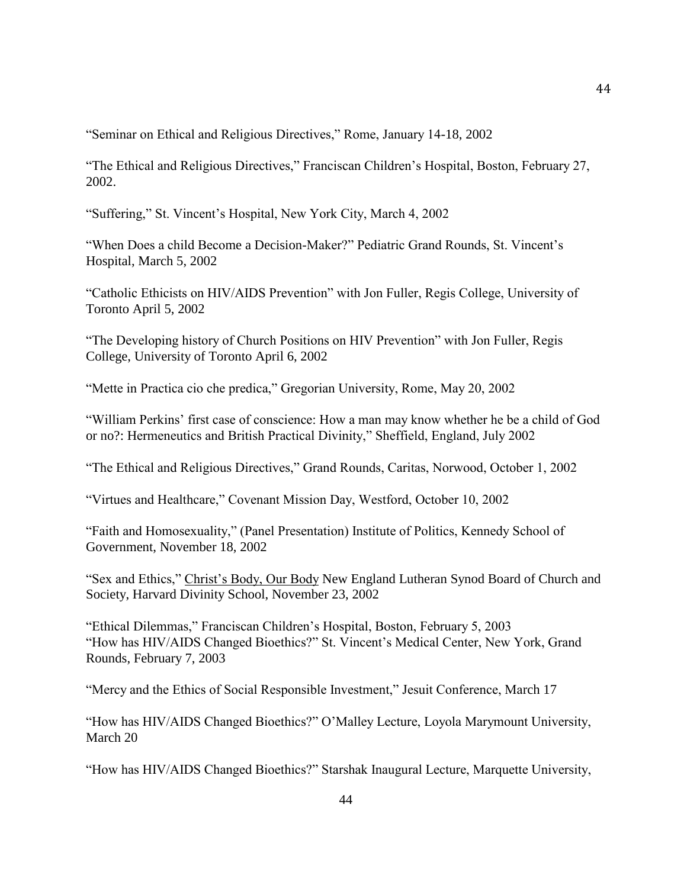“Seminar on Ethical and Religious Directives,” Rome, January 14-18, 2002

“The Ethical and Religious Directives,” Franciscan Children’s Hospital, Boston, February 27, 2002.

“Suffering,” St. Vincent’s Hospital, New York City, March 4, 2002

“When Does a child Become a Decision-Maker?” Pediatric Grand Rounds, St. Vincent’s Hospital, March 5, 2002

“Catholic Ethicists on HIV/AIDS Prevention” with Jon Fuller, Regis College, University of Toronto April 5, 2002

“The Developing history of Church Positions on HIV Prevention” with Jon Fuller, Regis College, University of Toronto April 6, 2002

“Mette in Practica cio che predica,” Gregorian University, Rome, May 20, 2002

“William Perkins’ first case of conscience: How a man may know whether he be a child of God or no?: Hermeneutics and British Practical Divinity,” Sheffield, England, July 2002

“The Ethical and Religious Directives,” Grand Rounds, Caritas, Norwood, October 1, 2002

“Virtues and Healthcare,” Covenant Mission Day, Westford, October 10, 2002

“Faith and Homosexuality,” (Panel Presentation) Institute of Politics, Kennedy School of Government, November 18, 2002

“Sex and Ethics,” Christ’s Body, Our Body New England Lutheran Synod Board of Church and Society, Harvard Divinity School, November 23, 2002

“Ethical Dilemmas,” Franciscan Children’s Hospital, Boston, February 5, 2003
“How has HIV/AIDS Changed Bioethics?” St. Vincent’s Medical Center, New York, Grand Rounds, February 7, 2003

“Mercy and the Ethics of Social Responsible Investment,” Jesuit Conference, March 17

“How has HIV/AIDS Changed Bioethics?” O’Malley Lecture, Loyola Marymount University, March 20

“How has HIV/AIDS Changed Bioethics?” Starshak Inaugural Lecture, Marquette University,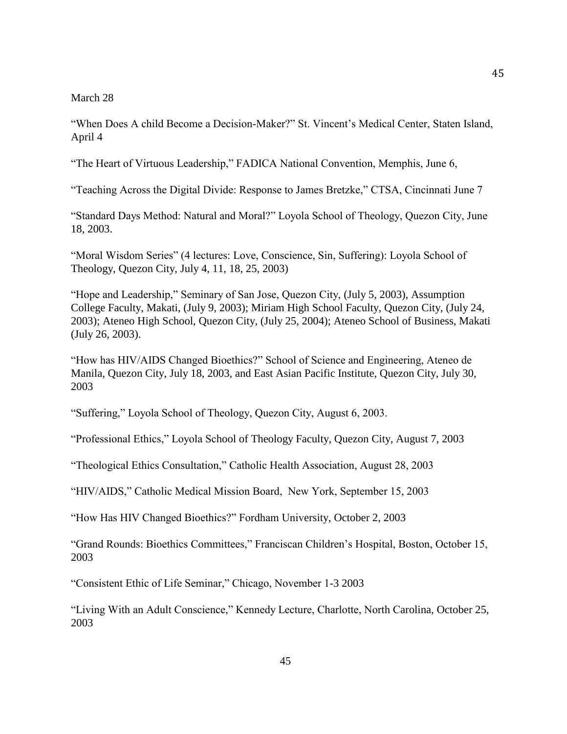March 28

“When Does A child Become a Decision-Maker?” St. Vincent’s Medical Center, Staten Island, April 4

“The Heart of Virtuous Leadership,” FADICA National Convention, Memphis, June 6,

“Teaching Across the Digital Divide: Response to James Bretzke,” CTSA, Cincinnati June 7

“Standard Days Method: Natural and Moral?” Loyola School of Theology, Quezon City, June 18, 2003.

“Moral Wisdom Series” (4 lectures: Love, Conscience, Sin, Suffering): Loyola School of Theology, Quezon City, July 4, 11, 18, 25, 2003)

“Hope and Leadership,” Seminary of San Jose, Quezon City, (July 5, 2003), Assumption College Faculty, Makati, (July 9, 2003); Miriam High School Faculty, Quezon City, (July 24, 2003); Ateneo High School, Quezon City, (July 25, 2004); Ateneo School of Business, Makati (July 26, 2003).

“How has HIV/AIDS Changed Bioethics?” School of Science and Engineering, Ateneo de Manila, Quezon City, July 18, 2003, and East Asian Pacific Institute, Quezon City, July 30, 2003

“Suffering,” Loyola School of Theology, Quezon City, August 6, 2003.

“Professional Ethics,” Loyola School of Theology Faculty, Quezon City, August 7, 2003

“Theological Ethics Consultation,” Catholic Health Association, August 28, 2003

“HIV/AIDS,” Catholic Medical Mission Board, New York, September 15, 2003

“How Has HIV Changed Bioethics?” Fordham University, October 2, 2003

“Grand Rounds: Bioethics Committees,” Franciscan Children’s Hospital, Boston, October 15, 2003

“Consistent Ethic of Life Seminar,” Chicago, November 1-3 2003

“Living With an Adult Conscience,” Kennedy Lecture, Charlotte, North Carolina, October 25, 2003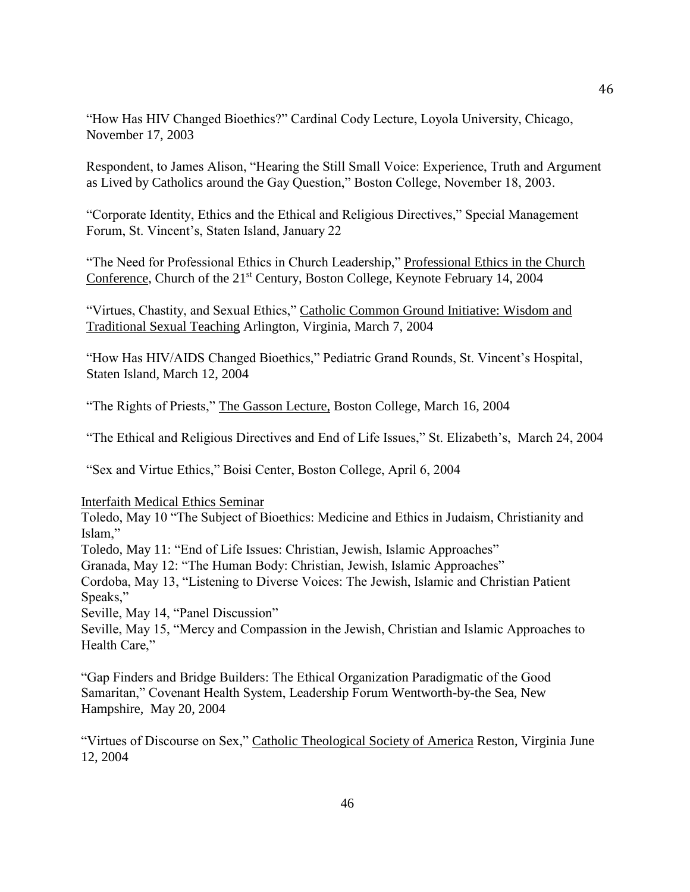"How Has HIV Changed Bioethics?" Cardinal Cody Lecture, Loyola University, Chicago, November 17, 2003

Respondent, to James Alison, "Hearing the Still Small Voice: Experience, Truth and Argument as Lived by Catholics around the Gay Question," Boston College, November 18, 2003.

"Corporate Identity, Ethics and the Ethical and Religious Directives," Special Management Forum, St. Vincent's, Staten Island, January 22

"The Need for Professional Ethics in Church Leadership," Professional Ethics in the Church Conference, Church of the 21st Century, Boston College, Keynote February 14, 2004

"Virtues, Chastity, and Sexual Ethics," Catholic Common Ground Initiative: Wisdom and Traditional Sexual Teaching Arlington, Virginia, March 7, 2004

"How Has HIV/AIDS Changed Bioethics," Pediatric Grand Rounds, St. Vincent's Hospital, Staten Island, March 12, 2004

"The Rights of Priests," The Gasson Lecture, Boston College, March 16, 2004

"The Ethical and Religious Directives and End of Life Issues," St. Elizabeth's, March 24, 2004

"Sex and Virtue Ethics," Boisi Center, Boston College, April 6, 2004

Interfaith Medical Ethics Seminar
Toledo, May 10 "The Subject of Bioethics: Medicine and Ethics in Judaism, Christianity and Islam,"
Toledo, May 11: "End of Life Issues: Christian, Jewish, Islamic Approaches"
Granada, May 12: "The Human Body: Christian, Jewish, Islamic Approaches"
Cordoba, May 13, "Listening to Diverse Voices: The Jewish, Islamic and Christian Patient Speaks,"
Seville, May 14, "Panel Discussion"
Seville, May 15, "Mercy and Compassion in the Jewish, Christian and Islamic Approaches to Health Care,"

"Gap Finders and Bridge Builders: The Ethical Organization Paradigmatic of the Good Samaritan," Covenant Health System, Leadership Forum Wentworth-by-the Sea, New Hampshire, May 20, 2004

"Virtues of Discourse on Sex," Catholic Theological Society of America Reston, Virginia June 12, 2004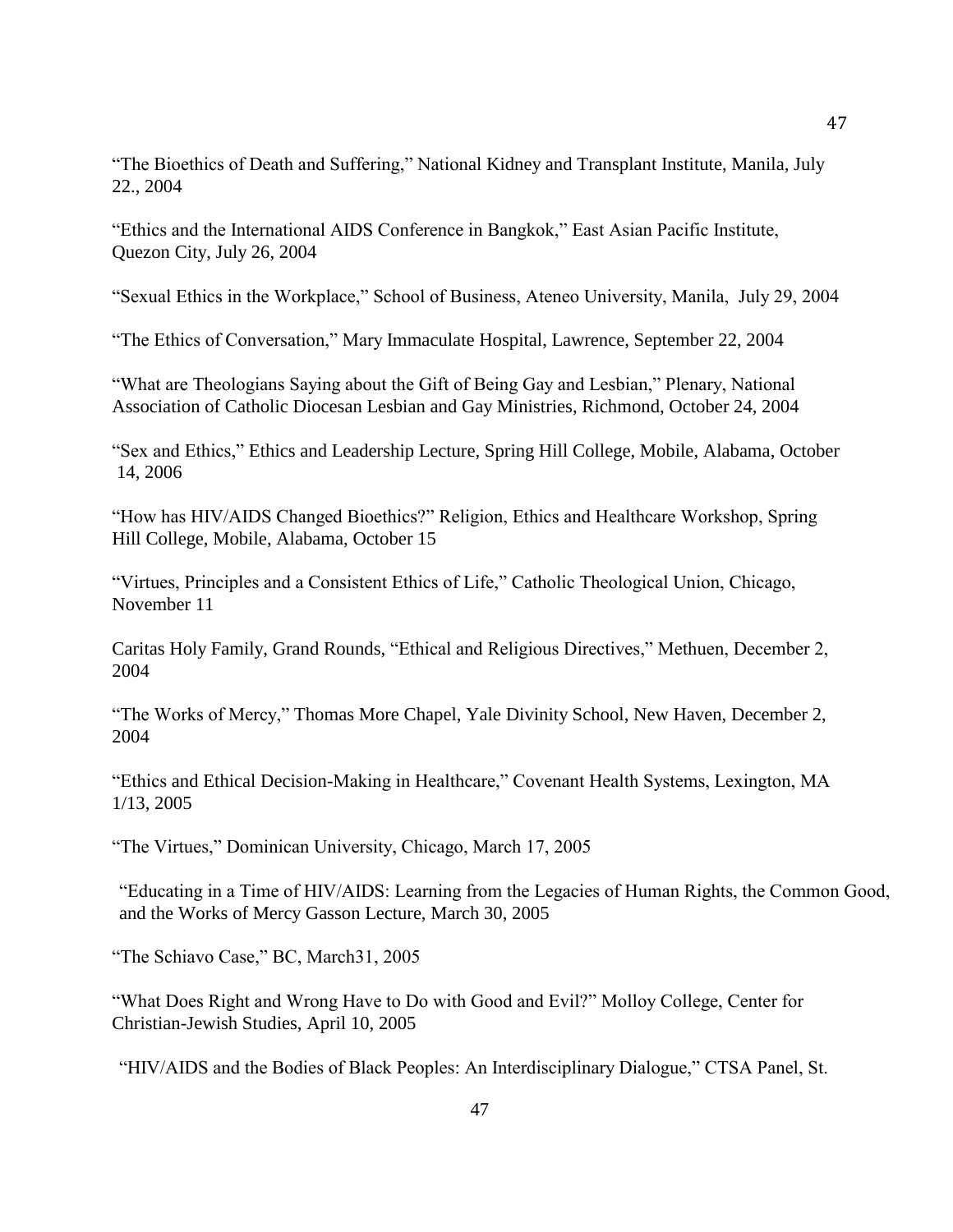"The Bioethics of Death and Suffering," National Kidney and Transplant Institute, Manila, July 22., 2004

"Ethics and the International AIDS Conference in Bangkok," East Asian Pacific Institute, Quezon City, July 26, 2004

"Sexual Ethics in the Workplace," School of Business, Ateneo University, Manila, July 29, 2004

"The Ethics of Conversation," Mary Immaculate Hospital, Lawrence, September 22, 2004

"What are Theologians Saying about the Gift of Being Gay and Lesbian," Plenary, National Association of Catholic Diocesan Lesbian and Gay Ministries, Richmond, October 24, 2004

"Sex and Ethics," Ethics and Leadership Lecture, Spring Hill College, Mobile, Alabama, October 14, 2006

"How has HIV/AIDS Changed Bioethics?" Religion, Ethics and Healthcare Workshop, Spring Hill College, Mobile, Alabama, October 15

"Virtues, Principles and a Consistent Ethics of Life," Catholic Theological Union, Chicago, November 11

Caritas Holy Family, Grand Rounds, "Ethical and Religious Directives," Methuen, December 2, 2004

"The Works of Mercy," Thomas More Chapel, Yale Divinity School, New Haven, December 2, 2004

"Ethics and Ethical Decision-Making in Healthcare," Covenant Health Systems, Lexington, MA 1/13, 2005

"The Virtues," Dominican University, Chicago, March 17, 2005

"Educating in a Time of HIV/AIDS: Learning from the Legacies of Human Rights, the Common Good, and the Works of Mercy Gasson Lecture, March 30, 2005

"The Schiavo Case," BC, March31, 2005

"What Does Right and Wrong Have to Do with Good and Evil?" Molloy College, Center for Christian-Jewish Studies, April 10, 2005

"HIV/AIDS and the Bodies of Black Peoples: An Interdisciplinary Dialogue," CTSA Panel, St.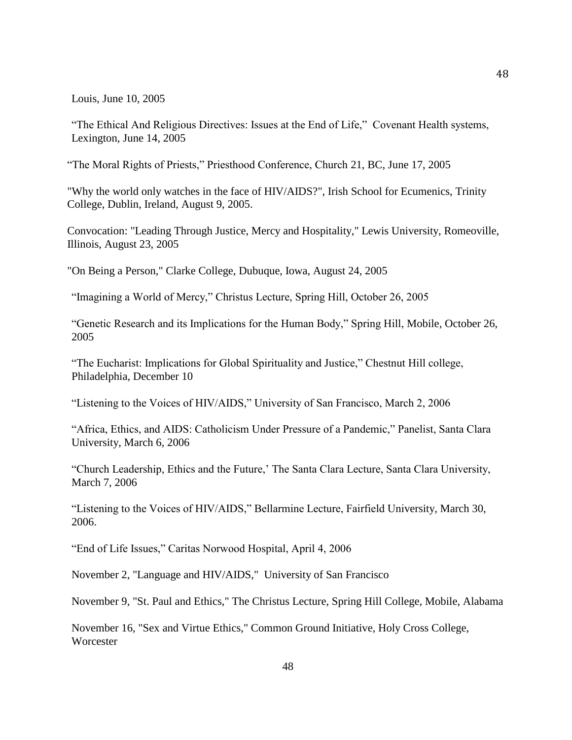Louis, June 10, 2005

"The Ethical And Religious Directives: Issues at the End of Life," Covenant Health systems, Lexington, June 14, 2005

"The Moral Rights of Priests," Priesthood Conference, Church 21, BC, June 17, 2005

"Why the world only watches in the face of HIV/AIDS?", Irish School for Ecumenics, Trinity College, Dublin, Ireland, August 9, 2005.

Convocation: "Leading Through Justice, Mercy and Hospitality," Lewis University, Romeoville, Illinois, August 23, 2005

"On Being a Person," Clarke College, Dubuque, Iowa, August 24, 2005

"Imagining a World of Mercy," Christus Lecture, Spring Hill, October 26, 2005

"Genetic Research and its Implications for the Human Body," Spring Hill, Mobile, October 26, 2005

"The Eucharist: Implications for Global Spirituality and Justice," Chestnut Hill college, Philadelphia, December 10

"Listening to the Voices of HIV/AIDS," University of San Francisco, March 2, 2006

"Africa, Ethics, and AIDS: Catholicism Under Pressure of a Pandemic," Panelist, Santa Clara University, March 6, 2006

"Church Leadership, Ethics and the Future,' The Santa Clara Lecture, Santa Clara University, March 7, 2006

"Listening to the Voices of HIV/AIDS," Bellarmine Lecture, Fairfield University, March 30, 2006.

"End of Life Issues," Caritas Norwood Hospital, April 4, 2006

November 2, "Language and HIV/AIDS," University of San Francisco

November 9, "St. Paul and Ethics," The Christus Lecture, Spring Hill College, Mobile, Alabama

November 16, "Sex and Virtue Ethics," Common Ground Initiative, Holy Cross College, Worcester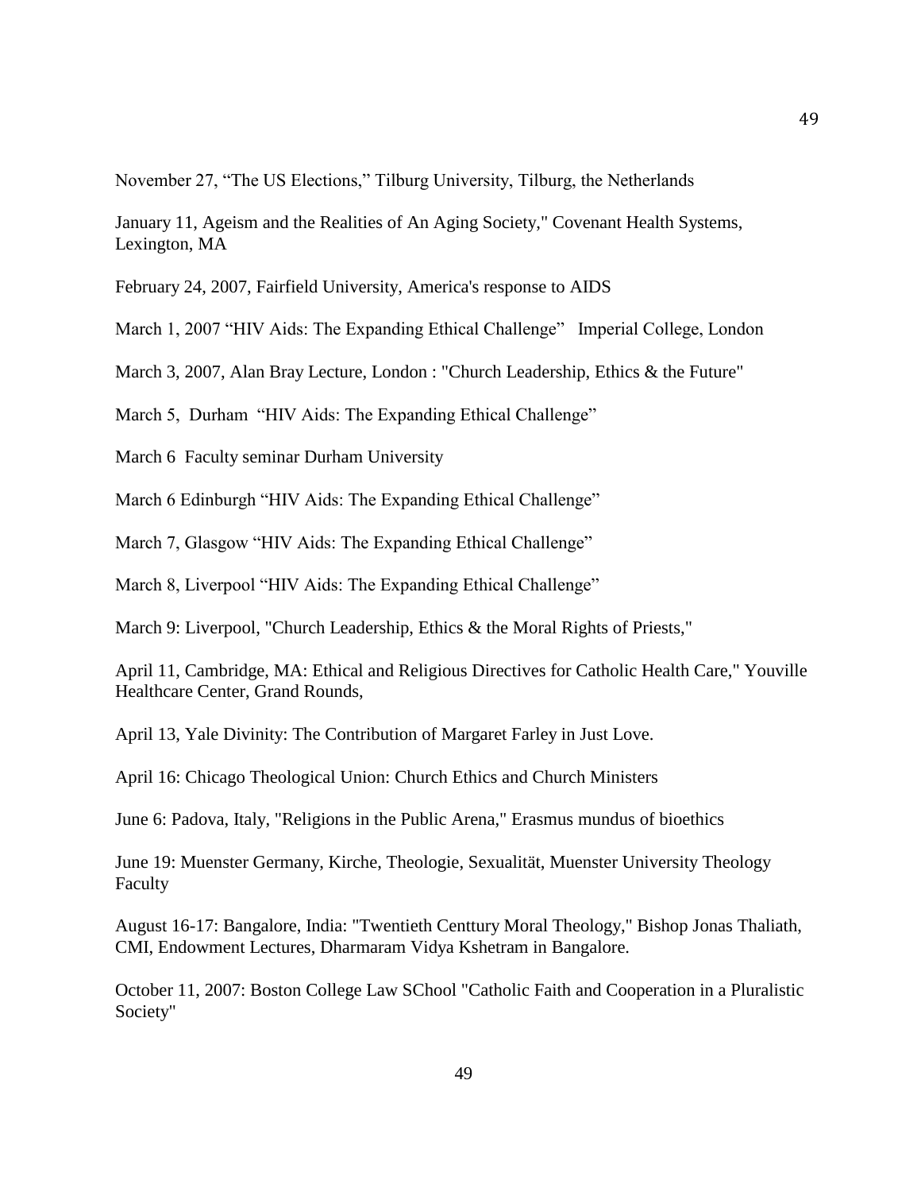November 27, “The US Elections,” Tilburg University, Tilburg, the Netherlands

January 11, Ageism and the Realities of An Aging Society," Covenant Health Systems, Lexington, MA

February 24, 2007, Fairfield University, America's response to AIDS

March 1, 2007 “HIV Aids: The Expanding Ethical Challenge”   Imperial College, London

March 3, 2007, Alan Bray Lecture, London : "Church Leadership, Ethics & the Future"

March 5,  Durham  “HIV Aids: The Expanding Ethical Challenge”

March 6  Faculty seminar Durham University

March 6 Edinburgh “HIV Aids: The Expanding Ethical Challenge”

March 7, Glasgow “HIV Aids: The Expanding Ethical Challenge”

March 8, Liverpool “HIV Aids: The Expanding Ethical Challenge”

March 9: Liverpool, "Church Leadership, Ethics & the Moral Rights of Priests,"

April 11, Cambridge, MA: Ethical and Religious Directives for Catholic Health Care," Youville Healthcare Center, Grand Rounds,

April 13, Yale Divinity: The Contribution of Margaret Farley in Just Love.

April 16: Chicago Theological Union: Church Ethics and Church Ministers

June 6: Padova, Italy, "Religions in the Public Arena," Erasmus mundus of bioethics

June 19: Muenster Germany, Kirche, Theologie, Sexualität, Muenster University Theology Faculty

August 16-17: Bangalore, India: "Twentieth Centtury Moral Theology," Bishop Jonas Thaliath, CMI, Endowment Lectures, Dharmaram Vidya Kshetram in Bangalore.

October 11, 2007: Boston College Law SChool "Catholic Faith and Cooperation in a Pluralistic Society"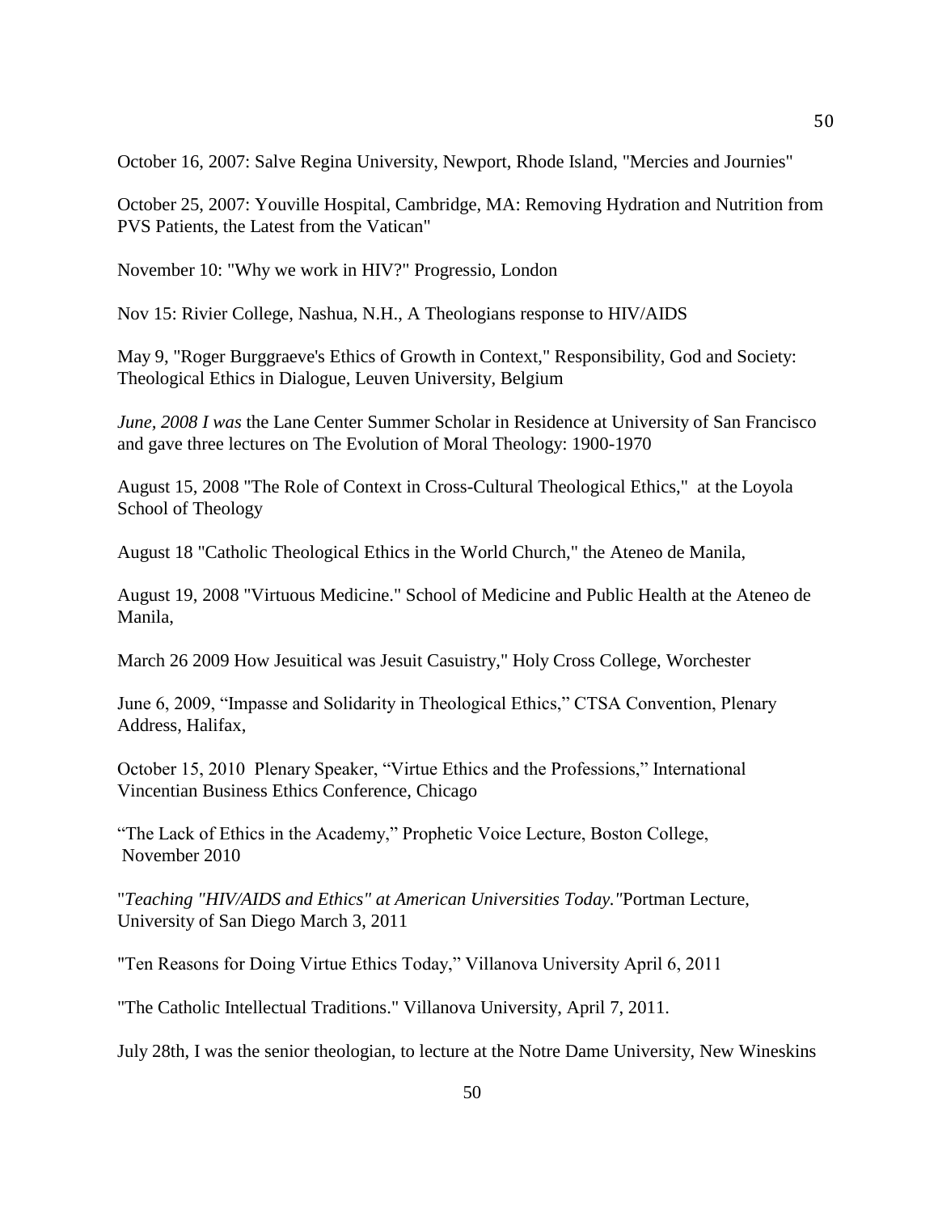October 16, 2007: Salve Regina University, Newport, Rhode Island, "Mercies and Journies"

October 25, 2007: Youville Hospital, Cambridge, MA: Removing Hydration and Nutrition from PVS Patients, the Latest from the Vatican"

November 10: "Why we work in HIV?" Progressio, London

Nov 15: Rivier College, Nashua, N.H., A Theologians response to HIV/AIDS

May 9, "Roger Burggraeve's Ethics of Growth in Context," Responsibility, God and Society: Theological Ethics in Dialogue, Leuven University, Belgium

*June, 2008 I was* the Lane Center Summer Scholar in Residence at University of San Francisco and gave three lectures on The Evolution of Moral Theology: 1900-1970

August 15, 2008 "The Role of Context in Cross-Cultural Theological Ethics," at the Loyola School of Theology

August 18 "Catholic Theological Ethics in the World Church," the Ateneo de Manila,

August 19, 2008 "Virtuous Medicine." School of Medicine and Public Health at the Ateneo de Manila,

March 26 2009 How Jesuitical was Jesuit Casuistry," Holy Cross College, Worchester

June 6, 2009, "Impasse and Solidarity in Theological Ethics," CTSA Convention, Plenary Address, Halifax,

October 15, 2010 Plenary Speaker, "Virtue Ethics and the Professions," International Vincentian Business Ethics Conference, Chicago

"The Lack of Ethics in the Academy," Prophetic Voice Lecture, Boston College, November 2010

"*Teaching "HIV/AIDS and Ethics" at American Universities Today."*Portman Lecture, University of San Diego March 3, 2011

"Ten Reasons for Doing Virtue Ethics Today," Villanova University April 6, 2011

"The Catholic Intellectual Traditions." Villanova University, April 7, 2011.

July 28th, I was the senior theologian, to lecture at the Notre Dame University, New Wineskins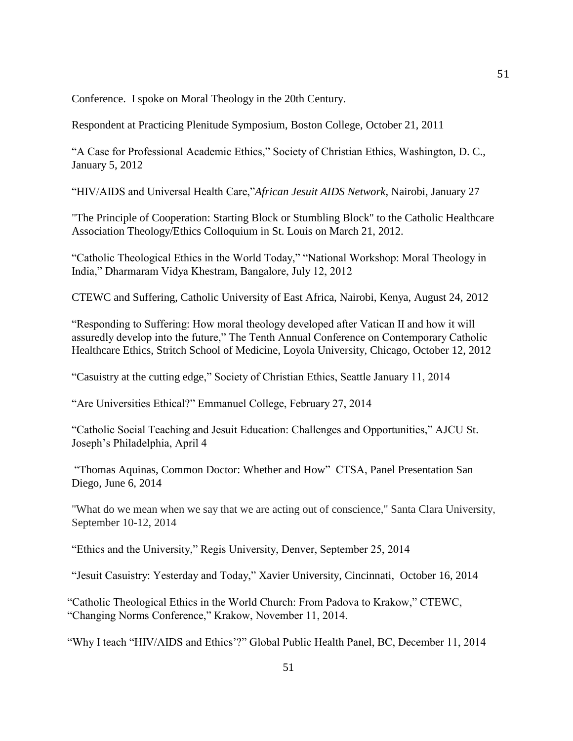Conference.  I spoke on Moral Theology in the 20th Century.

Respondent at Practicing Plenitude Symposium, Boston College, October 21, 2011

"A Case for Professional Academic Ethics," Society of Christian Ethics, Washington, D. C., January 5, 2012

"HIV/AIDS and Universal Health Care,"*African Jesuit AIDS Network*, Nairobi, January 27

"The Principle of Cooperation: Starting Block or Stumbling Block" to the Catholic Healthcare Association Theology/Ethics Colloquium in St. Louis on March 21, 2012.

"Catholic Theological Ethics in the World Today," "National Workshop: Moral Theology in India," Dharmaram Vidya Khestram, Bangalore, July 12, 2012

CTEWC and Suffering, Catholic University of East Africa, Nairobi, Kenya, August 24, 2012

"Responding to Suffering: How moral theology developed after Vatican II and how it will assuredly develop into the future," The Tenth Annual Conference on Contemporary Catholic Healthcare Ethics, Stritch School of Medicine, Loyola University, Chicago, October 12, 2012

"Casuistry at the cutting edge," Society of Christian Ethics, Seattle January 11, 2014

"Are Universities Ethical?" Emmanuel College, February 27, 2014

"Catholic Social Teaching and Jesuit Education: Challenges and Opportunities," AJCU St. Joseph's Philadelphia, April 4

"Thomas Aquinas, Common Doctor: Whether and How" CTSA, Panel Presentation San Diego, June 6, 2014

"What do we mean when we say that we are acting out of conscience," Santa Clara University, September 10-12, 2014

"Ethics and the University," Regis University, Denver, September 25, 2014

"Jesuit Casuistry: Yesterday and Today," Xavier University, Cincinnati, October 16, 2014

"Catholic Theological Ethics in the World Church: From Padova to Krakow," CTEWC, "Changing Norms Conference," Krakow, November 11, 2014.

"Why I teach "HIV/AIDS and Ethics'?" Global Public Health Panel, BC, December 11, 2014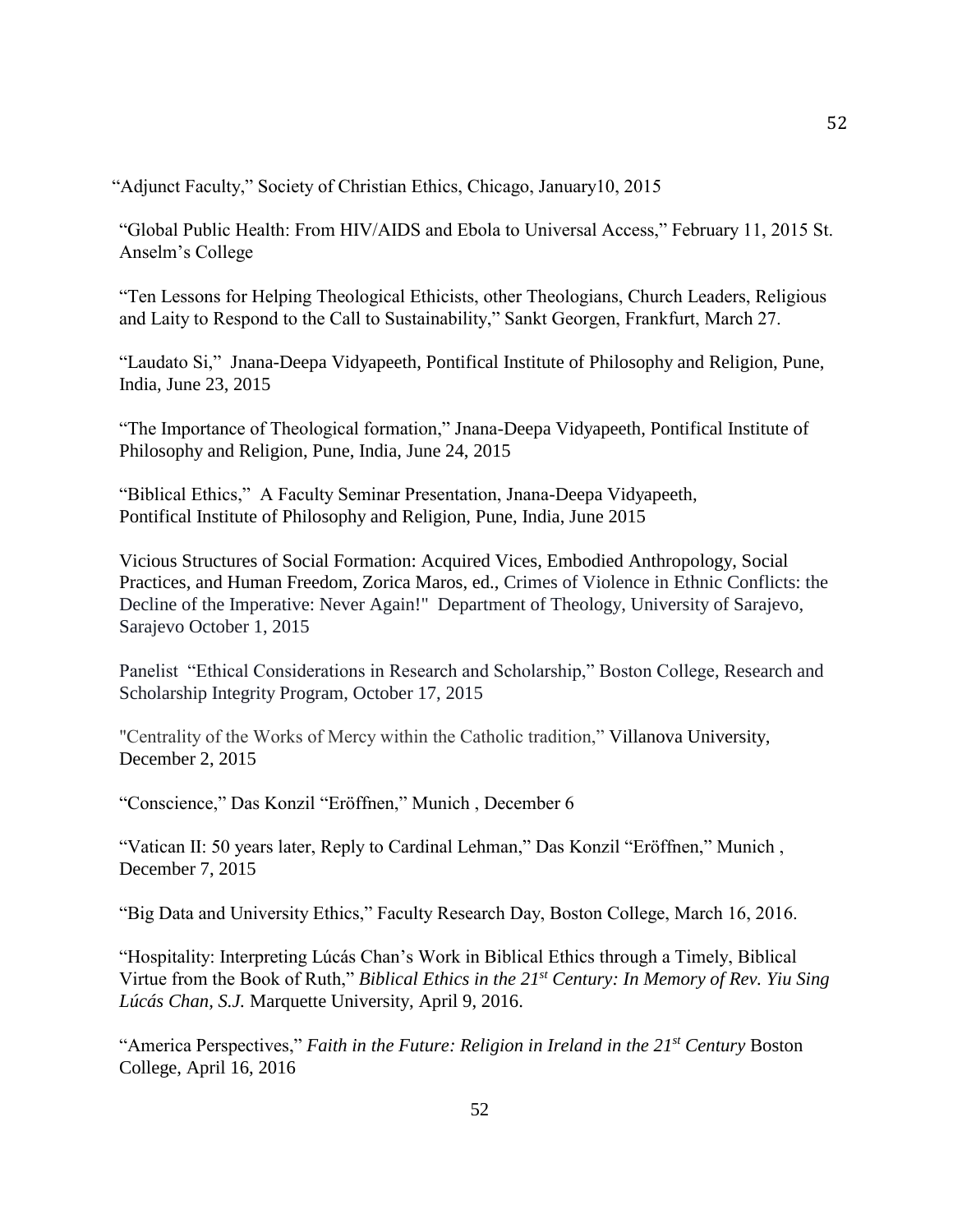"Adjunct Faculty," Society of Christian Ethics, Chicago, January10, 2015

"Global Public Health: From HIV/AIDS and Ebola to Universal Access," February 11, 2015 St. Anselm's College

"Ten Lessons for Helping Theological Ethicists, other Theologians, Church Leaders, Religious and Laity to Respond to the Call to Sustainability," Sankt Georgen, Frankfurt, March 27.

"Laudato Si," Jnana-Deepa Vidyapeeth, Pontifical Institute of Philosophy and Religion, Pune, India, June 23, 2015

"The Importance of Theological formation," Jnana-Deepa Vidyapeeth, Pontifical Institute of Philosophy and Religion, Pune, India, June 24, 2015

"Biblical Ethics," A Faculty Seminar Presentation, Jnana-Deepa Vidyapeeth, Pontifical Institute of Philosophy and Religion, Pune, India, June 2015

Vicious Structures of Social Formation: Acquired Vices, Embodied Anthropology, Social Practices, and Human Freedom, Zorica Maros, ed., Crimes of Violence in Ethnic Conflicts: the Decline of the Imperative: Never Again!" Department of Theology, University of Sarajevo, Sarajevo October 1, 2015

Panelist "Ethical Considerations in Research and Scholarship," Boston College, Research and Scholarship Integrity Program, October 17, 2015

"Centrality of the Works of Mercy within the Catholic tradition," Villanova University, December 2, 2015

"Conscience," Das Konzil "Eröffnen," Munich , December 6

"Vatican II: 50 years later, Reply to Cardinal Lehman," Das Konzil "Eröffnen," Munich , December 7, 2015

"Big Data and University Ethics," Faculty Research Day, Boston College, March 16, 2016.

"Hospitality: Interpreting Lúcás Chan's Work in Biblical Ethics through a Timely, Biblical Virtue from the Book of Ruth," *Biblical Ethics in the 21st Century: In Memory of Rev. Yiu Sing Lúcás Chan, S.J.* Marquette University, April 9, 2016.

"America Perspectives," *Faith in the Future: Religion in Ireland in the 21st Century* Boston College, April 16, 2016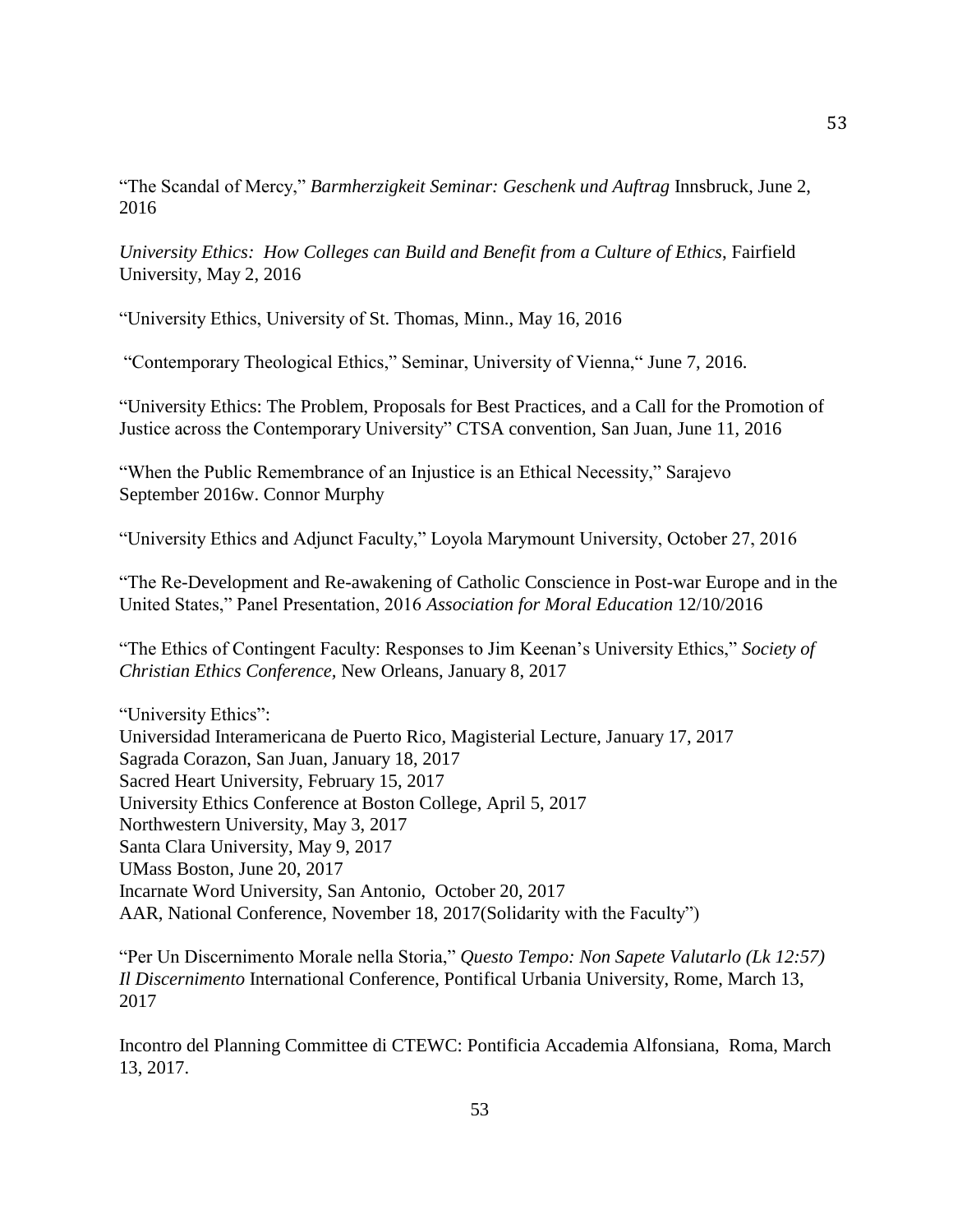"The Scandal of Mercy," *Barmherzigkeit Seminar: Geschenk und Auftrag* Innsbruck, June 2, 2016

*University Ethics: How Colleges can Build and Benefit from a Culture of Ethics*, Fairfield University, May 2, 2016

"University Ethics, University of St. Thomas, Minn., May 16, 2016

"Contemporary Theological Ethics," Seminar, University of Vienna," June 7, 2016.

"University Ethics: The Problem, Proposals for Best Practices, and a Call for the Promotion of Justice across the Contemporary University" CTSA convention, San Juan, June 11, 2016

"When the Public Remembrance of an Injustice is an Ethical Necessity," Sarajevo September 2016w. Connor Murphy

"University Ethics and Adjunct Faculty," Loyola Marymount University, October 27, 2016

"The Re-Development and Re-awakening of Catholic Conscience in Post-war Europe and in the United States," Panel Presentation, 2016 *Association for Moral Education* 12/10/2016

"The Ethics of Contingent Faculty: Responses to Jim Keenan's University Ethics," *Society of Christian Ethics Conference*, New Orleans, January 8, 2017

"University Ethics":
Universidad Interamericana de Puerto Rico, Magisterial Lecture, January 17, 2017
Sagrada Corazon, San Juan, January 18, 2017
Sacred Heart University, February 15, 2017
University Ethics Conference at Boston College, April 5, 2017
Northwestern University, May 3, 2017
Santa Clara University, May 9, 2017
UMass Boston, June 20, 2017
Incarnate Word University, San Antonio, October 20, 2017
AAR, National Conference, November 18, 2017(Solidarity with the Faculty")

"Per Un Discernimento Morale nella Storia," *Questo Tempo: Non Sapete Valutarlo (Lk 12:57) Il Discernimento* International Conference, Pontifical Urbania University, Rome, March 13, 2017

Incontro del Planning Committee di CTEWC: Pontificia Accademia Alfonsiana, Roma, March 13, 2017.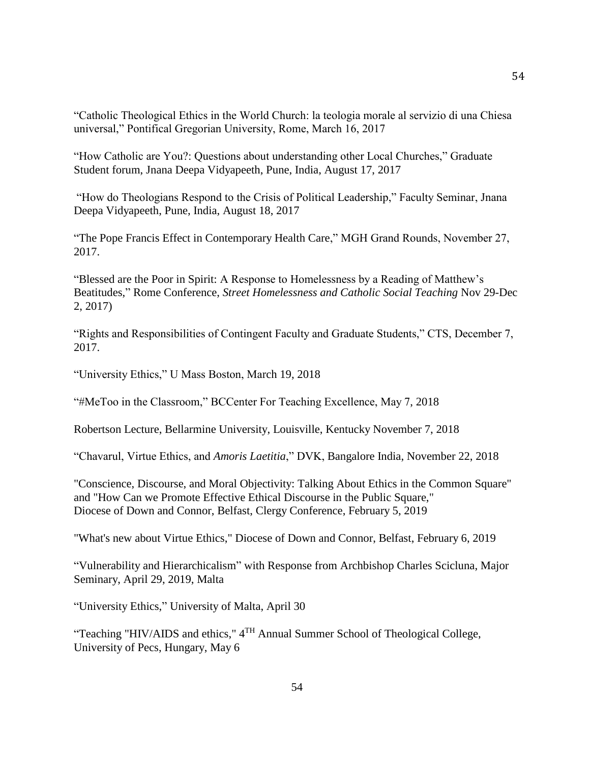"Catholic Theological Ethics in the World Church: la teologia morale al servizio di una Chiesa universal," Pontifical Gregorian University, Rome, March 16, 2017

"How Catholic are You?: Questions about understanding other Local Churches," Graduate Student forum, Jnana Deepa Vidyapeeth, Pune, India, August 17, 2017

"How do Theologians Respond to the Crisis of Political Leadership," Faculty Seminar, Jnana Deepa Vidyapeeth, Pune, India, August 18, 2017

"The Pope Francis Effect in Contemporary Health Care," MGH Grand Rounds, November 27, 2017.

"Blessed are the Poor in Spirit: A Response to Homelessness by a Reading of Matthew's Beatitudes," Rome Conference, *Street Homelessness and Catholic Social Teaching* Nov 29-Dec 2, 2017)

"Rights and Responsibilities of Contingent Faculty and Graduate Students," CTS, December 7, 2017.

"University Ethics," U Mass Boston, March 19, 2018

"#MeToo in the Classroom," BCCenter For Teaching Excellence, May 7, 2018

Robertson Lecture, Bellarmine University, Louisville, Kentucky November 7, 2018

"Chavarul, Virtue Ethics, and *Amoris Laetitia*," DVK, Bangalore India, November 22, 2018

"Conscience, Discourse, and Moral Objectivity: Talking About Ethics in the Common Square" and "How Can we Promote Effective Ethical Discourse in the Public Square," Diocese of Down and Connor, Belfast, Clergy Conference, February 5, 2019

"What's new about Virtue Ethics," Diocese of Down and Connor, Belfast, February 6, 2019

"Vulnerability and Hierarchicalism" with Response from Archbishop Charles Scicluna, Major Seminary, April 29, 2019, Malta

"University Ethics," University of Malta, April 30

"Teaching "HIV/AIDS and ethics," 4TH Annual Summer School of Theological College, University of Pecs, Hungary, May 6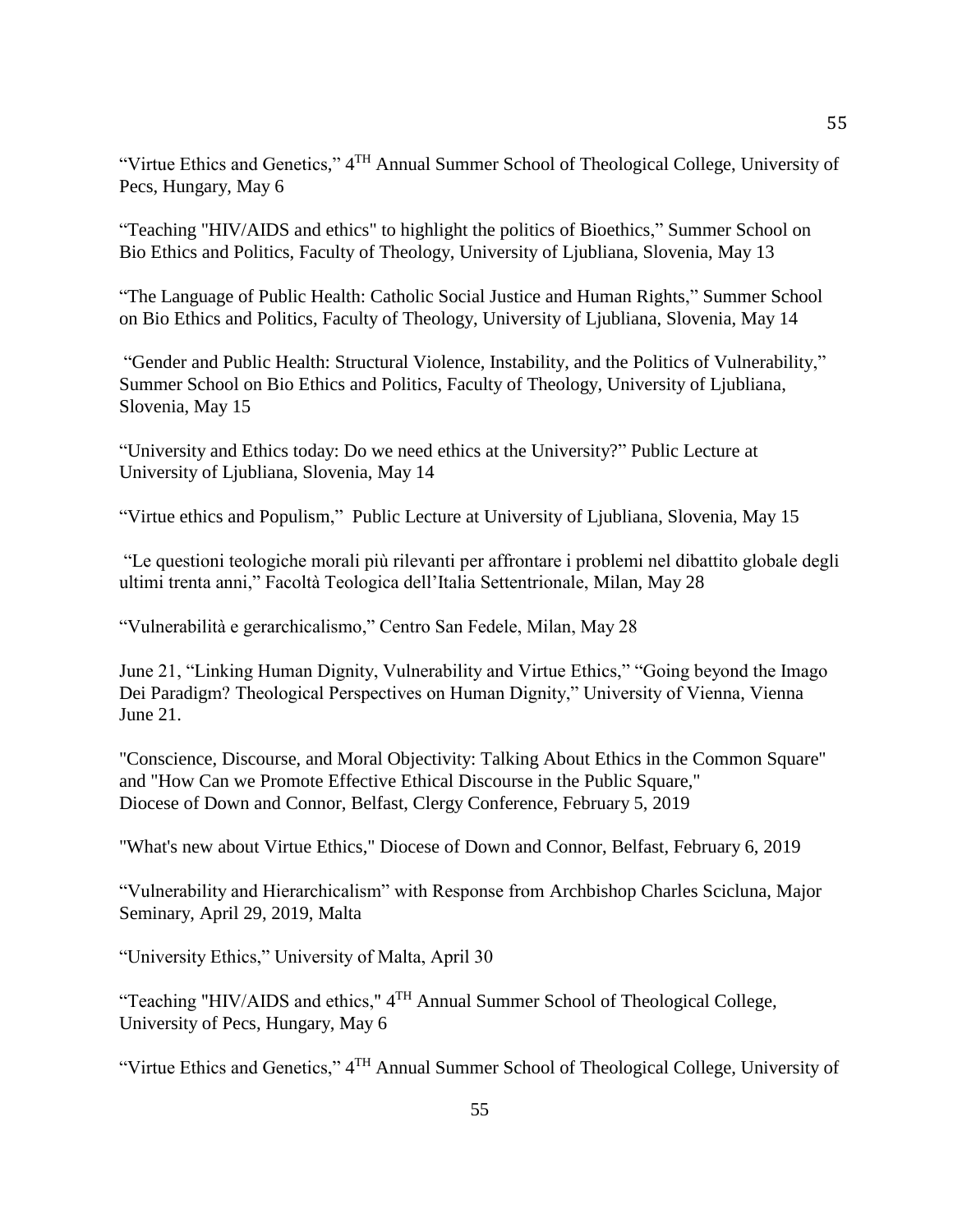"Virtue Ethics and Genetics," 4TH Annual Summer School of Theological College, University of Pecs, Hungary, May 6

"Teaching "HIV/AIDS and ethics" to highlight the politics of Bioethics," Summer School on Bio Ethics and Politics, Faculty of Theology, University of Ljubljana, Slovenia, May 13

"The Language of Public Health: Catholic Social Justice and Human Rights," Summer School on Bio Ethics and Politics, Faculty of Theology, University of Ljubljana, Slovenia, May 14

"Gender and Public Health: Structural Violence, Instability, and the Politics of Vulnerability," Summer School on Bio Ethics and Politics, Faculty of Theology, University of Ljubljana, Slovenia, May 15

"University and Ethics today: Do we need ethics at the University?" Public Lecture at University of Ljubljana, Slovenia, May 14

"Virtue ethics and Populism," Public Lecture at University of Ljubljana, Slovenia, May 15

"Le questioni teologiche morali più rilevanti per affrontare i problemi nel dibattito globale degli ultimi trenta anni," Facoltà Teologica dell'Italia Settentrionale, Milan, May 28

"Vulnerabilità e gerarchicalismo," Centro San Fedele, Milan, May 28

June 21, "Linking Human Dignity, Vulnerability and Virtue Ethics," "Going beyond the Imago Dei Paradigm? Theological Perspectives on Human Dignity," University of Vienna, Vienna June 21.

"Conscience, Discourse, and Moral Objectivity: Talking About Ethics in the Common Square" and "How Can we Promote Effective Ethical Discourse in the Public Square," Diocese of Down and Connor, Belfast, Clergy Conference, February 5, 2019

"What's new about Virtue Ethics," Diocese of Down and Connor, Belfast, February 6, 2019

"Vulnerability and Hierarchicalism" with Response from Archbishop Charles Scicluna, Major Seminary, April 29, 2019, Malta

"University Ethics," University of Malta, April 30

"Teaching "HIV/AIDS and ethics," 4TH Annual Summer School of Theological College, University of Pecs, Hungary, May 6

"Virtue Ethics and Genetics," 4TH Annual Summer School of Theological College, University of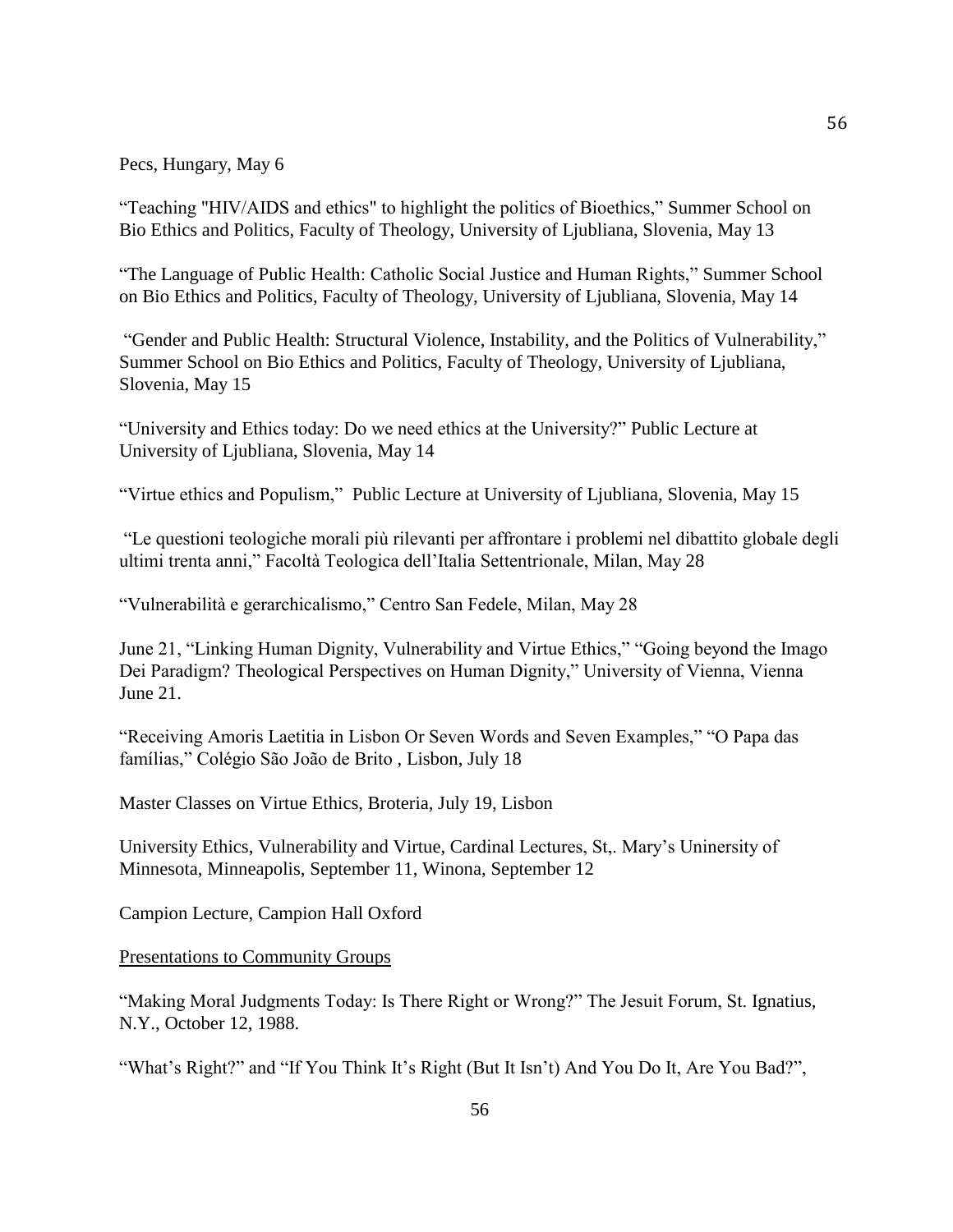Pecs, Hungary, May 6

“Teaching "HIV/AIDS and ethics" to highlight the politics of Bioethics,” Summer School on Bio Ethics and Politics, Faculty of Theology, University of Ljubliana, Slovenia, May 13

“The Language of Public Health: Catholic Social Justice and Human Rights,” Summer School on Bio Ethics and Politics, Faculty of Theology, University of Ljubliana, Slovenia, May 14

“Gender and Public Health: Structural Violence, Instability, and the Politics of Vulnerability,” Summer School on Bio Ethics and Politics, Faculty of Theology, University of Ljubliana, Slovenia, May 15

“University and Ethics today: Do we need ethics at the University?” Public Lecture at University of Ljubliana, Slovenia, May 14

“Virtue ethics and Populism,” Public Lecture at University of Ljubliana, Slovenia, May 15

“Le questioni teologiche morali più rilevanti per affrontare i problemi nel dibattito globale degli ultimi trenta anni,” Facoltà Teologica dell’Italia Settentrionale, Milan, May 28

“Vulnerabilità e gerarchicalismo,” Centro San Fedele, Milan, May 28

June 21, “Linking Human Dignity, Vulnerability and Virtue Ethics,” “Going beyond the Imago Dei Paradigm? Theological Perspectives on Human Dignity,” University of Vienna, Vienna June 21.

“Receiving Amoris Laetitia in Lisbon Or Seven Words and Seven Examples,” “O Papa das famílias,” Colégio São João de Brito , Lisbon, July 18

Master Classes on Virtue Ethics, Broteria, July 19, Lisbon

University Ethics, Vulnerability and Virtue, Cardinal Lectures, St,. Mary’s Uninersity of Minnesota, Minneapolis, September 11, Winona, September 12

Campion Lecture, Campion Hall Oxford

<u>Presentations to Community Groups</u>

“Making Moral Judgments Today: Is There Right or Wrong?” The Jesuit Forum, St. Ignatius, N.Y., October 12, 1988.

“What’s Right?” and “If You Think It’s Right (But It Isn’t) And You Do It, Are You Bad?”,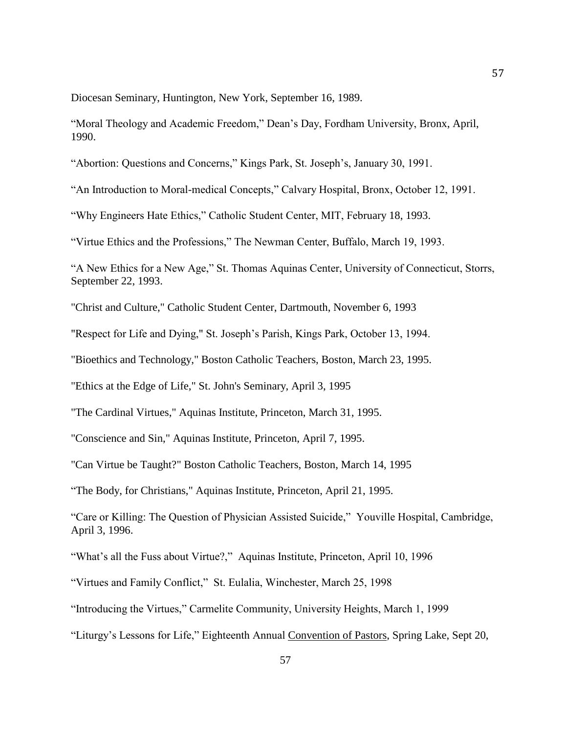Diocesan Seminary, Huntington, New York, September 16, 1989.

“Moral Theology and Academic Freedom,” Dean’s Day, Fordham University, Bronx, April, 1990.

“Abortion: Questions and Concerns,” Kings Park, St. Joseph’s, January 30, 1991.

“An Introduction to Moral-medical Concepts,” Calvary Hospital, Bronx, October 12, 1991.

“Why Engineers Hate Ethics,” Catholic Student Center, MIT, February 18, 1993.

“Virtue Ethics and the Professions,” The Newman Center, Buffalo, March 19, 1993.

“A New Ethics for a New Age,” St. Thomas Aquinas Center, University of Connecticut, Storrs, September 22, 1993.

"Christ and Culture," Catholic Student Center, Dartmouth, November 6, 1993

"Respect for Life and Dying," St. Joseph’s Parish, Kings Park, October 13, 1994.

"Bioethics and Technology," Boston Catholic Teachers, Boston, March 23, 1995.

"Ethics at the Edge of Life," St. John's Seminary, April 3, 1995

"The Cardinal Virtues," Aquinas Institute, Princeton, March 31, 1995.

"Conscience and Sin," Aquinas Institute, Princeton, April 7, 1995.

"Can Virtue be Taught?" Boston Catholic Teachers, Boston, March 14, 1995

“The Body, for Christians," Aquinas Institute, Princeton, April 21, 1995.

“Care or Killing: The Question of Physician Assisted Suicide,” Youville Hospital, Cambridge, April 3, 1996.

“What’s all the Fuss about Virtue?,” Aquinas Institute, Princeton, April 10, 1996

“Virtues and Family Conflict,” St. Eulalia, Winchester, March 25, 1998

“Introducing the Virtues,” Carmelite Community, University Heights, March 1, 1999

“Liturgy’s Lessons for Life,” Eighteenth Annual Convention of Pastors, Spring Lake, Sept 20,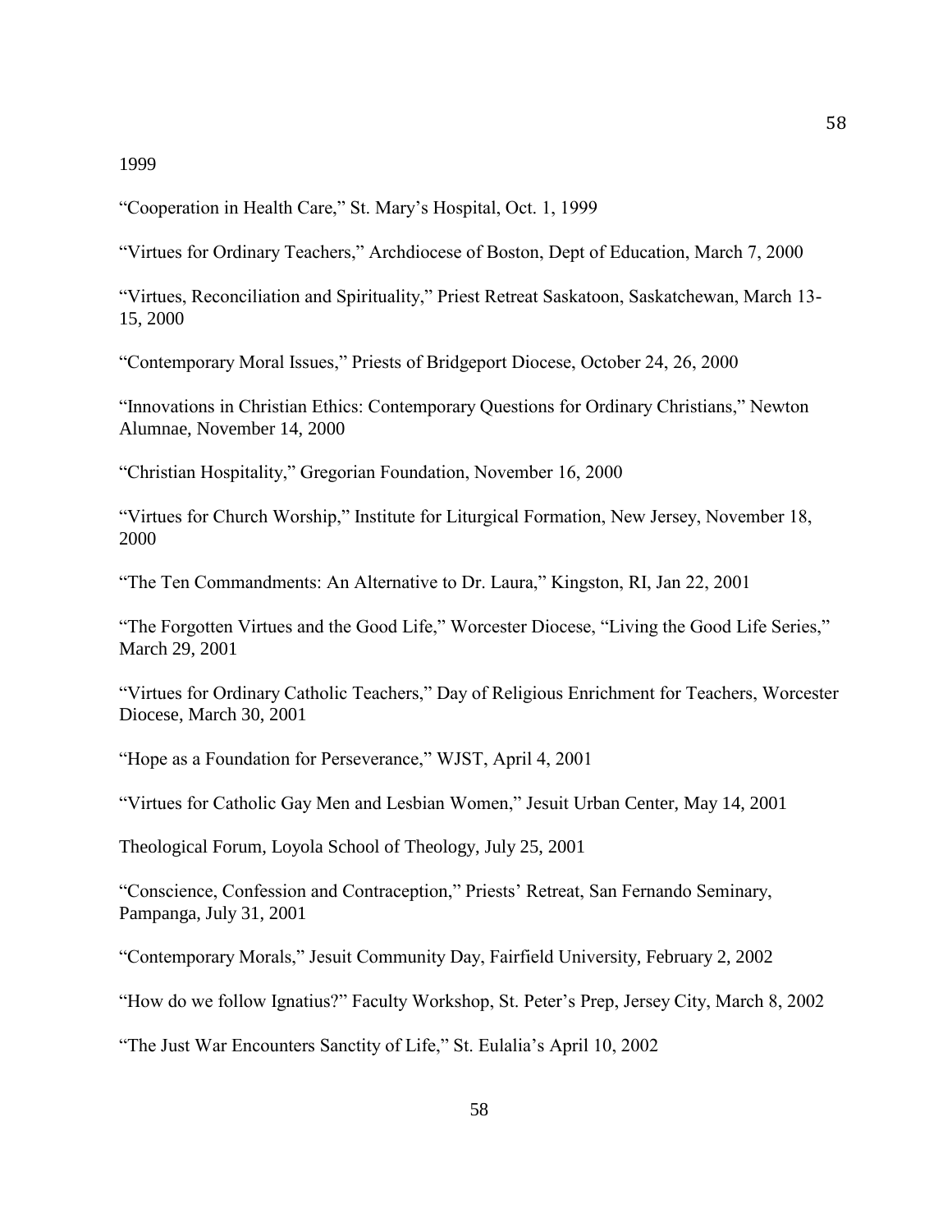1999

“Cooperation in Health Care,” St. Mary’s Hospital, Oct. 1, 1999

“Virtues for Ordinary Teachers,” Archdiocese of Boston, Dept of Education, March 7, 2000

“Virtues, Reconciliation and Spirituality,” Priest Retreat Saskatoon, Saskatchewan, March 13-15, 2000

“Contemporary Moral Issues,” Priests of Bridgeport Diocese, October 24, 26, 2000

“Innovations in Christian Ethics: Contemporary Questions for Ordinary Christians,” Newton Alumnae, November 14, 2000

“Christian Hospitality,” Gregorian Foundation, November 16, 2000

“Virtues for Church Worship,” Institute for Liturgical Formation, New Jersey, November 18, 2000

“The Ten Commandments: An Alternative to Dr. Laura,” Kingston, RI, Jan 22, 2001

“The Forgotten Virtues and the Good Life,” Worcester Diocese, “Living the Good Life Series,” March 29, 2001

“Virtues for Ordinary Catholic Teachers,” Day of Religious Enrichment for Teachers, Worcester Diocese, March 30, 2001

“Hope as a Foundation for Perseverance,” WJST, April 4, 2001

“Virtues for Catholic Gay Men and Lesbian Women,” Jesuit Urban Center, May 14, 2001

Theological Forum, Loyola School of Theology, July 25, 2001

“Conscience, Confession and Contraception,” Priests’ Retreat, San Fernando Seminary, Pampanga, July 31, 2001

“Contemporary Morals,” Jesuit Community Day, Fairfield University, February 2, 2002

“How do we follow Ignatius?” Faculty Workshop, St. Peter’s Prep, Jersey City, March 8, 2002

“The Just War Encounters Sanctity of Life,” St. Eulalia’s April 10, 2002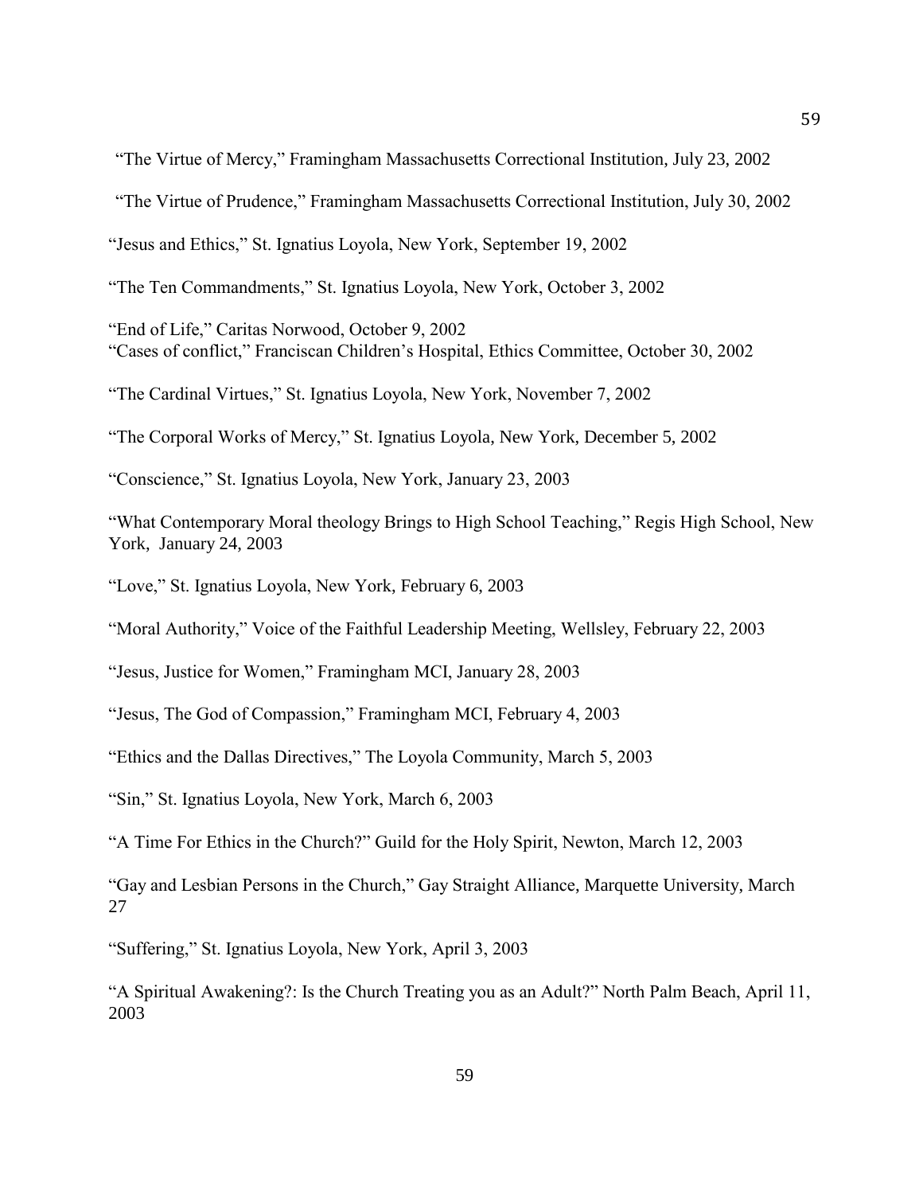"The Virtue of Mercy," Framingham Massachusetts Correctional Institution, July 23, 2002

"The Virtue of Prudence," Framingham Massachusetts Correctional Institution, July 30, 2002

"Jesus and Ethics," St. Ignatius Loyola, New York, September 19, 2002

"The Ten Commandments," St. Ignatius Loyola, New York, October 3, 2002

"End of Life," Caritas Norwood, October 9, 2002

"Cases of conflict," Franciscan Children's Hospital, Ethics Committee, October 30, 2002

"The Cardinal Virtues," St. Ignatius Loyola, New York, November 7, 2002

"The Corporal Works of Mercy," St. Ignatius Loyola, New York, December 5, 2002

"Conscience," St. Ignatius Loyola, New York, January 23, 2003

"What Contemporary Moral theology Brings to High School Teaching," Regis High School, New York, January 24, 2003

"Love," St. Ignatius Loyola, New York, February 6, 2003

"Moral Authority," Voice of the Faithful Leadership Meeting, Wellsley, February 22, 2003

"Jesus, Justice for Women," Framingham MCI, January 28, 2003

"Jesus, The God of Compassion," Framingham MCI, February 4, 2003

"Ethics and the Dallas Directives," The Loyola Community, March 5, 2003

"Sin," St. Ignatius Loyola, New York, March 6, 2003

"A Time For Ethics in the Church?" Guild for the Holy Spirit, Newton, March 12, 2003

"Gay and Lesbian Persons in the Church," Gay Straight Alliance, Marquette University, March 27

"Suffering," St. Ignatius Loyola, New York, April 3, 2003

"A Spiritual Awakening?: Is the Church Treating you as an Adult?" North Palm Beach, April 11, 2003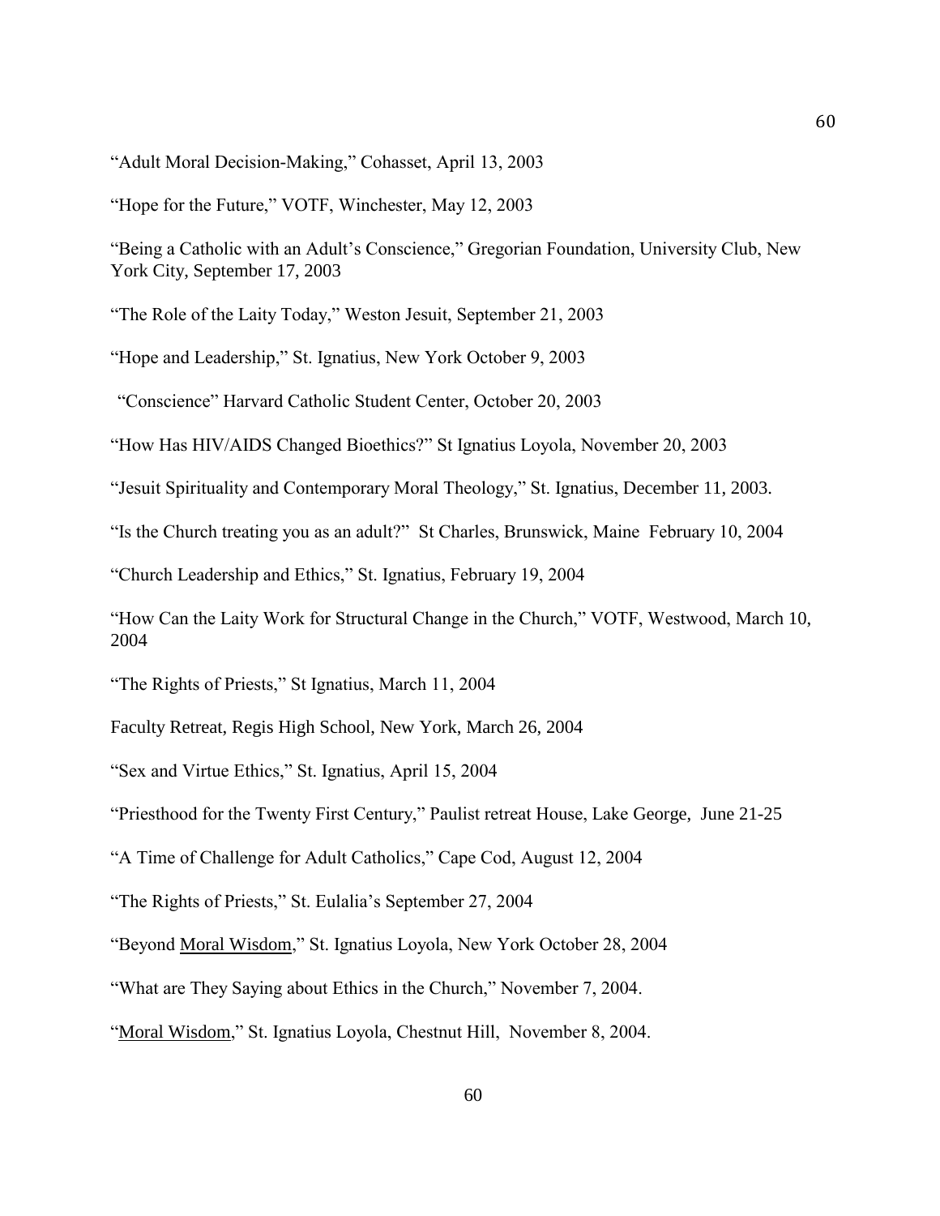"Adult Moral Decision-Making," Cohasset, April 13, 2003

"Hope for the Future," VOTF, Winchester, May 12, 2003

"Being a Catholic with an Adult's Conscience," Gregorian Foundation, University Club, New York City, September 17, 2003

"The Role of the Laity Today," Weston Jesuit, September 21, 2003

"Hope and Leadership," St. Ignatius, New York October 9, 2003

"Conscience" Harvard Catholic Student Center, October 20, 2003

"How Has HIV/AIDS Changed Bioethics?" St Ignatius Loyola, November 20, 2003

"Jesuit Spirituality and Contemporary Moral Theology," St. Ignatius, December 11, 2003.

"Is the Church treating you as an adult?" St Charles, Brunswick, Maine February 10, 2004

"Church Leadership and Ethics," St. Ignatius, February 19, 2004

"How Can the Laity Work for Structural Change in the Church," VOTF, Westwood, March 10, 2004

"The Rights of Priests," St Ignatius, March 11, 2004

Faculty Retreat, Regis High School, New York, March 26, 2004

"Sex and Virtue Ethics," St. Ignatius, April 15, 2004

"Priesthood for the Twenty First Century," Paulist retreat House, Lake George, June 21-25

"A Time of Challenge for Adult Catholics," Cape Cod, August 12, 2004

"The Rights of Priests," St. Eulalia's September 27, 2004

"Beyond <u>Moral Wisdom</u>," St. Ignatius Loyola, New York October 28, 2004

"What are They Saying about Ethics in the Church," November 7, 2004.

"<u>Moral Wisdom</u>," St. Ignatius Loyola, Chestnut Hill, November 8, 2004.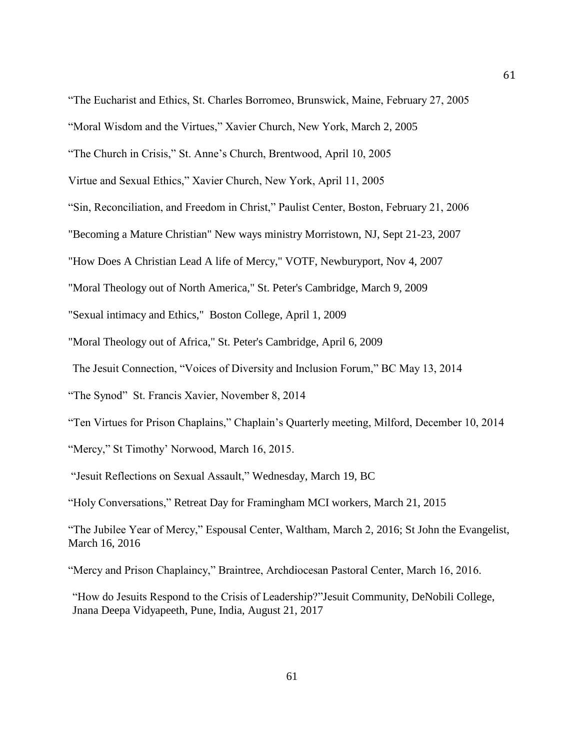"The Eucharist and Ethics, St. Charles Borromeo, Brunswick, Maine, February 27, 2005

"Moral Wisdom and the Virtues," Xavier Church, New York, March 2, 2005

"The Church in Crisis," St. Anne's Church, Brentwood, April 10, 2005

Virtue and Sexual Ethics," Xavier Church, New York, April 11, 2005

"Sin, Reconciliation, and Freedom in Christ," Paulist Center, Boston, February 21, 2006

"Becoming a Mature Christian" New ways ministry Morristown, NJ, Sept 21-23, 2007

"How Does A Christian Lead A life of Mercy," VOTF, Newburyport, Nov 4, 2007

"Moral Theology out of North America," St. Peter's Cambridge, March 9, 2009

"Sexual intimacy and Ethics," Boston College, April 1, 2009

"Moral Theology out of Africa," St. Peter's Cambridge, April 6, 2009

The Jesuit Connection, "Voices of Diversity and Inclusion Forum," BC May 13, 2014

"The Synod" St. Francis Xavier, November 8, 2014

"Ten Virtues for Prison Chaplains," Chaplain's Quarterly meeting, Milford, December 10, 2014

"Mercy," St Timothy' Norwood, March 16, 2015.

"Jesuit Reflections on Sexual Assault," Wednesday, March 19, BC

"Holy Conversations," Retreat Day for Framingham MCI workers, March 21, 2015

"The Jubilee Year of Mercy," Espousal Center, Waltham, March 2, 2016; St John the Evangelist, March 16, 2016

"Mercy and Prison Chaplaincy," Braintree, Archdiocesan Pastoral Center, March 16, 2016.

"How do Jesuits Respond to the Crisis of Leadership?"Jesuit Community, DeNobili College, Jnana Deepa Vidyapeeth, Pune, India, August 21, 2017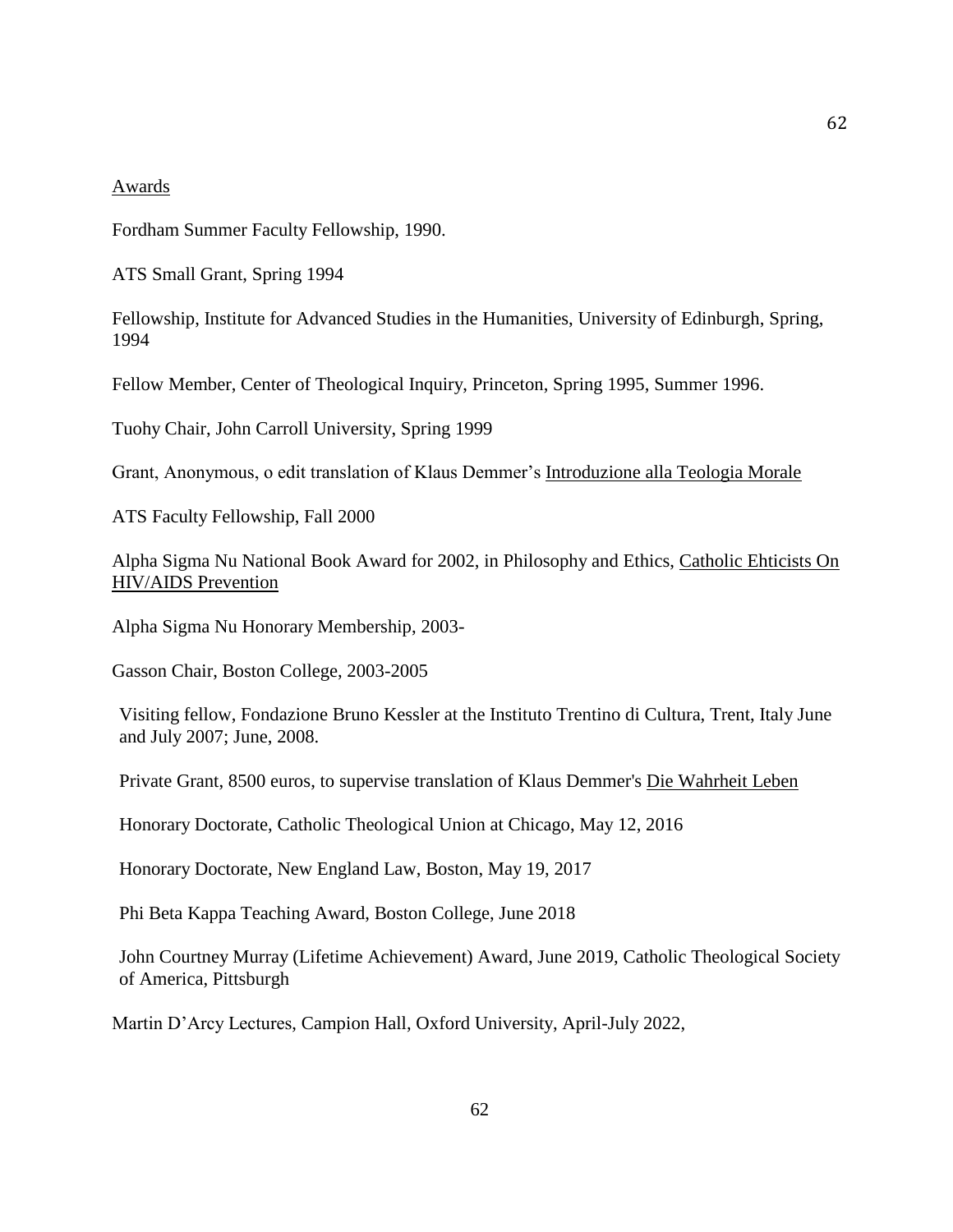Awards

Fordham Summer Faculty Fellowship, 1990.

ATS Small Grant, Spring 1994

Fellowship, Institute for Advanced Studies in the Humanities, University of Edinburgh, Spring, 1994

Fellow Member, Center of Theological Inquiry, Princeton, Spring 1995, Summer 1996.

Tuohy Chair, John Carroll University, Spring 1999

Grant, Anonymous, o edit translation of Klaus Demmer's Introduzione alla Teologia Morale

ATS Faculty Fellowship, Fall 2000

Alpha Sigma Nu National Book Award for 2002, in Philosophy and Ethics, Catholic Ehticists On HIV/AIDS Prevention

Alpha Sigma Nu Honorary Membership, 2003-

Gasson Chair, Boston College, 2003-2005

Visiting fellow, Fondazione Bruno Kessler at the Instituto Trentino di Cultura, Trent, Italy June and July 2007; June, 2008.

Private Grant, 8500 euros, to supervise translation of Klaus Demmer's Die Wahrheit Leben

Honorary Doctorate, Catholic Theological Union at Chicago, May 12, 2016

Honorary Doctorate, New England Law, Boston, May 19, 2017

Phi Beta Kappa Teaching Award, Boston College, June 2018

John Courtney Murray (Lifetime Achievement) Award, June 2019, Catholic Theological Society of America, Pittsburgh

Martin D'Arcy Lectures, Campion Hall, Oxford University, April-July 2022,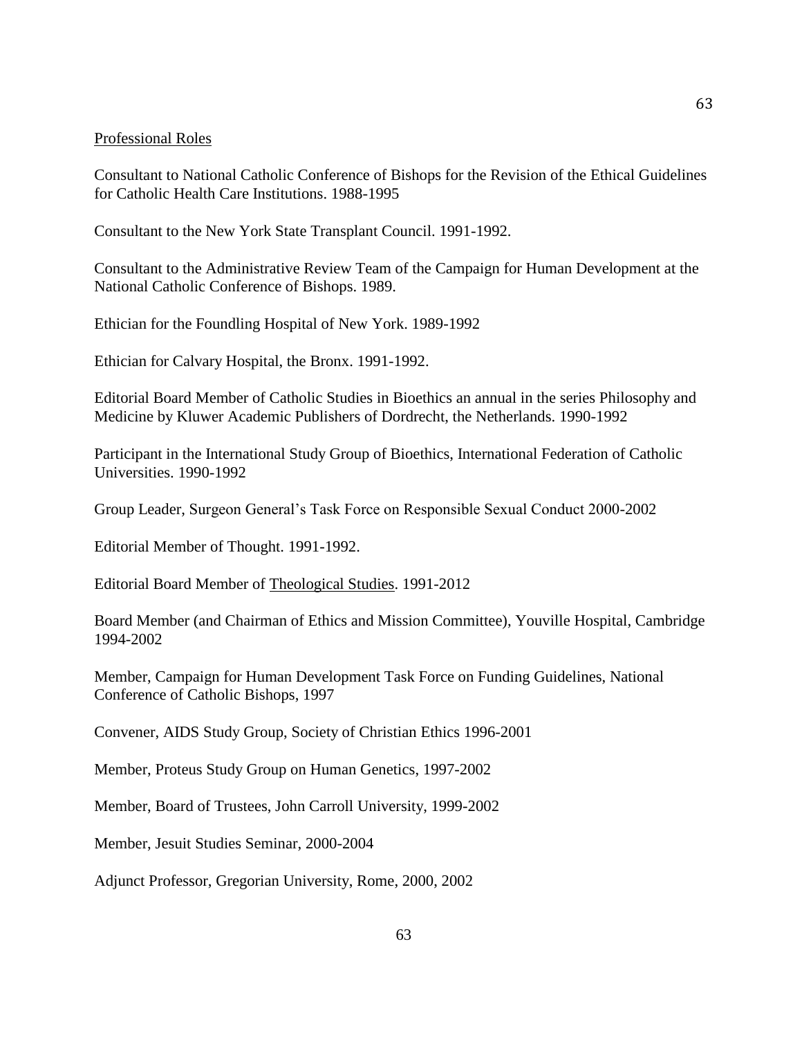Professional Roles

Consultant to National Catholic Conference of Bishops for the Revision of the Ethical Guidelines for Catholic Health Care Institutions. 1988-1995

Consultant to the New York State Transplant Council. 1991-1992.

Consultant to the Administrative Review Team of the Campaign for Human Development at the National Catholic Conference of Bishops. 1989.

Ethician for the Foundling Hospital of New York. 1989-1992

Ethician for Calvary Hospital, the Bronx. 1991-1992.

Editorial Board Member of Catholic Studies in Bioethics an annual in the series Philosophy and Medicine by Kluwer Academic Publishers of Dordrecht, the Netherlands. 1990-1992

Participant in the International Study Group of Bioethics, International Federation of Catholic Universities. 1990-1992

Group Leader, Surgeon General's Task Force on Responsible Sexual Conduct 2000-2002

Editorial Member of Thought. 1991-1992.

Editorial Board Member of Theological Studies. 1991-2012

Board Member (and Chairman of Ethics and Mission Committee), Youville Hospital, Cambridge 1994-2002

Member, Campaign for Human Development Task Force on Funding Guidelines, National Conference of Catholic Bishops, 1997

Convener, AIDS Study Group, Society of Christian Ethics 1996-2001

Member, Proteus Study Group on Human Genetics, 1997-2002

Member, Board of Trustees, John Carroll University, 1999-2002

Member, Jesuit Studies Seminar, 2000-2004

Adjunct Professor, Gregorian University, Rome, 2000, 2002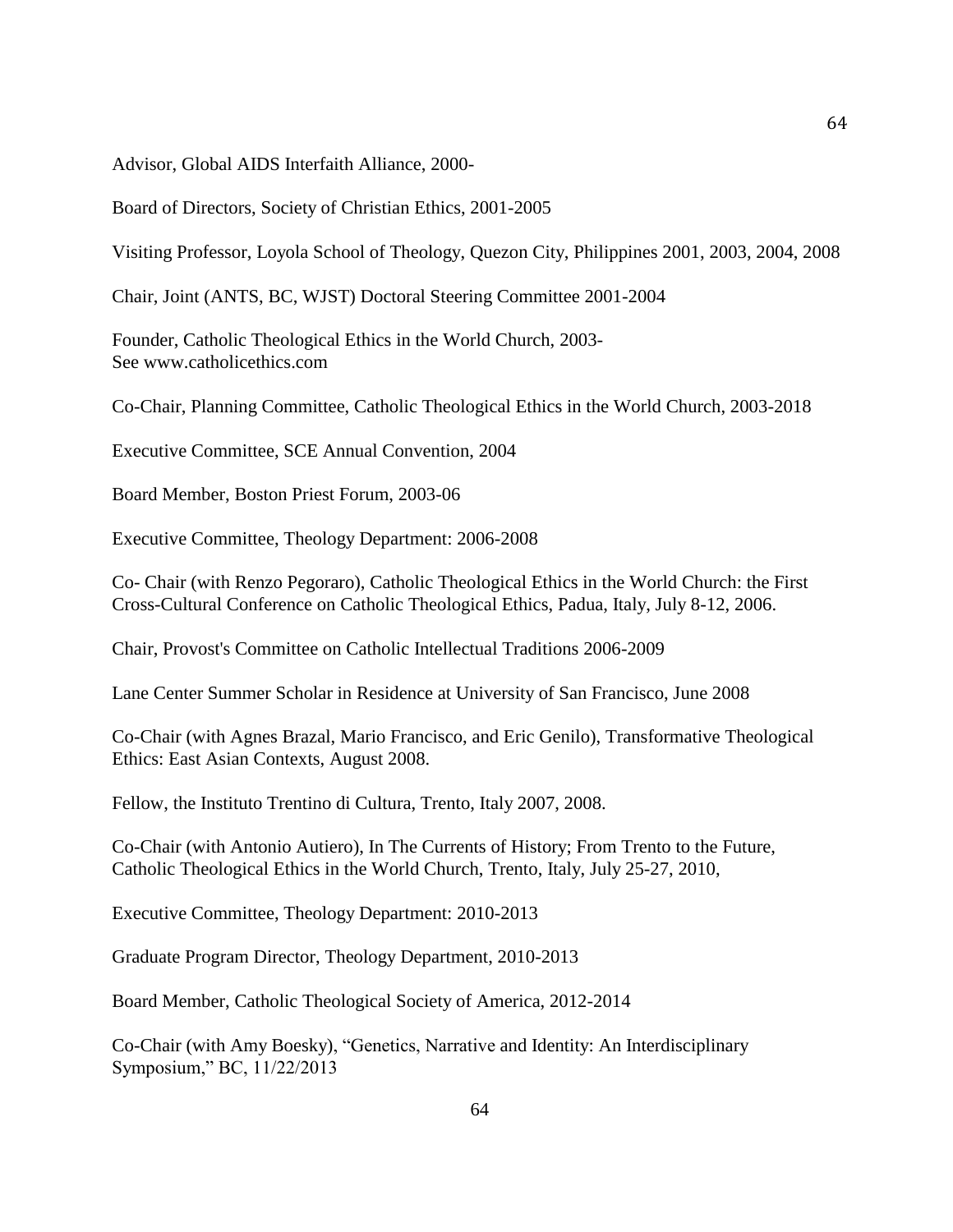Advisor, Global AIDS Interfaith Alliance, 2000-

Board of Directors, Society of Christian Ethics, 2001-2005

Visiting Professor, Loyola School of Theology, Quezon City, Philippines 2001, 2003, 2004, 2008

Chair, Joint (ANTS, BC, WJST) Doctoral Steering Committee 2001-2004

Founder, Catholic Theological Ethics in the World Church, 2003-
See www.catholicethics.com

Co-Chair, Planning Committee, Catholic Theological Ethics in the World Church, 2003-2018

Executive Committee, SCE Annual Convention, 2004

Board Member, Boston Priest Forum, 2003-06

Executive Committee, Theology Department: 2006-2008

Co- Chair (with Renzo Pegoraro), Catholic Theological Ethics in the World Church: the First Cross-Cultural Conference on Catholic Theological Ethics, Padua, Italy, July 8-12, 2006.

Chair, Provost's Committee on Catholic Intellectual Traditions 2006-2009

Lane Center Summer Scholar in Residence at University of San Francisco, June 2008

Co-Chair (with Agnes Brazal, Mario Francisco, and Eric Genilo), Transformative Theological Ethics: East Asian Contexts, August 2008.

Fellow, the Instituto Trentino di Cultura, Trento, Italy 2007, 2008.

Co-Chair (with Antonio Autiero), In The Currents of History; From Trento to the Future, Catholic Theological Ethics in the World Church, Trento, Italy, July 25-27, 2010,

Executive Committee, Theology Department: 2010-2013

Graduate Program Director, Theology Department, 2010-2013

Board Member, Catholic Theological Society of America, 2012-2014

Co-Chair (with Amy Boesky), "Genetics, Narrative and Identity: An Interdisciplinary Symposium," BC, 11/22/2013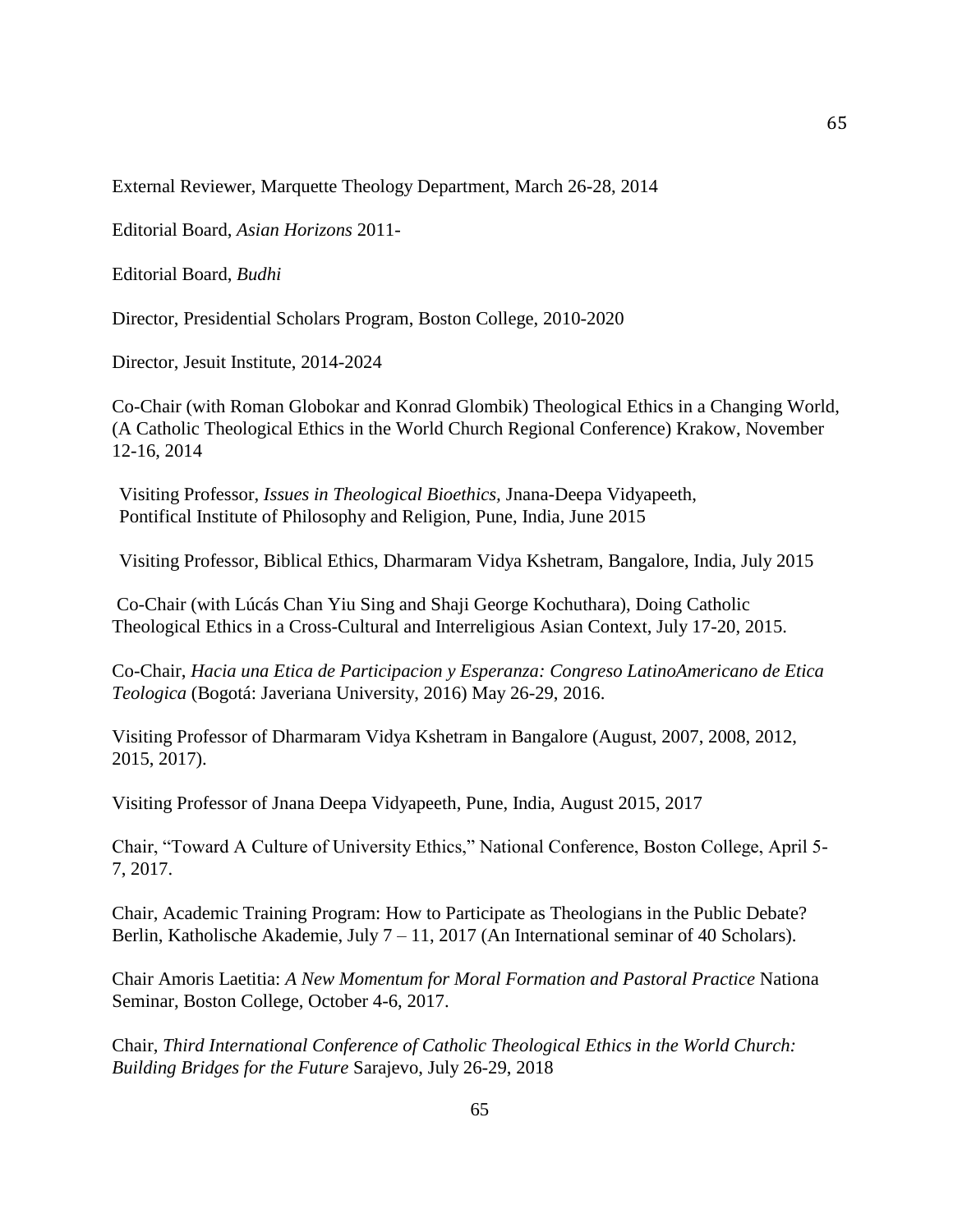External Reviewer, Marquette Theology Department, March 26-28, 2014

Editorial Board, *Asian Horizons* 2011-

Editorial Board, *Budhi*

Director, Presidential Scholars Program, Boston College, 2010-2020

Director, Jesuit Institute, 2014-2024

Co-Chair (with Roman Globokar and Konrad Glombik) Theological Ethics in a Changing World, (A Catholic Theological Ethics in the World Church Regional Conference) Krakow, November 12-16, 2014

Visiting Professor, *Issues in Theological Bioethics*, Jnana-Deepa Vidyapeeth, Pontifical Institute of Philosophy and Religion, Pune, India, June 2015

Visiting Professor, Biblical Ethics, Dharmaram Vidya Kshetram, Bangalore, India, July 2015

Co-Chair (with Lúcás Chan Yiu Sing and Shaji George Kochuthara), Doing Catholic Theological Ethics in a Cross-Cultural and Interreligious Asian Context, July 17-20, 2015.

Co-Chair, *Hacia una Etica de Participacion y Esperanza: Congreso LatinoAmericano de Etica Teologica* (Bogotá: Javeriana University, 2016) May 26-29, 2016.

Visiting Professor of Dharmaram Vidya Kshetram in Bangalore (August, 2007, 2008, 2012, 2015, 2017).

Visiting Professor of Jnana Deepa Vidyapeeth, Pune, India, August 2015, 2017

Chair, "Toward A Culture of University Ethics," National Conference, Boston College, April 5-7, 2017.

Chair, Academic Training Program: How to Participate as Theologians in the Public Debate? Berlin, Katholische Akademie, July 7 – 11, 2017 (An International seminar of 40 Scholars).

Chair Amoris Laetitia: *A New Momentum for Moral Formation and Pastoral Practice* Nationa Seminar, Boston College, October 4-6, 2017.

Chair, *Third International Conference of Catholic Theological Ethics in the World Church: Building Bridges for the Future* Sarajevo, July 26-29, 2018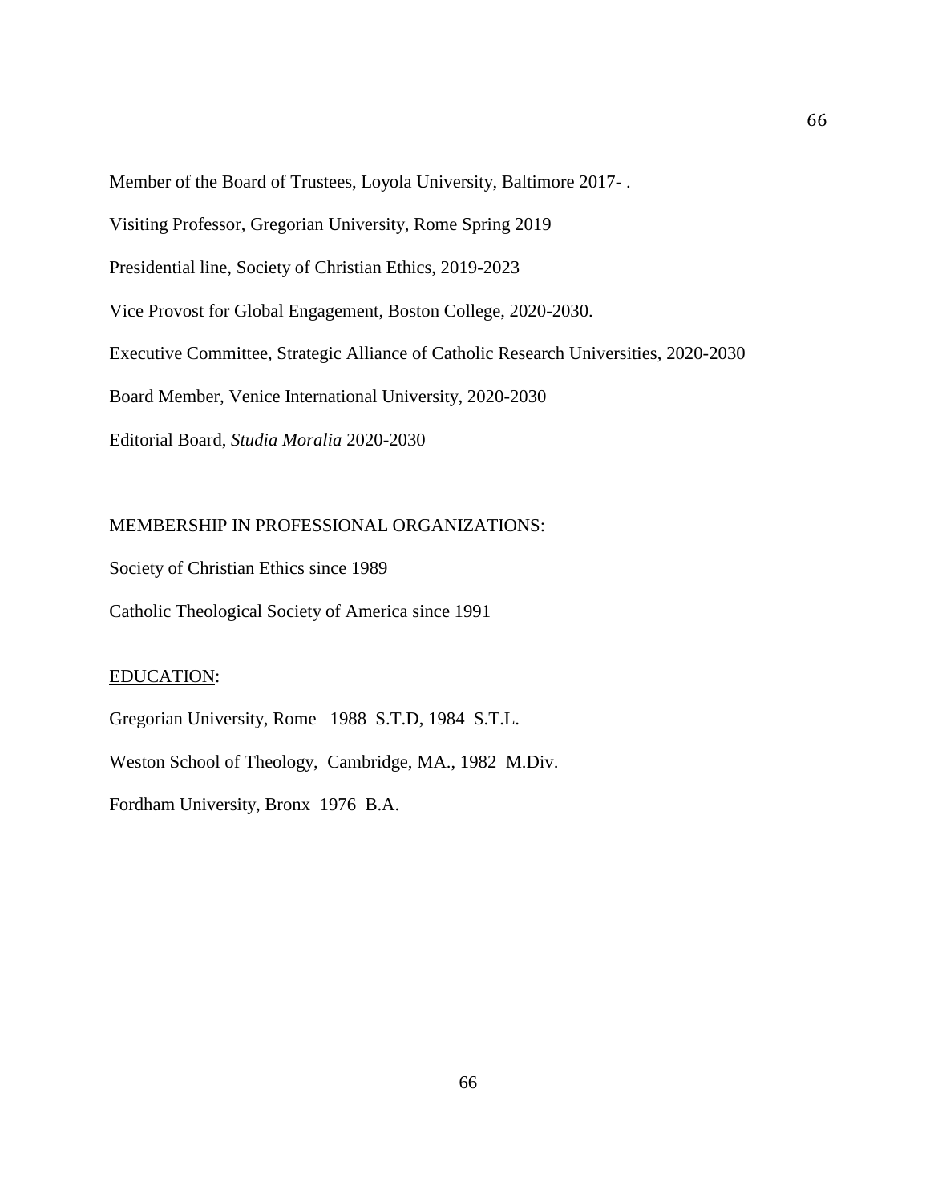Member of the Board of Trustees, Loyola University, Baltimore 2017- .

Visiting Professor, Gregorian University, Rome Spring 2019

Presidential line, Society of Christian Ethics, 2019-2023

Vice Provost for Global Engagement, Boston College, 2020-2030.

Executive Committee, Strategic Alliance of Catholic Research Universities, 2020-2030

Board Member, Venice International University, 2020-2030

Editorial Board, *Studia Moralia* 2020-2030

## MEMBERSHIP IN PROFESSIONAL ORGANIZATIONS:

Society of Christian Ethics since 1989

Catholic Theological Society of America since 1991

## EDUCATION:

Gregorian University, Rome 1988 S.T.D, 1984 S.T.L.

Weston School of Theology, Cambridge, MA., 1982 M.Div.

Fordham University, Bronx 1976 B.A.